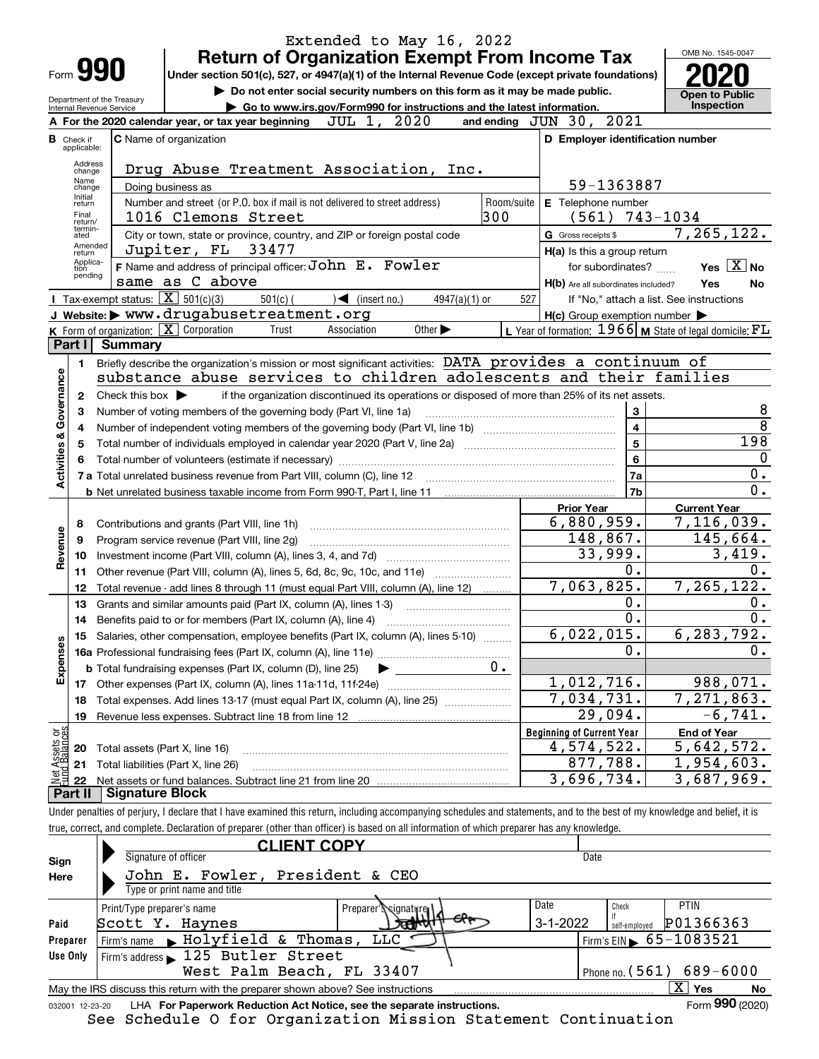Extended to May 16, 2022

# Form 990 — Return of Organization Exempt From Income Tax

**2020**

OMB No. 1545-0047

Under section 501(c), 527, or 4947(a)(1) of the Internal Revenue Code (except private foundations)

▶ Do not enter social security numbers on this form as it may be made public.

▶ Go to www.irs.gov/Form990 for instructions and the latest information.

Department of the Treasury
Internal Revenue Service

**Open to Public Inspection**

**A** For the 2020 calendar year, or tax year beginning JUL 1, 2020 and ending JUN 30, 2021

**B** Check if applicable: Address change, Name change, Initial return, Final return/terminated, Amended return, Application pending

**C** Name of organization: Drug Abuse Treatment Association, Inc.

Doing business as

Number and street (or P.O. box if mail is not delivered to street address): 1016 Clemons Street — Room/suite: 300

City or town, state or province, country, and ZIP or foreign postal code: Jupiter, FL 33477

**D** Employer identification number: 59-1363887

**E** Telephone number: (561) 743-1034

**G** Gross receipts $ 7,265,122.

**F** Name and address of principal officer: John E. Fowler, same as C above

**H(a)** Is this a group return for subordinates? Yes [X] No

**H(b)** Are all subordinates included? Yes No — If "No," attach a list. See instructions

**H(c)** Group exemption number ▶

**I** Tax-exempt status: [X] 501(c)(3) 501(c) ( ) ◀ (insert no.) 4947(a)(1) or 527

**J** Website: ▶ www.drugabusetreatment.org

**K** Form of organization: [X] Corporation Trust Association Other ▶

**L** Year of formation: 1966 **M** State of legal domicile: FL

## Part I Summary

**Activities & Governance**

1. Briefly describe the organization's mission or most significant activities: DATA provides a continuum of substance abuse services to children adolescents and their families
2. Check this box ▶ if the organization discontinued its operations or disposed of more than 25% of its net assets.

| | | | |
|---|---|---|---|
| 3 | Number of voting members of the governing body (Part VI, line 1a) | 3 | 8 |
| 4 | Number of independent voting members of the governing body (Part VI, line 1b) | 4 | 8 |
| 5 | Total number of individuals employed in calendar year 2020 (Part V, line 2a) | 5 | 198 |
| 6 | Total number of volunteers (estimate if necessary) | 6 | 0 |
| 7a | Total unrelated business revenue from Part VIII, column (C), line 12 | 7a | 0. |
| b | Net unrelated business taxable income from Form 990-T, Part I, line 11 | 7b | 0. |

| | | Prior Year | Current Year |
|---|---|---|---|
| **Revenue** | | | |
| 8 | Contributions and grants (Part VIII, line 1h) | 6,880,959. | 7,116,039. |
| 9 | Program service revenue (Part VIII, line 2g) | 148,867. | 145,664. |
| 10 | Investment income (Part VIII, column (A), lines 3, 4, and 7d) | 33,999. | 3,419. |
| 11 | Other revenue (Part VIII, column (A), lines 5, 6d, 8c, 9c, 10c, and 11e) | 0. | 0. |
| 12 | Total revenue - add lines 8 through 11 (must equal Part VIII, column (A), line 12) | 7,063,825. | 7,265,122. |
| **Expenses** | | | |
| 13 | Grants and similar amounts paid (Part IX, column (A), lines 1-3) | 0. | 0. |
| 14 | Benefits paid to or for members (Part IX, column (A), line 4) | 0. | 0. |
| 15 | Salaries, other compensation, employee benefits (Part IX, column (A), lines 5-10) | 6,022,015. | 6,283,792. |
| 16a | Professional fundraising fees (Part IX, column (A), line 11e) | 0. | 0. |
| b | Total fundraising expenses (Part IX, column (D), line 25) ▶ 0. | | |
| 17 | Other expenses (Part IX, column (A), lines 11a-11d, 11f-24e) | 1,012,716. | 988,071. |
| 18 | Total expenses. Add lines 13-17 (must equal Part IX, column (A), line 25) | 7,034,731. | 7,271,863. |
| 19 | Revenue less expenses. Subtract line 18 from line 12 | 29,094. | -6,741. |

| | **Net Assets or Fund Balances** | Beginning of Current Year | End of Year |
|---|---|---|---|
| 20 | Total assets (Part X, line 16) | 4,574,522. | 5,642,572. |
| 21 | Total liabilities (Part X, line 26) | 877,788. | 1,954,603. |
| 22 | Net assets or fund balances. Subtract line 21 from line 20 | 3,696,734. | 3,687,969. |

## Part II Signature Block

Under penalties of perjury, I declare that I have examined this return, including accompanying schedules and statements, and to the best of my knowledge and belief, it is true, correct, and complete. Declaration of preparer (other than officer) is based on all information of which preparer has any knowledge.

**CLIENT COPY**

**Sign Here**

Signature of officer — Date

John E. Fowler, President & CEO
Type or print name and title

**Paid Preparer Use Only**

| Print/Type preparer's name | Preparer's signature | Date | Check if self-employed | PTIN |
|---|---|---|---|---|
| Scott Y. Haynes | | 3-1-2022 | | P01366363 |

Firm's name ▶ Holyfield & Thomas, LLC — Firm's EIN ▶ 65-1083521

Firm's address ▶ 125 Butler Street, West Palm Beach, FL 33407 — Phone no. (561) 689-6000

May the IRS discuss this return with the preparer shown above? See instructions [X] Yes No

032001 12-23-20 LHA For Paperwork Reduction Act Notice, see the separate instructions. Form **990** (2020)

See Schedule O for Organization Mission Statement Continuation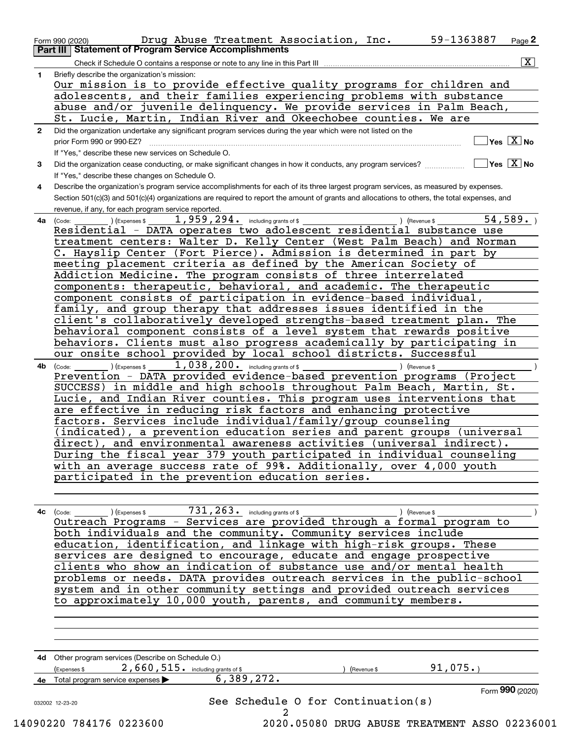Form 990 (2020) Drug Abuse Treatment Association, Inc. 59-1363887 Page 2

**Part III | Statement of Program Service Accomplishments**

Check if Schedule O contains a response or note to any line in this Part III ☒

**1** Briefly describe the organization's mission:

Our mission is to provide effective quality programs for children and adolescents, and their families experiencing problems with substance abuse and/or juvenile delinquency. We provide services in Palm Beach, St. Lucie, Martin, Indian River and Okeechobee counties. We are

**2** Did the organization undertake any significant program services during the year which were not listed on the prior Form 990 or 990-EZ? ☐ Yes ☒ No

If "Yes," describe these new services on Schedule O.

**3** Did the organization cease conducting, or make significant changes in how it conducts, any program services? ☐ Yes ☒ No

If "Yes," describe these changes on Schedule O.

**4** Describe the organization's program service accomplishments for each of its three largest program services, as measured by expenses. Section 501(c)(3) and 501(c)(4) organizations are required to report the amount of grants and allocations to others, the total expenses, and revenue, if any, for each program service reported.

**4a** (Code: ) (Expenses $ 1,959,294. including grants of $ ) (Revenue $ 54,589. )

Residential - DATA operates two adolescent residential substance use treatment centers: Walter D. Kelly Center (West Palm Beach) and Norman C. Hayslip Center (Fort Pierce). Admission is determined in part by meeting placement criteria as defined by the American Society of Addiction Medicine. The program consists of three interrelated components: therapeutic, behavioral, and academic. The therapeutic component consists of participation in evidence-based individual, family, and group therapy that addresses issues identified in the client's collaboratively developed strengths-based treatment plan. The behavioral component consists of a level system that rewards positive behaviors. Clients must also progress academically by participating in our onsite school provided by local school districts. Successful

**4b** (Code: ) (Expenses $ 1,038,200. including grants of $ ) (Revenue $ )

Prevention - DATA provided evidence-based prevention programs (Project SUCCESS) in middle and high schools throughout Palm Beach, Martin, St. Lucie, and Indian River counties. This program uses interventions that are effective in reducing risk factors and enhancing protective factors. Services include individual/family/group counseling (indicated), a prevention education series and parent groups (universal direct), and environmental awareness activities (universal indirect). During the fiscal year 379 youth participated in individual counseling with an average success rate of 99%. Additionally, over 4,000 youth participated in the prevention education series.

**4c** (Code: ) (Expenses $ 731,263. including grants of $ ) (Revenue $ )

Outreach Programs - Services are provided through a formal program to both individuals and the community. Community services include education, identification, and linkage with high-risk groups. These services are designed to encourage, educate and engage prospective clients who show an indication of substance use and/or mental health problems or needs. DATA provides outreach services in the public-school system and in other community settings and provided outreach services to approximately 10,000 youth, parents, and community members.

**4d** Other program services (Describe on Schedule O.)

(Expenses $ 2,660,515. including grants of $ ) (Revenue $ 91,075.)

**4e** Total program service expenses ▶ 6,389,272.

Form **990** (2020)

032002 12-23-20

See Schedule O for Continuation(s)

14090220 784176 0223600 2020.05080 DRUG ABUSE TREATMENT ASSO 02236001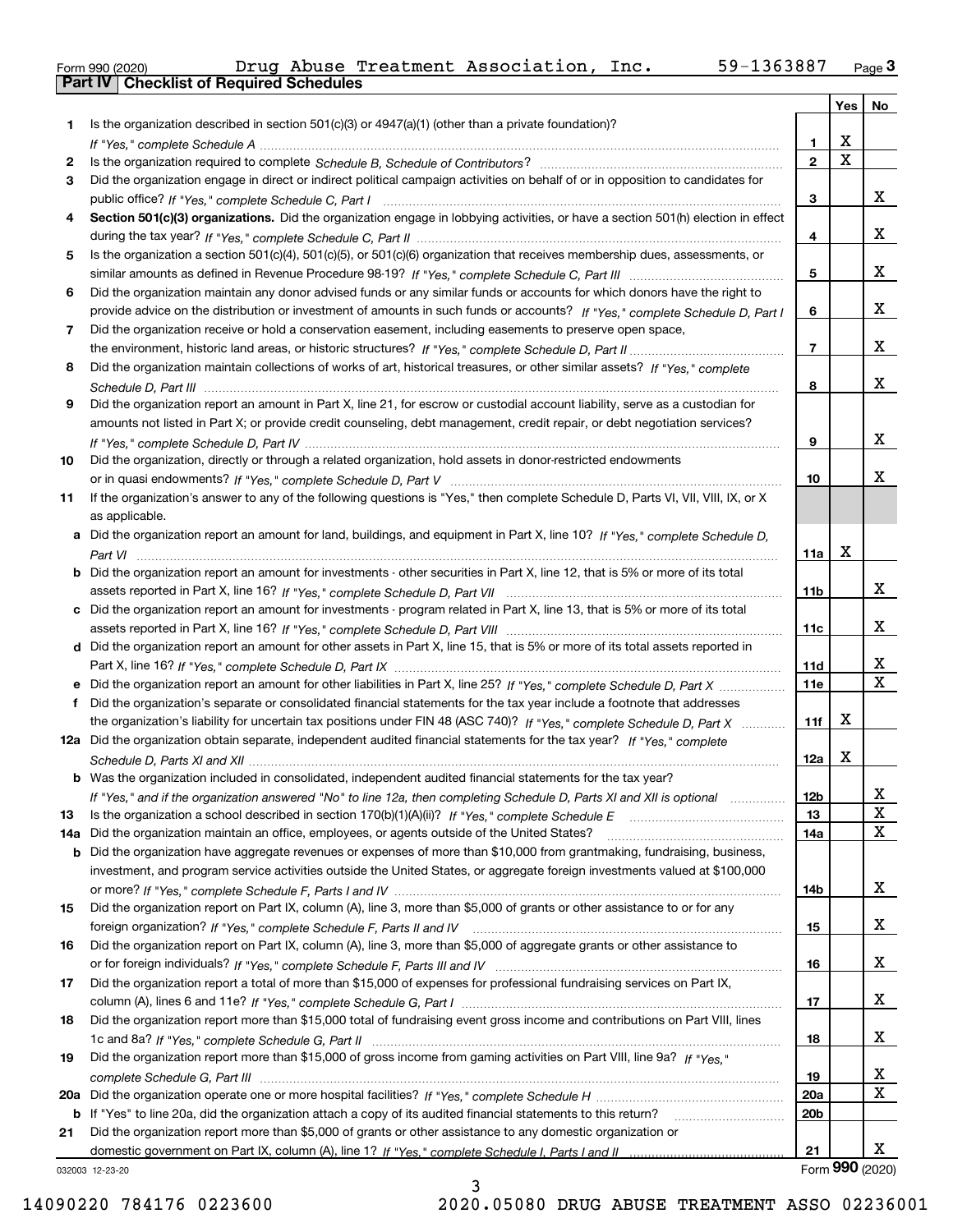Form 990 (2020) Drug Abuse Treatment Association, Inc. 59-1363887

## Part IV | Checklist of Required Schedules

| | | | Yes | No |
|---|---|---|---|---|
| 1 | Is the organization described in section 501(c)(3) or 4947(a)(1) (other than a private foundation)? *If "Yes," complete Schedule A* | 1 | X | |
| 2 | Is the organization required to complete *Schedule B, Schedule of Contributors*? | 2 | X | |
| 3 | Did the organization engage in direct or indirect political campaign activities on behalf of or in opposition to candidates for public office? *If "Yes," complete Schedule C, Part I* | 3 | | X |
| 4 | **Section 501(c)(3) organizations.** Did the organization engage in lobbying activities, or have a section 501(h) election in effect during the tax year? *If "Yes," complete Schedule C, Part II* | 4 | | X |
| 5 | Is the organization a section 501(c)(4), 501(c)(5), or 501(c)(6) organization that receives membership dues, assessments, or similar amounts as defined in Revenue Procedure 98-19? *If "Yes," complete Schedule C, Part III* | 5 | | X |
| 6 | Did the organization maintain any donor advised funds or any similar funds or accounts for which donors have the right to provide advice on the distribution or investment of amounts in such funds or accounts? *If "Yes," complete Schedule D, Part I* | 6 | | X |
| 7 | Did the organization receive or hold a conservation easement, including easements to preserve open space, the environment, historic land areas, or historic structures? *If "Yes," complete Schedule D, Part II* | 7 | | X |
| 8 | Did the organization maintain collections of works of art, historical treasures, or other similar assets? *If "Yes," complete Schedule D, Part III* | 8 | | X |
| 9 | Did the organization report an amount in Part X, line 21, for escrow or custodial account liability, serve as a custodian for amounts not listed in Part X; or provide credit counseling, debt management, credit repair, or debt negotiation services? *If "Yes," complete Schedule D, Part IV* | 9 | | X |
| 10 | Did the organization, directly or through a related organization, hold assets in donor-restricted endowments or in quasi endowments? *If "Yes," complete Schedule D, Part V* | 10 | | X |
| 11 | If the organization's answer to any of the following questions is "Yes," then complete Schedule D, Parts VI, VII, VIII, IX, or X as applicable. | | | |
| a | Did the organization report an amount for land, buildings, and equipment in Part X, line 10? *If "Yes," complete Schedule D, Part VI* | 11a | X | |
| b | Did the organization report an amount for investments - other securities in Part X, line 12, that is 5% or more of its total assets reported in Part X, line 16? *If "Yes," complete Schedule D, Part VII* | 11b | | X |
| c | Did the organization report an amount for investments - program related in Part X, line 13, that is 5% or more of its total assets reported in Part X, line 16? *If "Yes," complete Schedule D, Part VIII* | 11c | | X |
| d | Did the organization report an amount for other assets in Part X, line 15, that is 5% or more of its total assets reported in Part X, line 16? *If "Yes," complete Schedule D, Part IX* | 11d | | X |
| e | Did the organization report an amount for other liabilities in Part X, line 25? *If "Yes," complete Schedule D, Part X* | 11e | | X |
| f | Did the organization's separate or consolidated financial statements for the tax year include a footnote that addresses the organization's liability for uncertain tax positions under FIN 48 (ASC 740)? *If "Yes," complete Schedule D, Part X* | 11f | X | |
| 12a | Did the organization obtain separate, independent audited financial statements for the tax year? *If "Yes," complete Schedule D, Parts XI and XII* | 12a | X | |
| b | Was the organization included in consolidated, independent audited financial statements for the tax year? *If "Yes," and if the organization answered "No" to line 12a, then completing Schedule D, Parts XI and XII is optional* | 12b | | X |
| 13 | Is the organization a school described in section 170(b)(1)(A)(ii)? *If "Yes," complete Schedule E* | 13 | | X |
| 14a | Did the organization maintain an office, employees, or agents outside of the United States? | 14a | | X |
| b | Did the organization have aggregate revenues or expenses of more than $10,000 from grantmaking, fundraising, business, investment, and program service activities outside the United States, or aggregate foreign investments valued at $100,000 or more? *If "Yes," complete Schedule F, Parts I and IV* | 14b | | X |
| 15 | Did the organization report on Part IX, column (A), line 3, more than $5,000 of grants or other assistance to or for any foreign organization? *If "Yes," complete Schedule F, Parts II and IV* | 15 | | X |
| 16 | Did the organization report on Part IX, column (A), line 3, more than $5,000 of aggregate grants or other assistance to or for foreign individuals? *If "Yes," complete Schedule F, Parts III and IV* | 16 | | X |
| 17 | Did the organization report a total of more than $15,000 of expenses for professional fundraising services on Part IX, column (A), lines 6 and 11e? *If "Yes," complete Schedule G, Part I* | 17 | | X |
| 18 | Did the organization report more than $15,000 total of fundraising event gross income and contributions on Part VIII, lines 1c and 8a? *If "Yes," complete Schedule G, Part II* | 18 | | X |
| 19 | Did the organization report more than $15,000 of gross income from gaming activities on Part VIII, line 9a? *If "Yes," complete Schedule G, Part III* | 19 | | X |
| 20a | Did the organization operate one or more hospital facilities? *If "Yes," complete Schedule H* | 20a | | X |
| b | If "Yes" to line 20a, did the organization attach a copy of its audited financial statements to this return? | 20b | | |
| 21 | Did the organization report more than $5,000 of grants or other assistance to any domestic organization or domestic government on Part IX, column (A), line 1? *If "Yes," complete Schedule I, Parts I and II* | 21 | | X |

032003 12-23-20 Form **990** (2020)

14090220 784176 0223600 2020.05080 DRUG ABUSE TREATMENT ASSO 02236001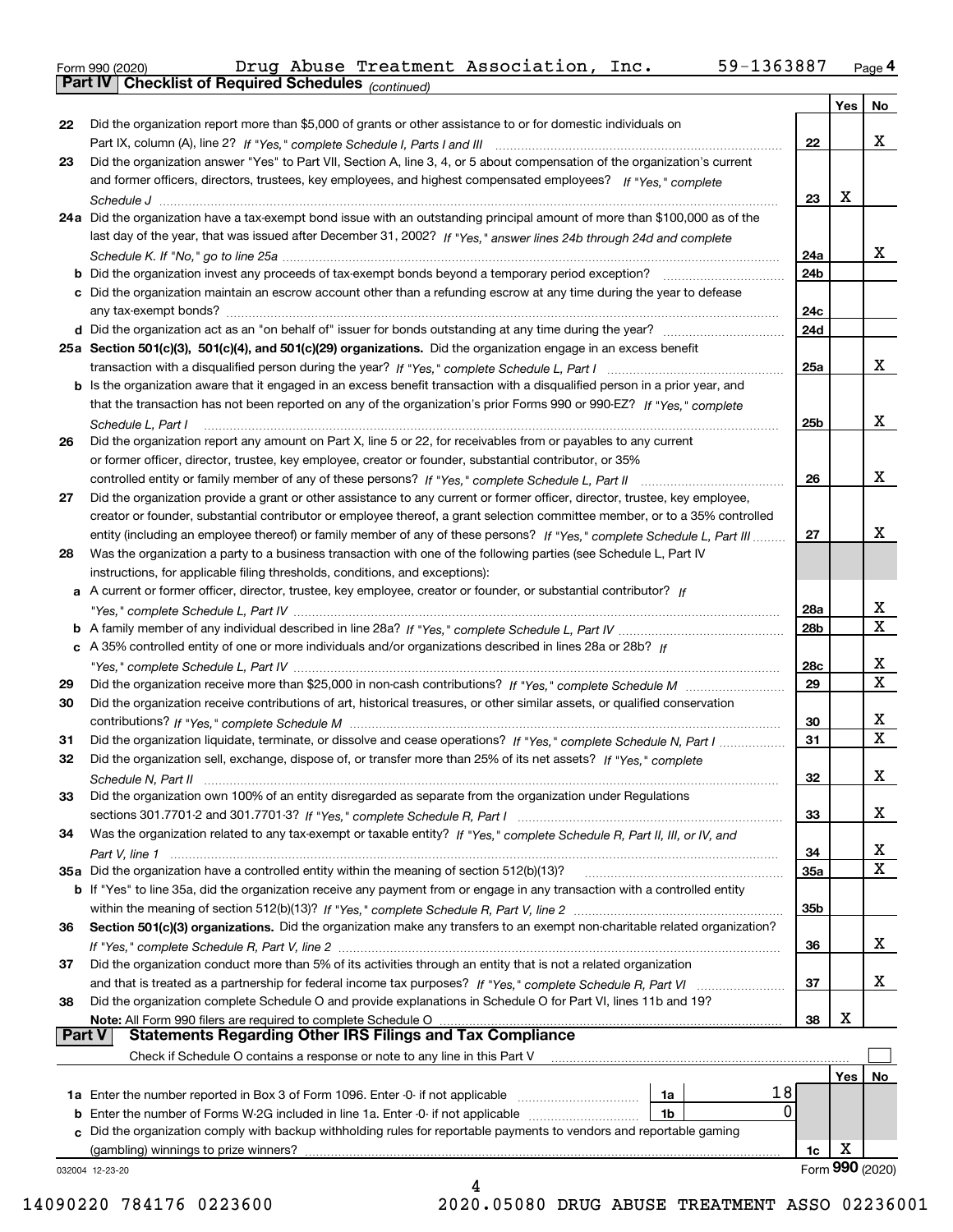Form 990 (2020) Drug Abuse Treatment Association, Inc. 59-1363887 Page 4

## Part IV Checklist of Required Schedules *(continued)*

| | | | Yes | No |
|---|---|---|---|---|
| 22 | Did the organization report more than $5,000 of grants or other assistance to or for domestic individuals on Part IX, column (A), line 2? *If "Yes," complete Schedule I, Parts I and III* | 22 | | X |
| 23 | Did the organization answer "Yes" to Part VII, Section A, line 3, 4, or 5 about compensation of the organization's current and former officers, directors, trustees, key employees, and highest compensated employees? *If "Yes," complete Schedule J* | 23 | X | |
| 24a | Did the organization have a tax-exempt bond issue with an outstanding principal amount of more than $100,000 as of the last day of the year, that was issued after December 31, 2002? *If "Yes," answer lines 24b through 24d and complete Schedule K. If "No," go to line 25a* | 24a | | X |
| b | Did the organization invest any proceeds of tax-exempt bonds beyond a temporary period exception? | 24b | | |
| c | Did the organization maintain an escrow account other than a refunding escrow at any time during the year to defease any tax-exempt bonds? | 24c | | |
| d | Did the organization act as an "on behalf of" issuer for bonds outstanding at any time during the year? | 24d | | |
| 25a | **Section 501(c)(3), 501(c)(4), and 501(c)(29) organizations.** Did the organization engage in an excess benefit transaction with a disqualified person during the year? *If "Yes," complete Schedule L, Part I* | 25a | | X |
| b | Is the organization aware that it engaged in an excess benefit transaction with a disqualified person in a prior year, and that the transaction has not been reported on any of the organization's prior Forms 990 or 990-EZ? *If "Yes," complete Schedule L, Part I* | 25b | | X |
| 26 | Did the organization report any amount on Part X, line 5 or 22, for receivables from or payables to any current or former officer, director, trustee, key employee, creator or founder, substantial contributor, or 35% controlled entity or family member of any of these persons? *If "Yes," complete Schedule L, Part II* | 26 | | X |
| 27 | Did the organization provide a grant or other assistance to any current or former officer, director, trustee, key employee, creator or founder, substantial contributor or employee thereof, a grant selection committee member, or to a 35% controlled entity (including an employee thereof) or family member of any of these persons? *If "Yes," complete Schedule L, Part III* | 27 | | X |
| 28 | Was the organization a party to a business transaction with one of the following parties (see Schedule L, Part IV instructions, for applicable filing thresholds, conditions, and exceptions): | | | |
| a | A current or former officer, director, trustee, key employee, creator or founder, or substantial contributor? *If "Yes," complete Schedule L, Part IV* | 28a | | X |
| b | A family member of any individual described in line 28a? *If "Yes," complete Schedule L, Part IV* | 28b | | X |
| c | A 35% controlled entity of one or more individuals and/or organizations described in lines 28a or 28b? *If "Yes," complete Schedule L, Part IV* | 28c | | X |
| 29 | Did the organization receive more than $25,000 in non-cash contributions? *If "Yes," complete Schedule M* | 29 | | X |
| 30 | Did the organization receive contributions of art, historical treasures, or other similar assets, or qualified conservation contributions? *If "Yes," complete Schedule M* | 30 | | X |
| 31 | Did the organization liquidate, terminate, or dissolve and cease operations? *If "Yes," complete Schedule N, Part I* | 31 | | X |
| 32 | Did the organization sell, exchange, dispose of, or transfer more than 25% of its net assets? *If "Yes," complete Schedule N, Part II* | 32 | | X |
| 33 | Did the organization own 100% of an entity disregarded as separate from the organization under Regulations sections 301.7701-2 and 301.7701-3? *If "Yes," complete Schedule R, Part I* | 33 | | X |
| 34 | Was the organization related to any tax-exempt or taxable entity? *If "Yes," complete Schedule R, Part II, III, or IV, and Part V, line 1* | 34 | | X |
| 35a | Did the organization have a controlled entity within the meaning of section 512(b)(13)? | 35a | | X |
| b | If "Yes" to line 35a, did the organization receive any payment from or engage in any transaction with a controlled entity within the meaning of section 512(b)(13)? *If "Yes," complete Schedule R, Part V, line 2* | 35b | | |
| 36 | **Section 501(c)(3) organizations.** Did the organization make any transfers to an exempt non-charitable related organization? *If "Yes," complete Schedule R, Part V, line 2* | 36 | | X |
| 37 | Did the organization conduct more than 5% of its activities through an entity that is not a related organization and that is treated as a partnership for federal income tax purposes? *If "Yes," complete Schedule R, Part VI* | 37 | | X |
| 38 | Did the organization complete Schedule O and provide explanations in Schedule O for Part VI, lines 11b and 19? **Note:** All Form 990 filers are required to complete Schedule O | 38 | X | |

## Part V Statements Regarding Other IRS Filings and Tax Compliance

Check if Schedule O contains a response or note to any line in this Part V ☐

| | | | | | Yes | No |
|---|---|---|---|---|---|---|
| 1a | Enter the number reported in Box 3 of Form 1096. Enter -0- if not applicable | 1a | 18 | | | |
| b | Enter the number of Forms W-2G included in line 1a. Enter -0- if not applicable | 1b | 0 | | | |
| c | Did the organization comply with backup withholding rules for reportable payments to vendors and reportable gaming (gambling) winnings to prize winners? | | | 1c | X | |

032004 12-23-20 Form **990** (2020)

14090220 784176 0223600 2020.05080 DRUG ABUSE TREATMENT ASSO 02236001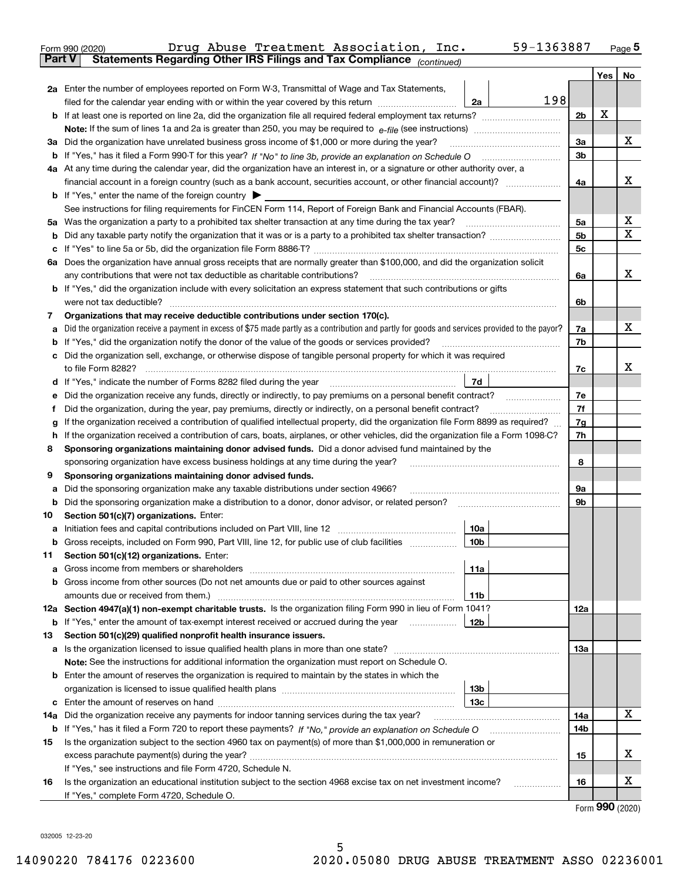Form 990 (2020) Drug Abuse Treatment Association, Inc. 59-1363887 Page 5

**Part V — Statements Regarding Other IRS Filings and Tax Compliance** *(continued)*

| | | | | | Yes | No |
|---|---|---|---|---|---|---|
| **2a** | Enter the number of employees reported on Form W-3, Transmittal of Wage and Tax Statements, filed for the calendar year ending with or within the year covered by this return | 2a | 198 | | | |
| **b** | If at least one is reported on line 2a, did the organization file all required federal employment tax returns? | | | 2b | X | |
| | **Note:** If the sum of lines 1a and 2a is greater than 250, you may be required to *e-file* (see instructions) | | | | | |
| **3a** | Did the organization have unrelated business gross income of $1,000 or more during the year? | | | 3a | | X |
| **b** | If "Yes," has it filed a Form 990-T for this year? *If "No" to line 3b, provide an explanation on Schedule O* | | | 3b | | |
| **4a** | At any time during the calendar year, did the organization have an interest in, or a signature or other authority over, a financial account in a foreign country (such as a bank account, securities account, or other financial account)? | | | 4a | | X |
| **b** | If "Yes," enter the name of the foreign country ▶ | | | | | |
| | See instructions for filing requirements for FinCEN Form 114, Report of Foreign Bank and Financial Accounts (FBAR). | | | | | |
| **5a** | Was the organization a party to a prohibited tax shelter transaction at any time during the tax year? | | | 5a | | X |
| **b** | Did any taxable party notify the organization that it was or is a party to a prohibited tax shelter transaction? | | | 5b | | X |
| **c** | If "Yes" to line 5a or 5b, did the organization file Form 8886-T? | | | 5c | | |
| **6a** | Does the organization have annual gross receipts that are normally greater than $100,000, and did the organization solicit any contributions that were not tax deductible as charitable contributions? | | | 6a | | X |
| **b** | If "Yes," did the organization include with every solicitation an express statement that such contributions or gifts were not tax deductible? | | | 6b | | |
| **7** | **Organizations that may receive deductible contributions under section 170(c).** | | | | | |
| **a** | Did the organization receive a payment in excess of $75 made partly as a contribution and partly for goods and services provided to the payor? | | | 7a | | X |
| **b** | If "Yes," did the organization notify the donor of the value of the goods or services provided? | | | 7b | | |
| **c** | Did the organization sell, exchange, or otherwise dispose of tangible personal property for which it was required to file Form 8282? | | | 7c | | X |
| **d** | If "Yes," indicate the number of Forms 8282 filed during the year | 7d | | | | |
| **e** | Did the organization receive any funds, directly or indirectly, to pay premiums on a personal benefit contract? | | | 7e | | |
| **f** | Did the organization, during the year, pay premiums, directly or indirectly, on a personal benefit contract? | | | 7f | | |
| **g** | If the organization received a contribution of qualified intellectual property, did the organization file Form 8899 as required? | | | 7g | | |
| **h** | If the organization received a contribution of cars, boats, airplanes, or other vehicles, did the organization file a Form 1098-C? | | | 7h | | |
| **8** | **Sponsoring organizations maintaining donor advised funds.** Did a donor advised fund maintained by the sponsoring organization have excess business holdings at any time during the year? | | | 8 | | |
| **9** | **Sponsoring organizations maintaining donor advised funds.** | | | | | |
| **a** | Did the sponsoring organization make any taxable distributions under section 4966? | | | 9a | | |
| **b** | Did the sponsoring organization make a distribution to a donor, donor advisor, or related person? | | | 9b | | |
| **10** | **Section 501(c)(7) organizations.** Enter: | | | | | |
| **a** | Initiation fees and capital contributions included on Part VIII, line 12 | 10a | | | | |
| **b** | Gross receipts, included on Form 990, Part VIII, line 12, for public use of club facilities | 10b | | | | |
| **11** | **Section 501(c)(12) organizations.** Enter: | | | | | |
| **a** | Gross income from members or shareholders | 11a | | | | |
| **b** | Gross income from other sources (Do not net amounts due or paid to other sources against amounts due or received from them.) | 11b | | | | |
| **12a** | **Section 4947(a)(1) non-exempt charitable trusts.** Is the organization filing Form 990 in lieu of Form 1041? | | | 12a | | |
| **b** | If "Yes," enter the amount of tax-exempt interest received or accrued during the year | 12b | | | | |
| **13** | **Section 501(c)(29) qualified nonprofit health insurance issuers.** | | | | | |
| **a** | Is the organization licensed to issue qualified health plans in more than one state? | | | 13a | | |
| | **Note:** See the instructions for additional information the organization must report on Schedule O. | | | | | |
| **b** | Enter the amount of reserves the organization is required to maintain by the states in which the organization is licensed to issue qualified health plans | 13b | | | | |
| **c** | Enter the amount of reserves on hand | 13c | | | | |
| **14a** | Did the organization receive any payments for indoor tanning services during the tax year? | | | 14a | | X |
| **b** | If "Yes," has it filed a Form 720 to report these payments? *If "No," provide an explanation on Schedule O* | | | 14b | | |
| **15** | Is the organization subject to the section 4960 tax on payment(s) of more than $1,000,000 in remuneration or excess parachute payment(s) during the year? | | | 15 | | X |
| | If "Yes," see instructions and file Form 4720, Schedule N. | | | | | |
| **16** | Is the organization an educational institution subject to the section 4968 excise tax on net investment income? | | | 16 | | X |
| | If "Yes," complete Form 4720, Schedule O. | | | | | |

Form **990** (2020)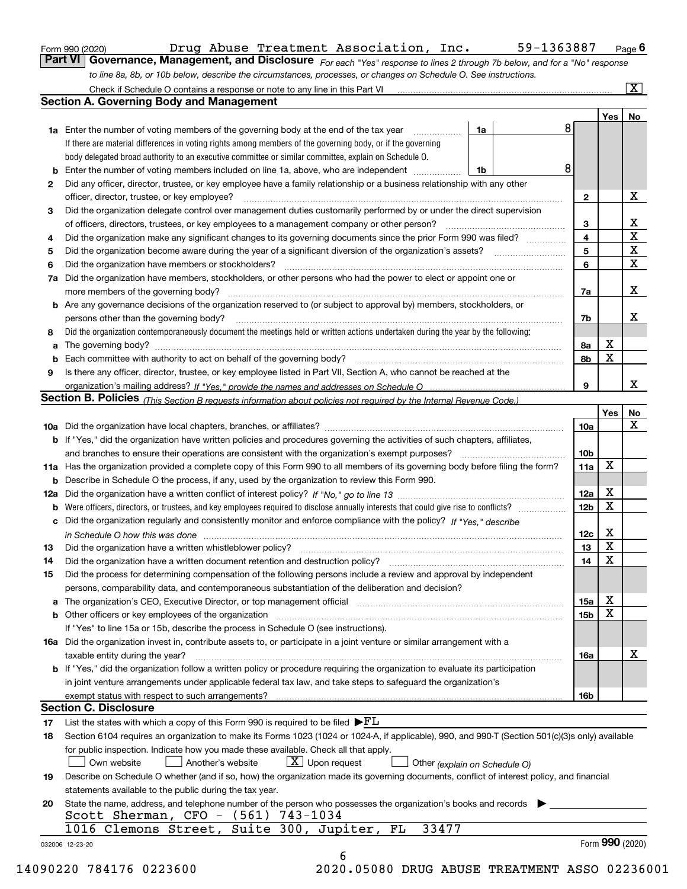Form 990 (2020) Drug Abuse Treatment Association, Inc. 59-1363887 Page 6

**Part VI Governance, Management, and Disclosure** *For each "Yes" response to lines 2 through 7b below, and for a "No" response to line 8a, 8b, or 10b below, describe the circumstances, processes, or changes on Schedule O. See instructions.*

Check if Schedule O contains a response or note to any line in this Part VI [X]

## Section A. Governing Body and Management

| | | | | Yes | No |
|---|---|---|---|---|---|
| 1a | Enter the number of voting members of the governing body at the end of the tax year. If there are material differences in voting rights among members of the governing body, or if the governing body delegated broad authority to an executive committee or similar committee, explain on Schedule O. | 1a | 8 | | |
| b | Enter the number of voting members included on line 1a, above, who are independent | 1b | 8 | | |
| 2 | Did any officer, director, trustee, or key employee have a family relationship or a business relationship with any other officer, director, trustee, or key employee? | 2 | | | X |
| 3 | Did the organization delegate control over management duties customarily performed by or under the direct supervision of officers, directors, trustees, or key employees to a management company or other person? | 3 | | | X |
| 4 | Did the organization make any significant changes to its governing documents since the prior Form 990 was filed? | 4 | | | X |
| 5 | Did the organization become aware during the year of a significant diversion of the organization's assets? | 5 | | | X |
| 6 | Did the organization have members or stockholders? | 6 | | | X |
| 7a | Did the organization have members, stockholders, or other persons who had the power to elect or appoint one or more members of the governing body? | 7a | | | X |
| b | Are any governance decisions of the organization reserved to (or subject to approval by) members, stockholders, or persons other than the governing body? | 7b | | | X |
| 8 | Did the organization contemporaneously document the meetings held or written actions undertaken during the year by the following: | | | | |
| a | The governing body? | 8a | | X | |
| b | Each committee with authority to act on behalf of the governing body? | 8b | | X | |
| 9 | Is there any officer, director, trustee, or key employee listed in Part VII, Section A, who cannot be reached at the organization's mailing address? *If "Yes," provide the names and addresses on Schedule O* | 9 | | | X |

## Section B. Policies *(This Section B requests information about policies not required by the Internal Revenue Code.)*

| | | | Yes | No |
|---|---|---|---|---|
| 10a | Did the organization have local chapters, branches, or affiliates? | 10a | | X |
| b | If "Yes," did the organization have written policies and procedures governing the activities of such chapters, affiliates, and branches to ensure their operations are consistent with the organization's exempt purposes? | 10b | | |
| 11a | Has the organization provided a complete copy of this Form 990 to all members of its governing body before filing the form? | 11a | X | |
| b | Describe in Schedule O the process, if any, used by the organization to review this Form 990. | | | |
| 12a | Did the organization have a written conflict of interest policy? *If "No," go to line 13* | 12a | X | |
| b | Were officers, directors, or trustees, and key employees required to disclose annually interests that could give rise to conflicts? | 12b | X | |
| c | Did the organization regularly and consistently monitor and enforce compliance with the policy? *If "Yes," describe in Schedule O how this was done* | 12c | X | |
| 13 | Did the organization have a written whistleblower policy? | 13 | X | |
| 14 | Did the organization have a written document retention and destruction policy? | 14 | X | |
| 15 | Did the process for determining compensation of the following persons include a review and approval by independent persons, comparability data, and contemporaneous substantiation of the deliberation and decision? | | | |
| a | The organization's CEO, Executive Director, or top management official | 15a | X | |
| b | Other officers or key employees of the organization | 15b | X | |
| | If "Yes" to line 15a or 15b, describe the process in Schedule O (see instructions). | | | |
| 16a | Did the organization invest in, contribute assets to, or participate in a joint venture or similar arrangement with a taxable entity during the year? | 16a | | X |
| b | If "Yes," did the organization follow a written policy or procedure requiring the organization to evaluate its participation in joint venture arrangements under applicable federal tax law, and take steps to safeguard the organization's exempt status with respect to such arrangements? | 16b | | |

## Section C. Disclosure

17 List the states with which a copy of this Form 990 is required to be filed ▶FL

18 Section 6104 requires an organization to make its Forms 1023 (1024 or 1024-A, if applicable), 990, and 990-T (Section 501(c)(3)s only) available for public inspection. Indicate how you made these available. Check all that apply.

[ ] Own website [ ] Another's website [X] Upon request [ ] Other *(explain on Schedule O)*

19 Describe on Schedule O whether (and if so, how) the organization made its governing documents, conflict of interest policy, and financial statements available to the public during the tax year.

20 State the name, address, and telephone number of the person who possesses the organization's books and records ▶

Scott Sherman, CFO - (561) 743-1034
1016 Clemons Street, Suite 300, Jupiter, FL 33477

032006 12-23-20 Form **990** (2020)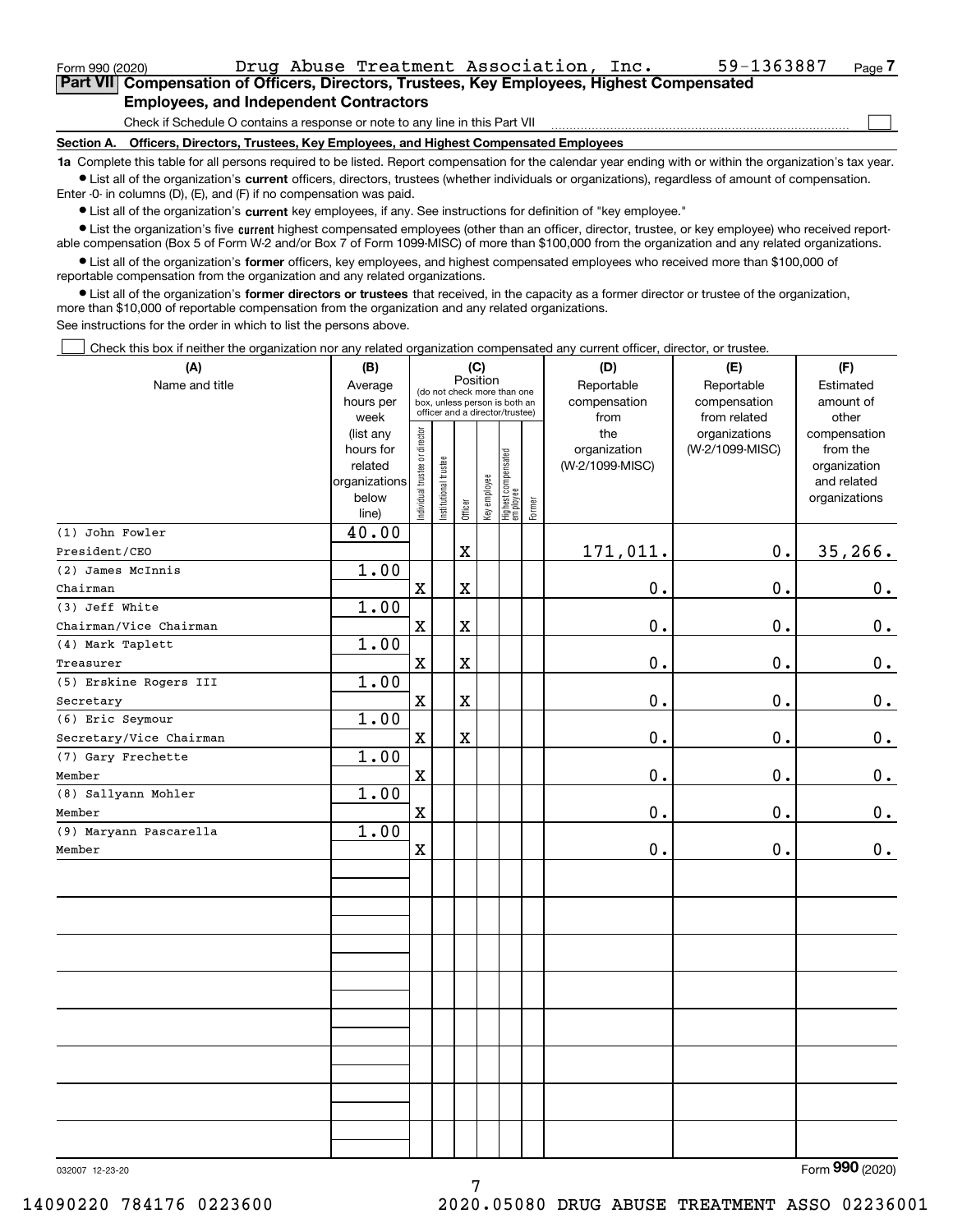Form 990 (2020) Drug Abuse Treatment Association, Inc. 59-1363887 Page 7

**Part VII Compensation of Officers, Directors, Trustees, Key Employees, Highest Compensated Employees, and Independent Contractors**

Check if Schedule O contains a response or note to any line in this Part VII ☐

**Section A. Officers, Directors, Trustees, Key Employees, and Highest Compensated Employees**

**1a** Complete this table for all persons required to be listed. Report compensation for the calendar year ending with or within the organization's tax year.

- List all of the organization's **current** officers, directors, trustees (whether individuals or organizations), regardless of amount of compensation. Enter -0- in columns (D), (E), and (F) if no compensation was paid.
- List all of the organization's **current** key employees, if any. See instructions for definition of "key employee."
- List the organization's five **current** highest compensated employees (other than an officer, director, trustee, or key employee) who received reportable compensation (Box 5 of Form W-2 and/or Box 7 of Form 1099-MISC) of more than $100,000 from the organization and any related organizations.
- List all of the organization's **former** officers, key employees, and highest compensated employees who received more than $100,000 of reportable compensation from the organization and any related organizations.
- List all of the organization's **former directors or trustees** that received, in the capacity as a former director or trustee of the organization, more than $10,000 of reportable compensation from the organization and any related organizations.

See instructions for the order in which to list the persons above.

☐ Check this box if neither the organization nor any related organization compensated any current officer, director, or trustee.

| (A) Name and title | (B) Average hours per week (list any hours for related organizations below line) | (C) Position: Individual trustee or director | Institutional trustee | Officer | Key employee | Highest compensated employee | Former | (D) Reportable compensation from the organization (W-2/1099-MISC) | (E) Reportable compensation from related organizations (W-2/1099-MISC) | (F) Estimated amount of other compensation from the organization and related organizations |
|---|---|---|---|---|---|---|---|---|---|---|
| (1) John Fowler<br>President/CEO | 40.00 | | | X | | | | 171,011. | 0. | 35,266. |
| (2) James McInnis<br>Chairman | 1.00 | X | | X | | | | 0. | 0. | 0. |
| (3) Jeff White<br>Chairman/Vice Chairman | 1.00 | X | | X | | | | 0. | 0. | 0. |
| (4) Mark Taplett<br>Treasurer | 1.00 | X | | X | | | | 0. | 0. | 0. |
| (5) Erskine Rogers III<br>Secretary | 1.00 | X | | X | | | | 0. | 0. | 0. |
| (6) Eric Seymour<br>Secretary/Vice Chairman | 1.00 | X | | X | | | | 0. | 0. | 0. |
| (7) Gary Frechette<br>Member | 1.00 | X | | | | | | 0. | 0. | 0. |
| (8) Sallyann Mohler<br>Member | 1.00 | X | | | | | | 0. | 0. | 0. |
| (9) Maryann Pascarella<br>Member | 1.00 | X | | | | | | 0. | 0. | 0. |

032007 12-23-20 Form **990** (2020)

14090220 784176 0223600 2020.05080 DRUG ABUSE TREATMENT ASSO 02236001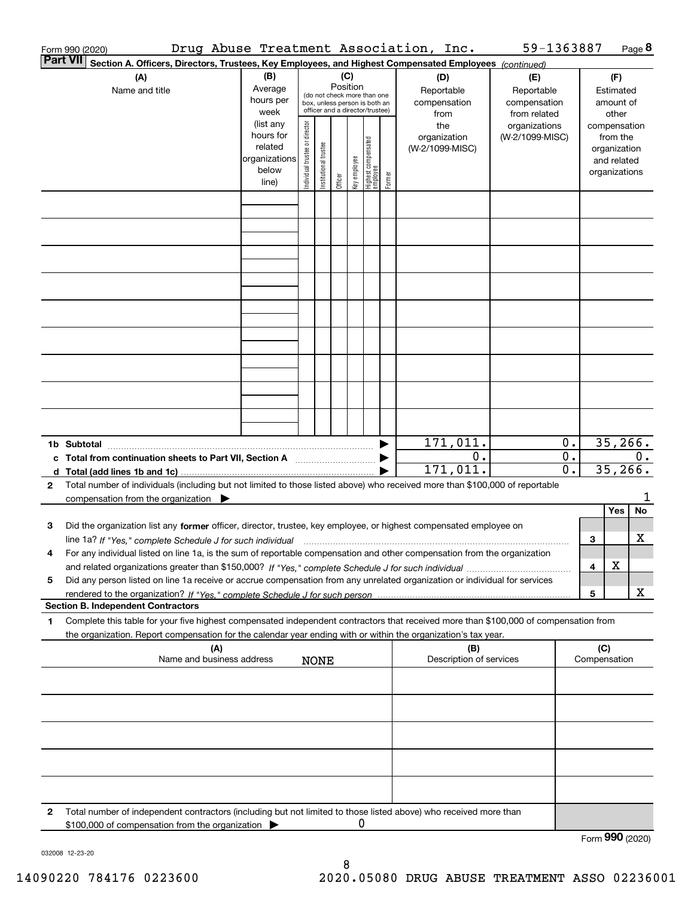Form 990 (2020) Drug Abuse Treatment Association, Inc. 59-1363887 Page 8

**Part VII** **Section A. Officers, Directors, Trustees, Key Employees, and Highest Compensated Employees** *(continued)*

| (A) Name and title | (B) Average hours per week (list any hours for related organizations below line) | (C) Position (do not check more than one box, unless person is both an officer and a director/trustee): Individual trustee or director | Institutional trustee | Officer | Key employee | Highest compensated employee | Former | (D) Reportable compensation from the organization (W-2/1099-MISC) | (E) Reportable compensation from related organizations (W-2/1099-MISC) | (F) Estimated amount of other compensation from the organization and related organizations |
|---|---|---|---|---|---|---|---|---|---|---|
| | | | | | | | | | | |
| | | | | | | | | | | |
| | | | | | | | | | | |
| | | | | | | | | | | |
| | | | | | | | | | | |
| | | | | | | | | | | |
| | | | | | | | | | | |
| | | | | | | | | | | |
| | | | | | | | | | | |

| | (D) | (E) | (F) |
|---|---|---|---|
| **1b Subtotal** | 171,011. | 0. | 35,266. |
| **c Total from continuation sheets to Part VII, Section A** | 0. | 0. | 0. |
| **d Total (add lines 1b and 1c)** | 171,011. | 0. | 35,266. |

**2** Total number of individuals (including but not limited to those listed above) who received more than $100,000 of reportable compensation from the organization ▶ 1

| | | | Yes | No |
|---|---|---|---|---|
| **3** | Did the organization list any **former** officer, director, trustee, key employee, or highest compensated employee on line 1a? *If "Yes," complete Schedule J for such individual* | 3 | | X |
| **4** | For any individual listed on line 1a, is the sum of reportable compensation and other compensation from the organization and related organizations greater than $150,000? *If "Yes," complete Schedule J for such individual* | 4 | X | |
| **5** | Did any person listed on line 1a receive or accrue compensation from any unrelated organization or individual for services rendered to the organization? *If "Yes," complete Schedule J for such person* | 5 | | X |

**Section B. Independent Contractors**

**1** Complete this table for your five highest compensated independent contractors that received more than $100,000 of compensation from the organization. Report compensation for the calendar year ending with or within the organization's tax year.

| (A) Name and business address | (B) Description of services | (C) Compensation |
|---|---|---|
| NONE | | |
| | | |
| | | |
| | | |
| | | |

**2** Total number of independent contractors (including but not limited to those listed above) who received more than $100,000 of compensation from the organization ▶ 0

Form **990** (2020)

032008 12-23-20

14090220 784176 0223600 2020.05080 DRUG ABUSE TREATMENT ASSO 02236001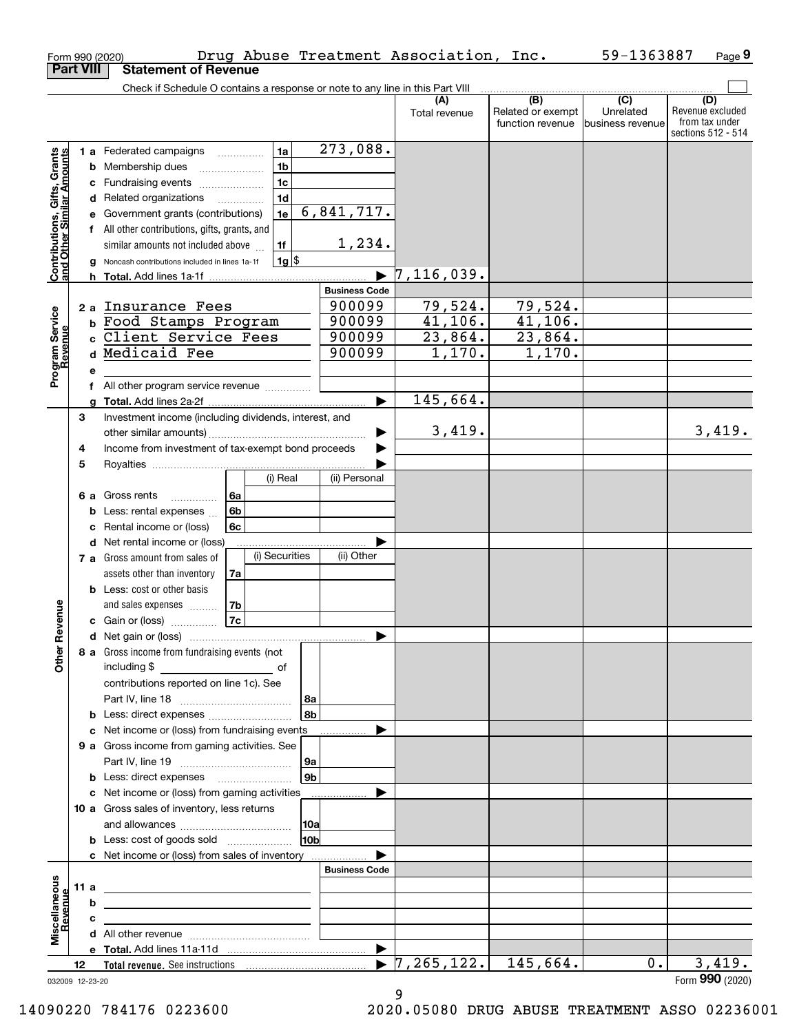Form 990 (2020) Drug Abuse Treatment Association, Inc. 59-1363887 Page 9

## Part VIII Statement of Revenue

Check if Schedule O contains a response or note to any line in this Part VIII

| | | | | (A) Total revenue | (B) Related or exempt function revenue | (C) Unrelated business revenue | (D) Revenue excluded from tax under sections 512 - 514 |
|---|---|---|---|---|---|---|---|
| **Contributions, Gifts, Grants and Other Similar Amounts** | 1 a Federated campaigns | 1a | 273,088. | | | | |
| | b Membership dues | 1b | | | | | |
| | c Fundraising events | 1c | | | | | |
| | d Related organizations | 1d | | | | | |
| | e Government grants (contributions) | 1e | 6,841,717. | | | | |
| | f All other contributions, gifts, grants, and similar amounts not included above | 1f | 1,234. | | | | |
| | g Noncash contributions included in lines 1a-1f | 1g | $ | | | | |
| | h **Total.** Add lines 1a-1f | | ▶ | 7,116,039. | | | |
| **Program Service Revenue** | | | **Business Code** | | | | |
| | 2 a Insurance Fees | | 900099 | 79,524. | 79,524. | | |
| | b Food Stamps Program | | 900099 | 41,106. | 41,106. | | |
| | c Client Service Fees | | 900099 | 23,864. | 23,864. | | |
| | d Medicaid Fee | | 900099 | 1,170. | 1,170. | | |
| | e | | | | | | |
| | f All other program service revenue | | | | | | |
| | g **Total.** Add lines 2a-2f | | ▶ | 145,664. | | | |
| **Other Revenue** | 3 Investment income (including dividends, interest, and other similar amounts) | | ▶ | 3,419. | | | 3,419. |
| | 4 Income from investment of tax-exempt bond proceeds | | ▶ | | | | |
| | 5 Royalties | | ▶ | | | | |
| | | (i) Real | (ii) Personal | | | | |
| | 6 a Gross rents 6a | | | | | | |
| | b Less: rental expenses 6b | | | | | | |
| | c Rental income or (loss) 6c | | | | | | |
| | d Net rental income or (loss) | | ▶ | | | | |
| | | (i) Securities | (ii) Other | | | | |
| | 7 a Gross amount from sales of assets other than inventory 7a | | | | | | |
| | b Less: cost or other basis and sales expenses 7b | | | | | | |
| | c Gain or (loss) 7c | | | | | | |
| | d Net gain or (loss) | | ▶ | | | | |
| | 8 a Gross income from fundraising events (not including $ ____ of contributions reported on line 1c). See Part IV, line 18 | 8a | | | | | |
| | b Less: direct expenses | 8b | | | | | |
| | c Net income or (loss) from fundraising events | | ▶ | | | | |
| | 9 a Gross income from gaming activities. See Part IV, line 19 | 9a | | | | | |
| | b Less: direct expenses | 9b | | | | | |
| | c Net income or (loss) from gaming activities | | ▶ | | | | |
| | 10 a Gross sales of inventory, less returns and allowances | 10a | | | | | |
| | b Less: cost of goods sold | 10b | | | | | |
| | c Net income or (loss) from sales of inventory | | ▶ | | | | |
| **Miscellaneous Revenue** | | | **Business Code** | | | | |
| | 11 a | | | | | | |
| | b | | | | | | |
| | c | | | | | | |
| | d All other revenue | | | | | | |
| | e **Total.** Add lines 11a-11d | | ▶ | | | | |
| | 12 **Total revenue.** See instructions | | ▶ | 7,265,122. | 145,664. | 0. | 3,419. |

032009 12-23-20 Form **990** (2020)

14090220 784176 0223600 2020.05080 DRUG ABUSE TREATMENT ASSO 02236001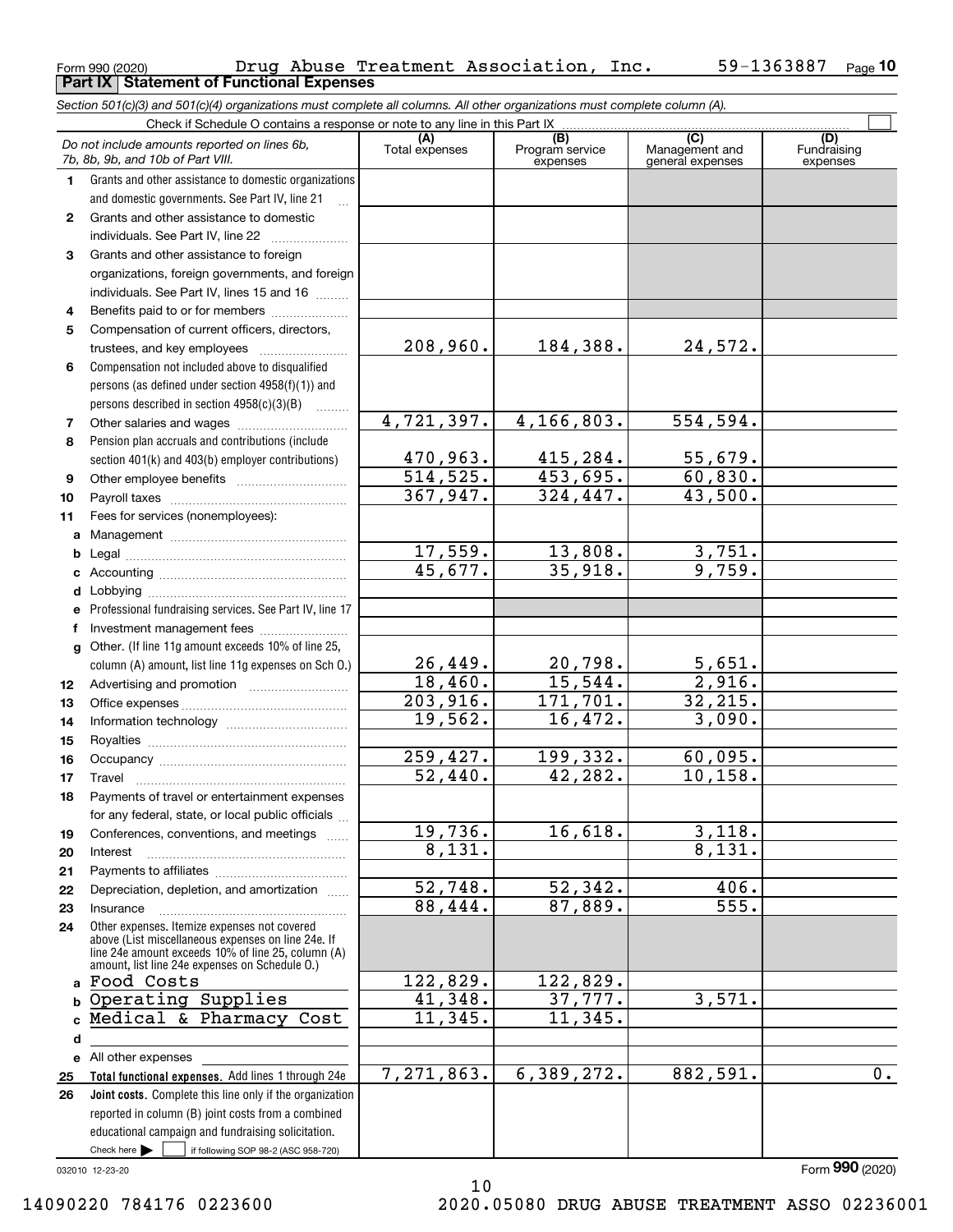Form 990 (2020) Drug Abuse Treatment Association, Inc. 59-1363887 Page 10

## Part IX Statement of Functional Expenses

*Section 501(c)(3) and 501(c)(4) organizations must complete all columns. All other organizations must complete column (A).*

Check if Schedule O contains a response or note to any line in this Part IX

| *Do not include amounts reported on lines 6b, 7b, 8b, 9b, and 10b of Part VIII.* | (A) Total expenses | (B) Program service expenses | (C) Management and general expenses | (D) Fundraising expenses |
|---|---|---|---|---|
| 1 Grants and other assistance to domestic organizations and domestic governments. See Part IV, line 21 | | | | |
| 2 Grants and other assistance to domestic individuals. See Part IV, line 22 | | | | |
| 3 Grants and other assistance to foreign organizations, foreign governments, and foreign individuals. See Part IV, lines 15 and 16 | | | | |
| 4 Benefits paid to or for members | | | | |
| 5 Compensation of current officers, directors, trustees, and key employees | 208,960. | 184,388. | 24,572. | |
| 6 Compensation not included above to disqualified persons (as defined under section 4958(f)(1)) and persons described in section 4958(c)(3)(B) | | | | |
| 7 Other salaries and wages | 4,721,397. | 4,166,803. | 554,594. | |
| 8 Pension plan accruals and contributions (include section 401(k) and 403(b) employer contributions) | 470,963. | 415,284. | 55,679. | |
| 9 Other employee benefits | 514,525. | 453,695. | 60,830. | |
| 10 Payroll taxes | 367,947. | 324,447. | 43,500. | |
| 11 Fees for services (nonemployees): | | | | |
| a Management | | | | |
| b Legal | 17,559. | 13,808. | 3,751. | |
| c Accounting | 45,677. | 35,918. | 9,759. | |
| d Lobbying | | | | |
| e Professional fundraising services. See Part IV, line 17 | | | | |
| f Investment management fees | | | | |
| g Other. (If line 11g amount exceeds 10% of line 25, column (A) amount, list line 11g expenses on Sch O.) | 26,449. | 20,798. | 5,651. | |
| 12 Advertising and promotion | 18,460. | 15,544. | 2,916. | |
| 13 Office expenses | 203,916. | 171,701. | 32,215. | |
| 14 Information technology | 19,562. | 16,472. | 3,090. | |
| 15 Royalties | | | | |
| 16 Occupancy | 259,427. | 199,332. | 60,095. | |
| 17 Travel | 52,440. | 42,282. | 10,158. | |
| 18 Payments of travel or entertainment expenses for any federal, state, or local public officials | | | | |
| 19 Conferences, conventions, and meetings | 19,736. | 16,618. | 3,118. | |
| 20 Interest | 8,131. | | 8,131. | |
| 21 Payments to affiliates | | | | |
| 22 Depreciation, depletion, and amortization | 52,748. | 52,342. | 406. | |
| 23 Insurance | 88,444. | 87,889. | 555. | |
| 24 Other expenses. Itemize expenses not covered above (List miscellaneous expenses on line 24e. If line 24e amount exceeds 10% of line 25, column (A) amount, list line 24e expenses on Schedule O.) | | | | |
| a Food Costs | 122,829. | 122,829. | | |
| b Operating Supplies | 41,348. | 37,777. | 3,571. | |
| c Medical & Pharmacy Cost | 11,345. | 11,345. | | |
| d | | | | |
| e All other expenses | | | | |
| 25 **Total functional expenses.** Add lines 1 through 24e | 7,271,863. | 6,389,272. | 882,591. | 0. |
| 26 **Joint costs.** Complete this line only if the organization reported in column (B) joint costs from a combined educational campaign and fundraising solicitation. Check here ☐ if following SOP 98-2 (ASC 958-720) | | | | |

032010 12-23-20

Form **990** (2020)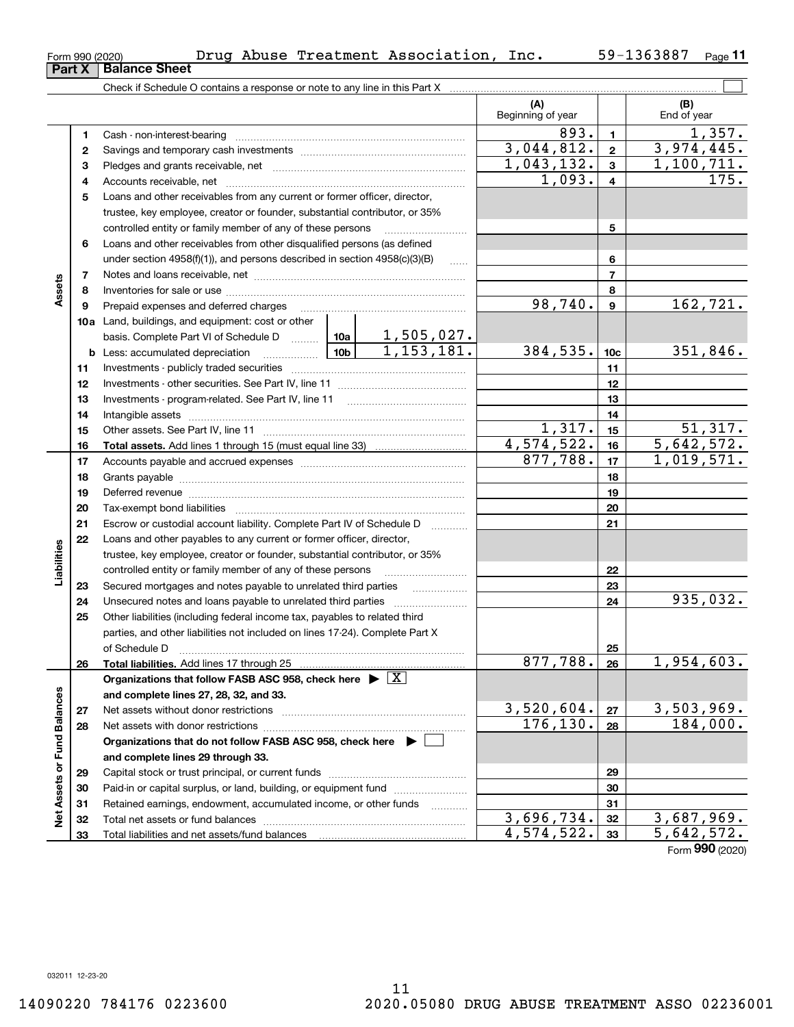Form 990 (2020) Drug Abuse Treatment Association, Inc. 59-1363887 Page 11

**Part X | Balance Sheet**

Check if Schedule O contains a response or note to any line in this Part X ☐

| | | | | (A) Beginning of year | | (B) End of year |
|---|---|---|---|---|---|---|
| **Assets** | 1 | Cash - non-interest-bearing | | 893. | 1 | 1,357. |
| | 2 | Savings and temporary cash investments | | 3,044,812. | 2 | 3,974,445. |
| | 3 | Pledges and grants receivable, net | | 1,043,132. | 3 | 1,100,711. |
| | 4 | Accounts receivable, net | | 1,093. | 4 | 175. |
| | 5 | Loans and other receivables from any current or former officer, director, trustee, key employee, creator or founder, substantial contributor, or 35% controlled entity or family member of any of these persons | | | 5 | |
| | 6 | Loans and other receivables from other disqualified persons (as defined under section 4958(f)(1)), and persons described in section 4958(c)(3)(B) | | | 6 | |
| | 7 | Notes and loans receivable, net | | | 7 | |
| | 8 | Inventories for sale or use | | | 8 | |
| | 9 | Prepaid expenses and deferred charges | | 98,740. | 9 | 162,721. |
| | 10a | Land, buildings, and equipment: cost or other basis. Complete Part VI of Schedule D | 10a 1,505,027. | | | |
| | b | Less: accumulated depreciation | 10b 1,153,181. | 384,535. | 10c | 351,846. |
| | 11 | Investments - publicly traded securities | | | 11 | |
| | 12 | Investments - other securities. See Part IV, line 11 | | | 12 | |
| | 13 | Investments - program-related. See Part IV, line 11 | | | 13 | |
| | 14 | Intangible assets | | | 14 | |
| | 15 | Other assets. See Part IV, line 11 | | 1,317. | 15 | 51,317. |
| | 16 | **Total assets.** Add lines 1 through 15 (must equal line 33) | | 4,574,522. | 16 | 5,642,572. |
| **Liabilities** | 17 | Accounts payable and accrued expenses | | 877,788. | 17 | 1,019,571. |
| | 18 | Grants payable | | | 18 | |
| | 19 | Deferred revenue | | | 19 | |
| | 20 | Tax-exempt bond liabilities | | | 20 | |
| | 21 | Escrow or custodial account liability. Complete Part IV of Schedule D | | | 21 | |
| | 22 | Loans and other payables to any current or former officer, director, trustee, key employee, creator or founder, substantial contributor, or 35% controlled entity or family member of any of these persons | | | 22 | |
| | 23 | Secured mortgages and notes payable to unrelated third parties | | | 23 | |
| | 24 | Unsecured notes and loans payable to unrelated third parties | | | 24 | 935,032. |
| | 25 | Other liabilities (including federal income tax, payables to related third parties, and other liabilities not included on lines 17-24). Complete Part X of Schedule D | | | 25 | |
| | 26 | **Total liabilities.** Add lines 17 through 25 | | 877,788. | 26 | 1,954,603. |
| **Net Assets or Fund Balances** | | **Organizations that follow FASB ASC 958, check here ▶ ☒ and complete lines 27, 28, 32, and 33.** | | | | |
| | 27 | Net assets without donor restrictions | | 3,520,604. | 27 | 3,503,969. |
| | 28 | Net assets with donor restrictions | | 176,130. | 28 | 184,000. |
| | | **Organizations that do not follow FASB ASC 958, check here ▶ ☐ and complete lines 29 through 33.** | | | | |
| | 29 | Capital stock or trust principal, or current funds | | | 29 | |
| | 30 | Paid-in or capital surplus, or land, building, or equipment fund | | | 30 | |
| | 31 | Retained earnings, endowment, accumulated income, or other funds | | | 31 | |
| | 32 | Total net assets or fund balances | | 3,696,734. | 32 | 3,687,969. |
| | 33 | Total liabilities and net assets/fund balances | | 4,574,522. | 33 | 5,642,572. |

Form **990** (2020)

032011 12-23-20

14090220 784176 0223600 2020.05080 DRUG ABUSE TREATMENT ASSO 02236001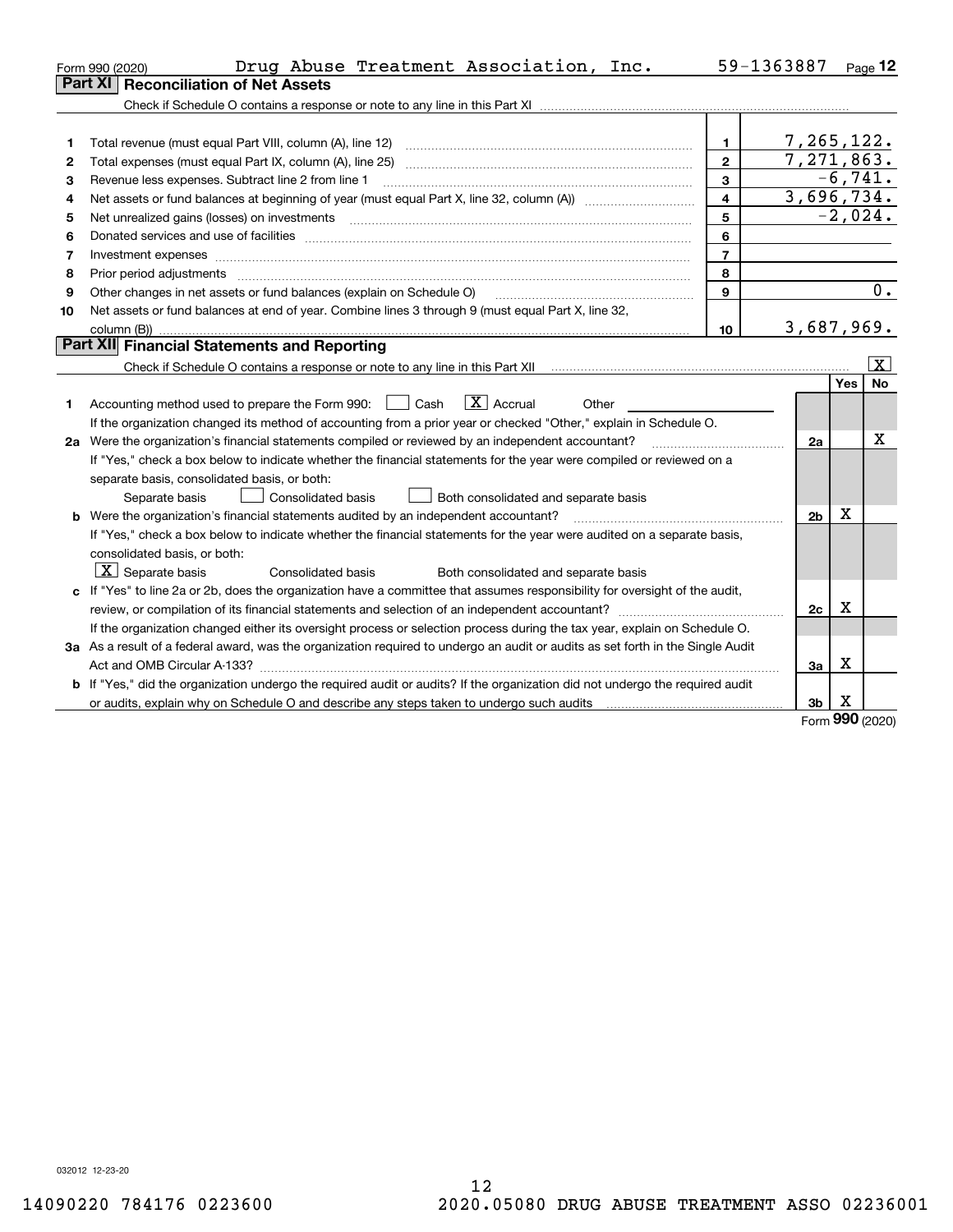Form 990 (2020) Drug Abuse Treatment Association, Inc. 59-1363887 Page 12

## Part XI Reconciliation of Net Assets

Check if Schedule O contains a response or note to any line in this Part XI

| | | | |
|---|---|---|---|
| 1 | Total revenue (must equal Part VIII, column (A), line 12) | 1 | 7,265,122. |
| 2 | Total expenses (must equal Part IX, column (A), line 25) | 2 | 7,271,863. |
| 3 | Revenue less expenses. Subtract line 2 from line 1 | 3 | -6,741. |
| 4 | Net assets or fund balances at beginning of year (must equal Part X, line 32, column (A)) | 4 | 3,696,734. |
| 5 | Net unrealized gains (losses) on investments | 5 | -2,024. |
| 6 | Donated services and use of facilities | 6 | |
| 7 | Investment expenses | 7 | |
| 8 | Prior period adjustments | 8 | |
| 9 | Other changes in net assets or fund balances (explain on Schedule O) | 9 | 0. |
| 10 | Net assets or fund balances at end of year. Combine lines 3 through 9 (must equal Part X, line 32, column (B)) | 10 | 3,687,969. |

## Part XII Financial Statements and Reporting

Check if Schedule O contains a response or note to any line in this Part XII [X]

| | | | Yes | No |
|---|---|---|---|---|
| 1 | Accounting method used to prepare the Form 990: [ ] Cash [X] Accrual [ ] Other<br>If the organization changed its method of accounting from a prior year or checked "Other," explain in Schedule O. | | | |
| 2a | Were the organization's financial statements compiled or reviewed by an independent accountant? | 2a | | X |
| | If "Yes," check a box below to indicate whether the financial statements for the year were compiled or reviewed on a separate basis, consolidated basis, or both:<br>[ ] Separate basis [ ] Consolidated basis [ ] Both consolidated and separate basis | | | |
| b | Were the organization's financial statements audited by an independent accountant? | 2b | X | |
| | If "Yes," check a box below to indicate whether the financial statements for the year were audited on a separate basis, consolidated basis, or both:<br>[X] Separate basis [ ] Consolidated basis [ ] Both consolidated and separate basis | | | |
| c | If "Yes" to line 2a or 2b, does the organization have a committee that assumes responsibility for oversight of the audit, review, or compilation of its financial statements and selection of an independent accountant? | 2c | X | |
| | If the organization changed either its oversight process or selection process during the tax year, explain on Schedule O. | | | |
| 3a | As a result of a federal award, was the organization required to undergo an audit or audits as set forth in the Single Audit Act and OMB Circular A-133? | 3a | X | |
| b | If "Yes," did the organization undergo the required audit or audits? If the organization did not undergo the required audit or audits, explain why on Schedule O and describe any steps taken to undergo such audits | 3b | X | |

Form 990 (2020)

032012 12-23-20

14090220 784176 0223600 2020.05080 DRUG ABUSE TREATMENT ASSO 02236001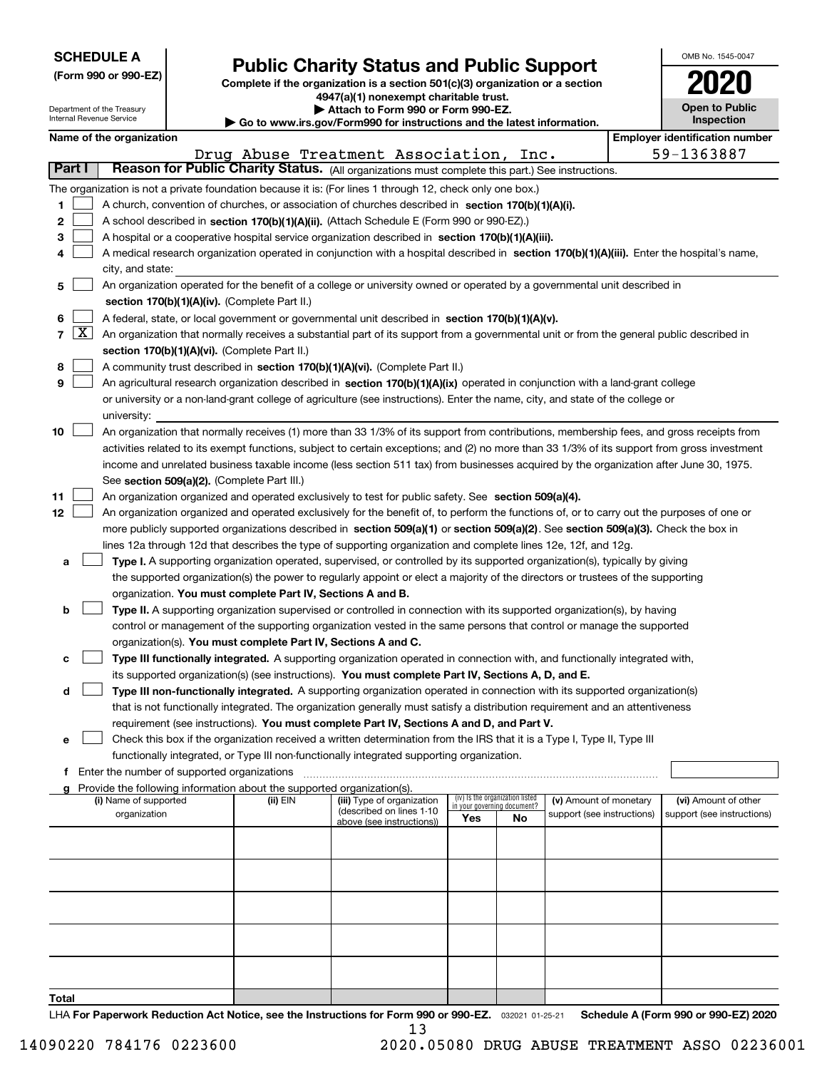**SCHEDULE A**
**(Form 990 or 990-EZ)**

Department of the Treasury
Internal Revenue Service

# Public Charity Status and Public Support

**Complete if the organization is a section 501(c)(3) organization or a section 4947(a)(1) nonexempt charitable trust.**
**▶ Attach to Form 990 or Form 990-EZ.**
**▶ Go to www.irs.gov/Form990 for instructions and the latest information.**

OMB No. 1545-0047

**2020**

**Open to Public Inspection**

**Name of the organization**
Drug Abuse Treatment Association, Inc.

**Employer identification number**
59-1363887

**Part I** **Reason for Public Charity Status.** (All organizations must complete this part.) See instructions.

The organization is not a private foundation because it is: (For lines 1 through 12, check only one box.)

1 [ ] A church, convention of churches, or association of churches described in **section 170(b)(1)(A)(i).**

2 [ ] A school described in **section 170(b)(1)(A)(ii).** (Attach Schedule E (Form 990 or 990-EZ).)

3 [ ] A hospital or a cooperative hospital service organization described in **section 170(b)(1)(A)(iii).**

4 [ ] A medical research organization operated in conjunction with a hospital described in **section 170(b)(1)(A)(iii).** Enter the hospital's name, city, and state:

5 [ ] An organization operated for the benefit of a college or university owned or operated by a governmental unit described in **section 170(b)(1)(A)(iv).** (Complete Part II.)

6 [ ] A federal, state, or local government or governmental unit described in **section 170(b)(1)(A)(v).**

7 [X] An organization that normally receives a substantial part of its support from a governmental unit or from the general public described in **section 170(b)(1)(A)(vi).** (Complete Part II.)

8 [ ] A community trust described in **section 170(b)(1)(A)(vi).** (Complete Part II.)

9 [ ] An agricultural research organization described in **section 170(b)(1)(A)(ix)** operated in conjunction with a land-grant college or university or a non-land-grant college of agriculture (see instructions). Enter the name, city, and state of the college or university:

10 [ ] An organization that normally receives (1) more than 33 1/3% of its support from contributions, membership fees, and gross receipts from activities related to its exempt functions, subject to certain exceptions; and (2) no more than 33 1/3% of its support from gross investment income and unrelated business taxable income (less section 511 tax) from businesses acquired by the organization after June 30, 1975. See **section 509(a)(2).** (Complete Part III.)

11 [ ] An organization organized and operated exclusively to test for public safety. See **section 509(a)(4).**

12 [ ] An organization organized and operated exclusively for the benefit of, to perform the functions of, or to carry out the purposes of one or more publicly supported organizations described in **section 509(a)(1)** or **section 509(a)(2)**. See **section 509(a)(3).** Check the box in lines 12a through 12d that describes the type of supporting organization and complete lines 12e, 12f, and 12g.

a [ ] **Type I.** A supporting organization operated, supervised, or controlled by its supported organization(s), typically by giving the supported organization(s) the power to regularly appoint or elect a majority of the directors or trustees of the supporting organization. **You must complete Part IV, Sections A and B.**

b [ ] **Type II.** A supporting organization supervised or controlled in connection with its supported organization(s), by having control or management of the supporting organization vested in the same persons that control or manage the supported organization(s). **You must complete Part IV, Sections A and C.**

c [ ] **Type III functionally integrated.** A supporting organization operated in connection with, and functionally integrated with, its supported organization(s) (see instructions). **You must complete Part IV, Sections A, D, and E.**

d [ ] **Type III non-functionally integrated.** A supporting organization operated in connection with its supported organization(s) that is not functionally integrated. The organization generally must satisfy a distribution requirement and an attentiveness requirement (see instructions). **You must complete Part IV, Sections A and D, and Part V.**

e [ ] Check this box if the organization received a written determination from the IRS that it is a Type I, Type II, Type III functionally integrated, or Type III non-functionally integrated supporting organization.

f Enter the number of supported organizations

g Provide the following information about the supported organization(s).

| (i) Name of supported organization | (ii) EIN | (iii) Type of organization (described on lines 1-10 above (see instructions)) | (iv) Is the organization listed in your governing document? Yes | No | (v) Amount of monetary support (see instructions) | (vi) Amount of other support (see instructions) |
|---|---|---|---|---|---|---|
| | | | | | | |
| | | | | | | |
| | | | | | | |
| | | | | | | |
| | | | | | | |
| **Total** | | | | | | |

LHA **For Paperwork Reduction Act Notice, see the Instructions for Form 990 or 990-EZ.** 032021 01-25-21 **Schedule A (Form 990 or 990-EZ) 2020**

14090220 784176 0223600 2020.05080 DRUG ABUSE TREATMENT ASSO 02236001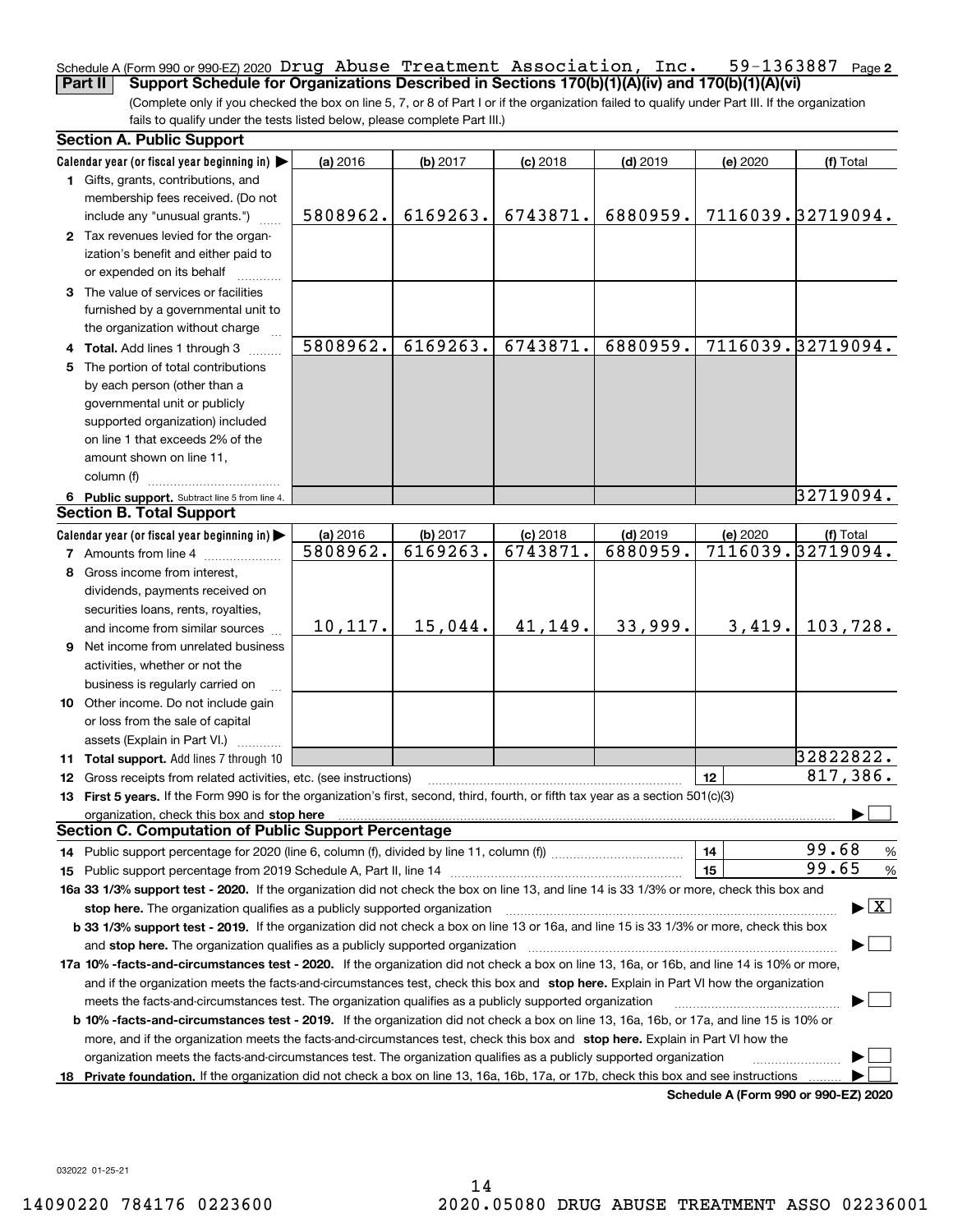Schedule A (Form 990 or 990-EZ) 2020 Drug Abuse Treatment Association, Inc. 59-1363887 Page 2

**Part II Support Schedule for Organizations Described in Sections 170(b)(1)(A)(iv) and 170(b)(1)(A)(vi)**

(Complete only if you checked the box on line 5, 7, or 8 of Part I or if the organization failed to qualify under Part III. If the organization fails to qualify under the tests listed below, please complete Part III.)

## Section A. Public Support

| Calendar year (or fiscal year beginning in) ▶ | (a) 2016 | (b) 2017 | (c) 2018 | (d) 2019 | (e) 2020 | (f) Total |
|---|---|---|---|---|---|---|
| 1 Gifts, grants, contributions, and membership fees received. (Do not include any "unusual grants.") | 5808962. | 6169263. | 6743871. | 6880959. | 7116039. | 32719094. |
| 2 Tax revenues levied for the organization's benefit and either paid to or expended on its behalf | | | | | | |
| 3 The value of services or facilities furnished by a governmental unit to the organization without charge | | | | | | |
| 4 Total. Add lines 1 through 3 | 5808962. | 6169263. | 6743871. | 6880959. | 7116039. | 32719094. |
| 5 The portion of total contributions by each person (other than a governmental unit or publicly supported organization) included on line 1 that exceeds 2% of the amount shown on line 11, column (f) | | | | | | |
| 6 Public support. Subtract line 5 from line 4. | | | | | | 32719094. |

## Section B. Total Support

| Calendar year (or fiscal year beginning in) ▶ | (a) 2016 | (b) 2017 | (c) 2018 | (d) 2019 | (e) 2020 | (f) Total |
|---|---|---|---|---|---|---|
| 7 Amounts from line 4 | 5808962. | 6169263. | 6743871. | 6880959. | 7116039. | 32719094. |
| 8 Gross income from interest, dividends, payments received on securities loans, rents, royalties, and income from similar sources | 10,117. | 15,044. | 41,149. | 33,999. | 3,419. | 103,728. |
| 9 Net income from unrelated business activities, whether or not the business is regularly carried on | | | | | | |
| 10 Other income. Do not include gain or loss from the sale of capital assets (Explain in Part VI.) | | | | | | |
| 11 Total support. Add lines 7 through 10 | | | | | | 32822822. |

12 Gross receipts from related activities, etc. (see instructions) | 12 | 817,386.

13 **First 5 years.** If the Form 990 is for the organization's first, second, third, fourth, or fifth tax year as a section 501(c)(3) organization, check this box and **stop here** ▶ ☐

## Section C. Computation of Public Support Percentage

14 Public support percentage for 2020 (line 6, column (f), divided by line 11, column (f)) | 14 | 99.68 %

15 Public support percentage from 2019 Schedule A, Part II, line 14 | 15 | 99.65 %

**16a 33 1/3% support test - 2020.** If the organization did not check the box on line 13, and line 14 is 33 1/3% or more, check this box and **stop here.** The organization qualifies as a publicly supported organization ▶ ☒

**b 33 1/3% support test - 2019.** If the organization did not check a box on line 13 or 16a, and line 15 is 33 1/3% or more, check this box and **stop here.** The organization qualifies as a publicly supported organization ▶ ☐

**17a 10% -facts-and-circumstances test - 2020.** If the organization did not check a box on line 13, 16a, or 16b, and line 14 is 10% or more, and if the organization meets the facts-and-circumstances test, check this box and **stop here.** Explain in Part VI how the organization meets the facts-and-circumstances test. The organization qualifies as a publicly supported organization ▶ ☐

**b 10% -facts-and-circumstances test - 2019.** If the organization did not check a box on line 13, 16a, 16b, or 17a, and line 15 is 10% or more, and if the organization meets the facts-and-circumstances test, check this box and **stop here.** Explain in Part VI how the organization meets the facts-and-circumstances test. The organization qualifies as a publicly supported organization ▶ ☐

**18 Private foundation.** If the organization did not check a box on line 13, 16a, 16b, 17a, or 17b, check this box and see instructions ▶ ☐

**Schedule A (Form 990 or 990-EZ) 2020**

032022 01-25-21

14090220 784176 0223600 2020.05080 DRUG ABUSE TREATMENT ASSO 02236001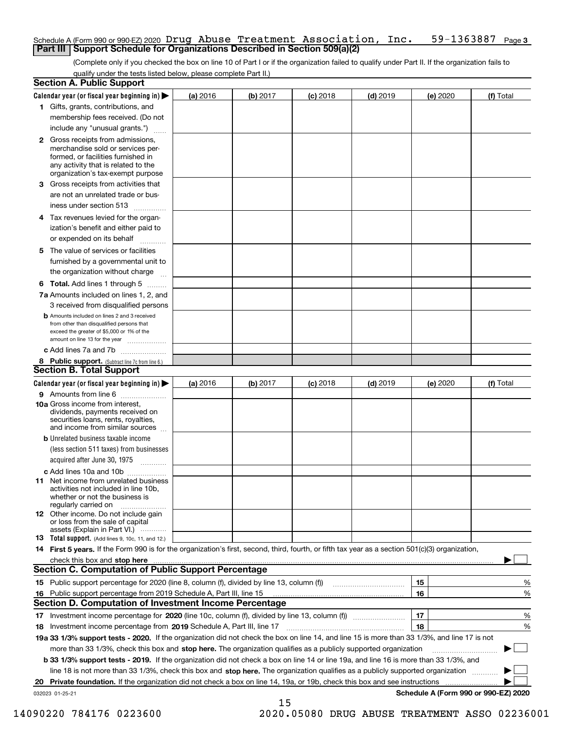Schedule A (Form 990 or 990-EZ) 2020 Drug Abuse Treatment Association, Inc. 59-1363887 Page 3

## Part III Support Schedule for Organizations Described in Section 509(a)(2)

(Complete only if you checked the box on line 10 of Part I or if the organization failed to qualify under Part II. If the organization fails to qualify under the tests listed below, please complete Part II.)

### Section A. Public Support

| Calendar year (or fiscal year beginning in) | (a) 2016 | (b) 2017 | (c) 2018 | (d) 2019 | (e) 2020 | (f) Total |
|---|---|---|---|---|---|---|
| 1 Gifts, grants, contributions, and membership fees received. (Do not include any "unusual grants.") | | | | | | |
| 2 Gross receipts from admissions, merchandise sold or services performed, or facilities furnished in any activity that is related to the organization's tax-exempt purpose | | | | | | |
| 3 Gross receipts from activities that are not an unrelated trade or business under section 513 | | | | | | |
| 4 Tax revenues levied for the organization's benefit and either paid to or expended on its behalf | | | | | | |
| 5 The value of services or facilities furnished by a governmental unit to the organization without charge | | | | | | |
| 6 **Total.** Add lines 1 through 5 | | | | | | |
| 7a Amounts included on lines 1, 2, and 3 received from disqualified persons | | | | | | |
| b Amounts included on lines 2 and 3 received from other than disqualified persons that exceed the greater of $5,000 or 1% of the amount on line 13 for the year | | | | | | |
| c Add lines 7a and 7b | | | | | | |
| 8 **Public support.** (Subtract line 7c from line 6.) | | | | | | |

### Section B. Total Support

| Calendar year (or fiscal year beginning in) | (a) 2016 | (b) 2017 | (c) 2018 | (d) 2019 | (e) 2020 | (f) Total |
|---|---|---|---|---|---|---|
| 9 Amounts from line 6 | | | | | | |
| 10a Gross income from interest, dividends, payments received on securities loans, rents, royalties, and income from similar sources | | | | | | |
| b Unrelated business taxable income (less section 511 taxes) from businesses acquired after June 30, 1975 | | | | | | |
| c Add lines 10a and 10b | | | | | | |
| 11 Net income from unrelated business activities not included in line 10b, whether or not the business is regularly carried on | | | | | | |
| 12 Other income. Do not include gain or loss from the sale of capital assets (Explain in Part VI.) | | | | | | |
| 13 **Total support.** (Add lines 9, 10c, 11, and 12.) | | | | | | |

14 **First 5 years.** If the Form 990 is for the organization's first, second, third, fourth, or fifth tax year as a section 501(c)(3) organization, check this box and **stop here** ☐

### Section C. Computation of Public Support Percentage

15 Public support percentage for 2020 (line 8, column (f), divided by line 13, column (f)) | 15 | %

16 Public support percentage from 2019 Schedule A, Part III, line 15 | 16 | %

### Section D. Computation of Investment Income Percentage

17 Investment income percentage for **2020** (line 10c, column (f), divided by line 13, column (f)) | 17 | %

18 Investment income percentage from **2019** Schedule A, Part III, line 17 | 18 | %

**19a 33 1/3% support tests - 2020.** If the organization did not check the box on line 14, and line 15 is more than 33 1/3%, and line 17 is not more than 33 1/3%, check this box and **stop here.** The organization qualifies as a publicly supported organization ☐

**b 33 1/3% support tests - 2019.** If the organization did not check a box on line 14 or line 19a, and line 16 is more than 33 1/3%, and line 18 is not more than 33 1/3%, check this box and **stop here.** The organization qualifies as a publicly supported organization ☐

**20 Private foundation.** If the organization did not check a box on line 14, 19a, or 19b, check this box and see instructions ☐

032023 01-25-21

**Schedule A (Form 990 or 990-EZ) 2020**

14090220 784176 0223600 2020.05080 DRUG ABUSE TREATMENT ASSO 02236001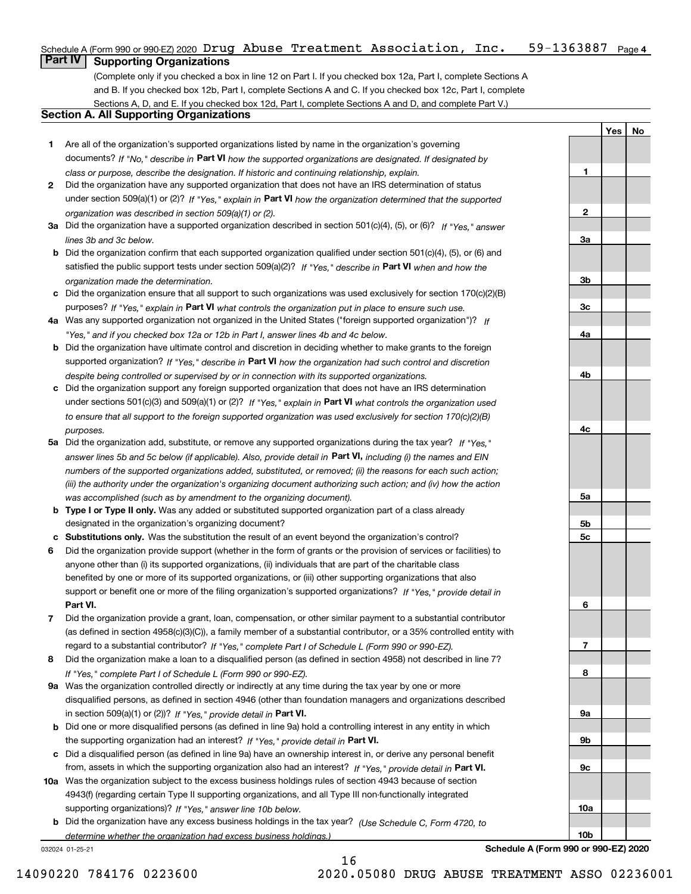Schedule A (Form 990 or 990-EZ) 2020 Drug Abuse Treatment Association, Inc. 59-1363887 Page 4

## Part IV Supporting Organizations

(Complete only if you checked a box in line 12 on Part I. If you checked box 12a, Part I, complete Sections A and B. If you checked box 12b, Part I, complete Sections A and C. If you checked box 12c, Part I, complete Sections A, D, and E. If you checked box 12d, Part I, complete Sections A and D, and complete Part V.)

### Section A. All Supporting Organizations

| | | | Yes | No |
|---|---|---|---|---|
| 1 | Are all of the organization's supported organizations listed by name in the organization's governing documents? *If "No," describe in* **Part VI** *how the supported organizations are designated. If designated by class or purpose, describe the designation. If historic and continuing relationship, explain.* | 1 | | |
| 2 | Did the organization have any supported organization that does not have an IRS determination of status under section 509(a)(1) or (2)? *If "Yes," explain in* **Part VI** *how the organization determined that the supported organization was described in section 509(a)(1) or (2).* | 2 | | |
| 3a | Did the organization have a supported organization described in section 501(c)(4), (5), or (6)? *If "Yes," answer lines 3b and 3c below.* | 3a | | |
| b | Did the organization confirm that each supported organization qualified under section 501(c)(4), (5), or (6) and satisfied the public support tests under section 509(a)(2)? *If "Yes," describe in* **Part VI** *when and how the organization made the determination.* | 3b | | |
| c | Did the organization ensure that all support to such organizations was used exclusively for section 170(c)(2)(B) purposes? *If "Yes," explain in* **Part VI** *what controls the organization put in place to ensure such use.* | 3c | | |
| 4a | Was any supported organization not organized in the United States ("foreign supported organization")? *If "Yes," and if you checked box 12a or 12b in Part I, answer lines 4b and 4c below.* | 4a | | |
| b | Did the organization have ultimate control and discretion in deciding whether to make grants to the foreign supported organization? *If "Yes," describe in* **Part VI** *how the organization had such control and discretion despite being controlled or supervised by or in connection with its supported organizations.* | 4b | | |
| c | Did the organization support any foreign supported organization that does not have an IRS determination under sections 501(c)(3) and 509(a)(1) or (2)? *If "Yes," explain in* **Part VI** *what controls the organization used to ensure that all support to the foreign supported organization was used exclusively for section 170(c)(2)(B) purposes.* | 4c | | |
| 5a | Did the organization add, substitute, or remove any supported organizations during the tax year? *If "Yes," answer lines 5b and 5c below (if applicable). Also, provide detail in* **Part VI,** *including (i) the names and EIN numbers of the supported organizations added, substituted, or removed; (ii) the reasons for each such action; (iii) the authority under the organization's organizing document authorizing such action; and (iv) how the action was accomplished (such as by amendment to the organizing document).* | 5a | | |
| b | **Type I or Type II only.** Was any added or substituted supported organization part of a class already designated in the organization's organizing document? | 5b | | |
| c | **Substitutions only.** Was the substitution the result of an event beyond the organization's control? | 5c | | |
| 6 | Did the organization provide support (whether in the form of grants or the provision of services or facilities) to anyone other than (i) its supported organizations, (ii) individuals that are part of the charitable class benefited by one or more of its supported organizations, or (iii) other supporting organizations that also support or benefit one or more of the filing organization's supported organizations? *If "Yes," provide detail in* **Part VI.** | 6 | | |
| 7 | Did the organization provide a grant, loan, compensation, or other similar payment to a substantial contributor (as defined in section 4958(c)(3)(C)), a family member of a substantial contributor, or a 35% controlled entity with regard to a substantial contributor? *If "Yes," complete Part I of Schedule L (Form 990 or 990-EZ).* | 7 | | |
| 8 | Did the organization make a loan to a disqualified person (as defined in section 4958) not described in line 7? *If "Yes," complete Part I of Schedule L (Form 990 or 990-EZ).* | 8 | | |
| 9a | Was the organization controlled directly or indirectly at any time during the tax year by one or more disqualified persons, as defined in section 4946 (other than foundation managers and organizations described in section 509(a)(1) or (2))? *If "Yes," provide detail in* **Part VI.** | 9a | | |
| b | Did one or more disqualified persons (as defined in line 9a) hold a controlling interest in any entity in which the supporting organization had an interest? *If "Yes," provide detail in* **Part VI.** | 9b | | |
| c | Did a disqualified person (as defined in line 9a) have an ownership interest in, or derive any personal benefit from, assets in which the supporting organization also had an interest? *If "Yes," provide detail in* **Part VI.** | 9c | | |
| 10a | Was the organization subject to the excess business holdings rules of section 4943 because of section 4943(f) (regarding certain Type II supporting organizations, and all Type III non-functionally integrated supporting organizations)? *If "Yes," answer line 10b below.* | 10a | | |
| b | Did the organization have any excess business holdings in the tax year? *(Use Schedule C, Form 4720, to determine whether the organization had excess business holdings.)* | 10b | | |

032024 01-25-21

**Schedule A (Form 990 or 990-EZ) 2020**

14090220 784176 0223600 2020.05080 DRUG ABUSE TREATMENT ASSO 02236001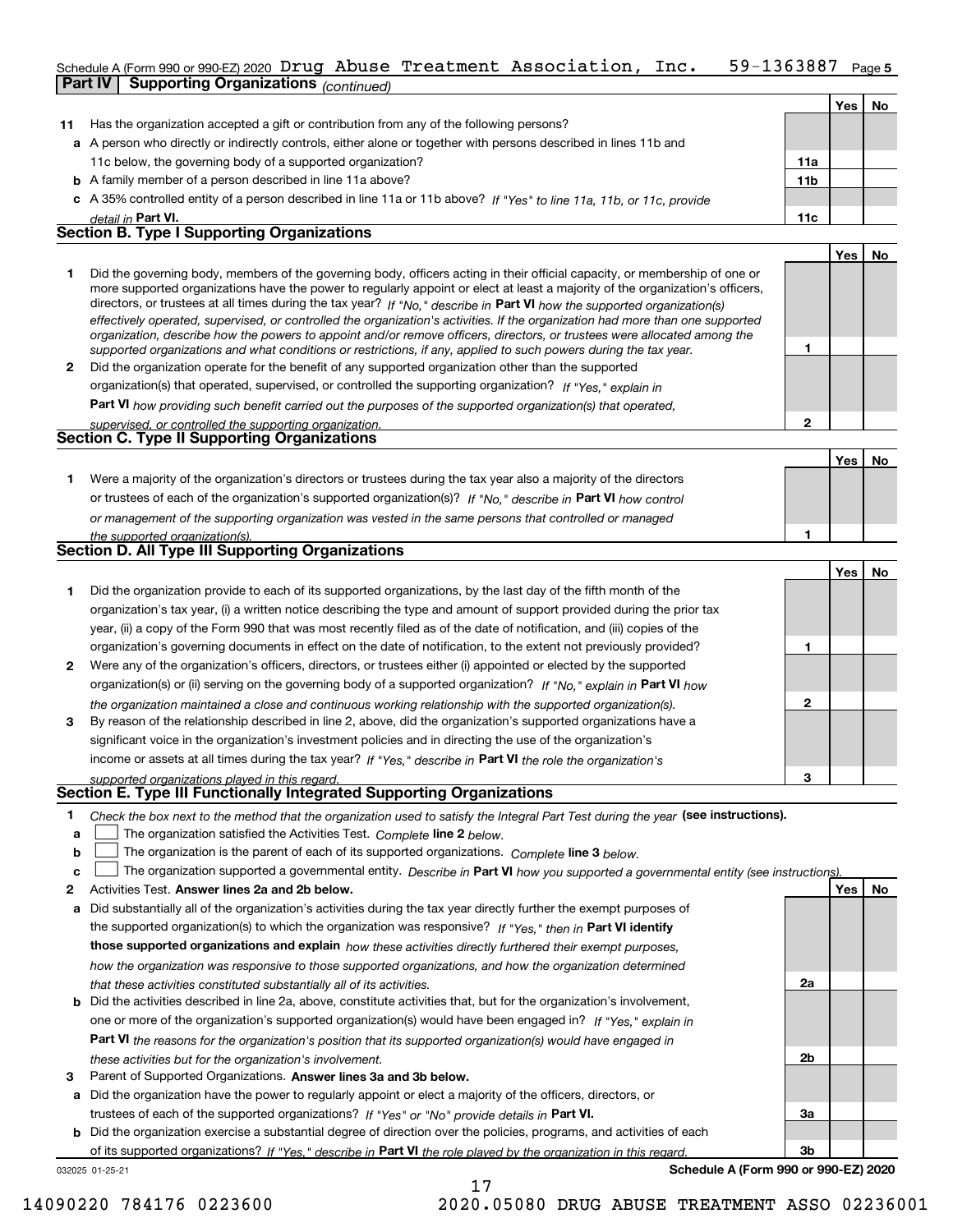Schedule A (Form 990 or 990-EZ) 2020 Drug Abuse Treatment Association, Inc. 59-1363887 Page 5

**Part IV Supporting Organizations** *(continued)*

| | | | Yes | No |
|---|---|---|---|---|
| **11** | Has the organization accepted a gift or contribution from any of the following persons? | | | |
| **a** | A person who directly or indirectly controls, either alone or together with persons described in lines 11b and 11c below, the governing body of a supported organization? | **11a** | | |
| **b** | A family member of a person described in line 11a above? | **11b** | | |
| **c** | A 35% controlled entity of a person described in line 11a or 11b above? *If "Yes" to line 11a, 11b, or 11c, provide detail in* **Part VI.** | **11c** | | |

## Section B. Type I Supporting Organizations

| | | | Yes | No |
|---|---|---|---|---|
| **1** | Did the governing body, members of the governing body, officers acting in their official capacity, or membership of one or more supported organizations have the power to regularly appoint or elect at least a majority of the organization's officers, directors, or trustees at all times during the tax year? *If "No," describe in* **Part VI** *how the supported organization(s) effectively operated, supervised, or controlled the organization's activities. If the organization had more than one supported organization, describe how the powers to appoint and/or remove officers, directors, or trustees were allocated among the supported organizations and what conditions or restrictions, if any, applied to such powers during the tax year.* | **1** | | |
| **2** | Did the organization operate for the benefit of any supported organization other than the supported organization(s) that operated, supervised, or controlled the supporting organization? *If "Yes," explain in* **Part VI** *how providing such benefit carried out the purposes of the supported organization(s) that operated, supervised, or controlled the supporting organization.* | **2** | | |

## Section C. Type II Supporting Organizations

| | | | Yes | No |
|---|---|---|---|---|
| **1** | Were a majority of the organization's directors or trustees during the tax year also a majority of the directors or trustees of each of the organization's supported organization(s)? *If "No," describe in* **Part VI** *how control or management of the supporting organization was vested in the same persons that controlled or managed the supported organization(s).* | **1** | | |

## Section D. All Type III Supporting Organizations

| | | | Yes | No |
|---|---|---|---|---|
| **1** | Did the organization provide to each of its supported organizations, by the last day of the fifth month of the organization's tax year, (i) a written notice describing the type and amount of support provided during the prior tax year, (ii) a copy of the Form 990 that was most recently filed as of the date of notification, and (iii) copies of the organization's governing documents in effect on the date of notification, to the extent not previously provided? | **1** | | |
| **2** | Were any of the organization's officers, directors, or trustees either (i) appointed or elected by the supported organization(s) or (ii) serving on the governing body of a supported organization? *If "No," explain in* **Part VI** *how the organization maintained a close and continuous working relationship with the supported organization(s).* | **2** | | |
| **3** | By reason of the relationship described in line 2, above, did the organization's supported organizations have a significant voice in the organization's investment policies and in directing the use of the organization's income or assets at all times during the tax year? *If "Yes," describe in* **Part VI** *the role the organization's supported organizations played in this regard.* | **3** | | |

## Section E. Type III Functionally Integrated Supporting Organizations

**1** *Check the box next to the method that the organization used to satisfy the Integral Part Test during the year* **(see instructions).**

- **a** ☐ The organization satisfied the Activities Test. *Complete* **line 2** *below.*
- **b** ☐ The organization is the parent of each of its supported organizations. *Complete* **line 3** *below.*
- **c** ☐ The organization supported a governmental entity. *Describe in* **Part VI** *how you supported a governmental entity (see instructions).*

| | | | Yes | No |
|---|---|---|---|---|
| **2** | Activities Test. **Answer lines 2a and 2b below.** | | | |
| **a** | Did substantially all of the organization's activities during the tax year directly further the exempt purposes of the supported organization(s) to which the organization was responsive? *If "Yes," then in* **Part VI identify those supported organizations and explain** *how these activities directly furthered their exempt purposes, how the organization was responsive to those supported organizations, and how the organization determined that these activities constituted substantially all of its activities.* | **2a** | | |
| **b** | Did the activities described in line 2a, above, constitute activities that, but for the organization's involvement, one or more of the organization's supported organization(s) would have been engaged in? *If "Yes," explain in* **Part VI** *the reasons for the organization's position that its supported organization(s) would have engaged in these activities but for the organization's involvement.* | **2b** | | |
| **3** | Parent of Supported Organizations. **Answer lines 3a and 3b below.** | | | |
| **a** | Did the organization have the power to regularly appoint or elect a majority of the officers, directors, or trustees of each of the supported organizations? *If "Yes" or "No" provide details in* **Part VI.** | **3a** | | |
| **b** | Did the organization exercise a substantial degree of direction over the policies, programs, and activities of each of its supported organizations? *If "Yes," describe in* **Part VI** *the role played by the organization in this regard.* | **3b** | | |

032025 01-25-21 **Schedule A (Form 990 or 990-EZ) 2020**

14090220 784176 0223600 2020.05080 DRUG ABUSE TREATMENT ASSO 02236001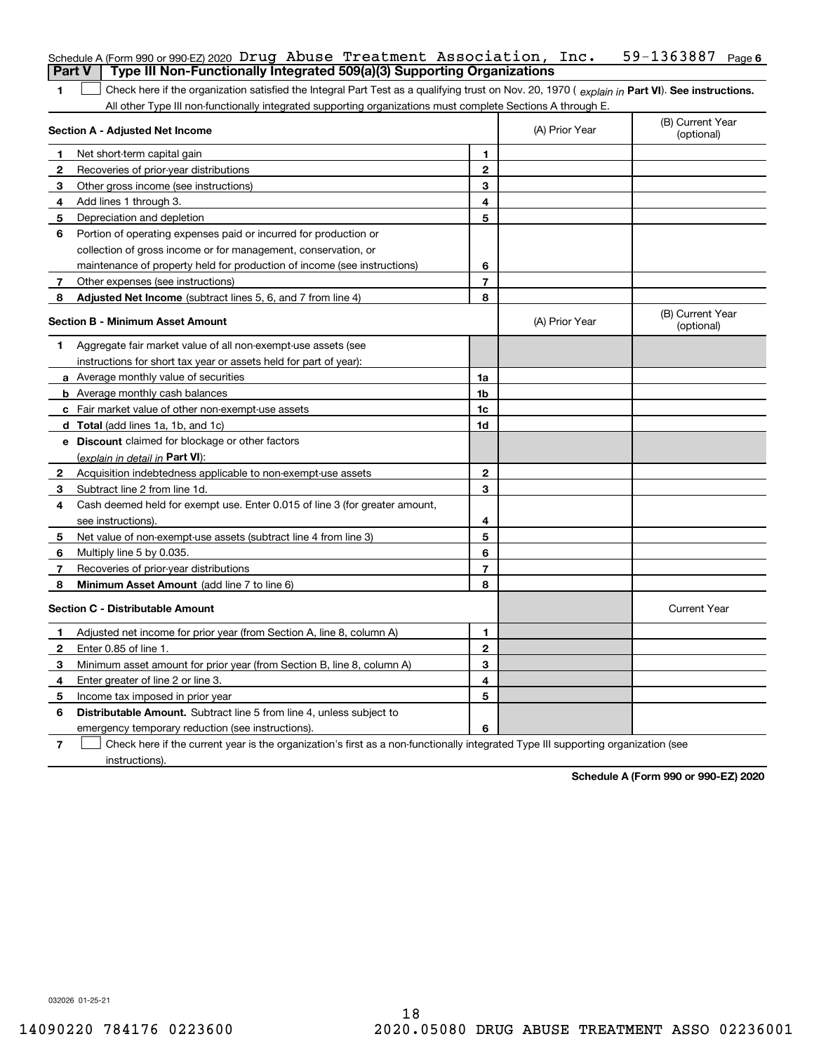Schedule A (Form 990 or 990-EZ) 2020 Drug Abuse Treatment Association, Inc. 59-1363887 Page 6

**Part V | Type III Non-Functionally Integrated 509(a)(3) Supporting Organizations**

**1** ☐ Check here if the organization satisfied the Integral Part Test as a qualifying trust on Nov. 20, 1970 ( *explain in* **Part VI**). **See instructions.** All other Type III non-functionally integrated supporting organizations must complete Sections A through E.

| **Section A - Adjusted Net Income** | | (A) Prior Year | (B) Current Year (optional) |
|---|---|---|---|
| **1** Net short-term capital gain | 1 | | |
| **2** Recoveries of prior-year distributions | 2 | | |
| **3** Other gross income (see instructions) | 3 | | |
| **4** Add lines 1 through 3. | 4 | | |
| **5** Depreciation and depletion | 5 | | |
| **6** Portion of operating expenses paid or incurred for production or collection of gross income or for management, conservation, or maintenance of property held for production of income (see instructions) | 6 | | |
| **7** Other expenses (see instructions) | 7 | | |
| **8** **Adjusted Net Income** (subtract lines 5, 6, and 7 from line 4) | 8 | | |

| **Section B - Minimum Asset Amount** | | (A) Prior Year | (B) Current Year (optional) |
|---|---|---|---|
| **1** Aggregate fair market value of all non-exempt-use assets (see instructions for short tax year or assets held for part of year): | | | |
| **a** Average monthly value of securities | 1a | | |
| **b** Average monthly cash balances | 1b | | |
| **c** Fair market value of other non-exempt-use assets | 1c | | |
| **d** **Total** (add lines 1a, 1b, and 1c) | 1d | | |
| **e** **Discount** claimed for blockage or other factors (*explain in detail in* **Part VI**): | | | |
| **2** Acquisition indebtedness applicable to non-exempt-use assets | 2 | | |
| **3** Subtract line 2 from line 1d. | 3 | | |
| **4** Cash deemed held for exempt use. Enter 0.015 of line 3 (for greater amount, see instructions). | 4 | | |
| **5** Net value of non-exempt-use assets (subtract line 4 from line 3) | 5 | | |
| **6** Multiply line 5 by 0.035. | 6 | | |
| **7** Recoveries of prior-year distributions | 7 | | |
| **8** **Minimum Asset Amount** (add line 7 to line 6) | 8 | | |

| **Section C - Distributable Amount** | | | Current Year |
|---|---|---|---|
| **1** Adjusted net income for prior year (from Section A, line 8, column A) | 1 | | |
| **2** Enter 0.85 of line 1. | 2 | | |
| **3** Minimum asset amount for prior year (from Section B, line 8, column A) | 3 | | |
| **4** Enter greater of line 2 or line 3. | 4 | | |
| **5** Income tax imposed in prior year | 5 | | |
| **6** **Distributable Amount.** Subtract line 5 from line 4, unless subject to emergency temporary reduction (see instructions). | 6 | | |

**7** ☐ Check here if the current year is the organization's first as a non-functionally integrated Type III supporting organization (see instructions).

**Schedule A (Form 990 or 990-EZ) 2020**

032026 01-25-21

14090220 784176 0223600 2020.05080 DRUG ABUSE TREATMENT ASSO 02236001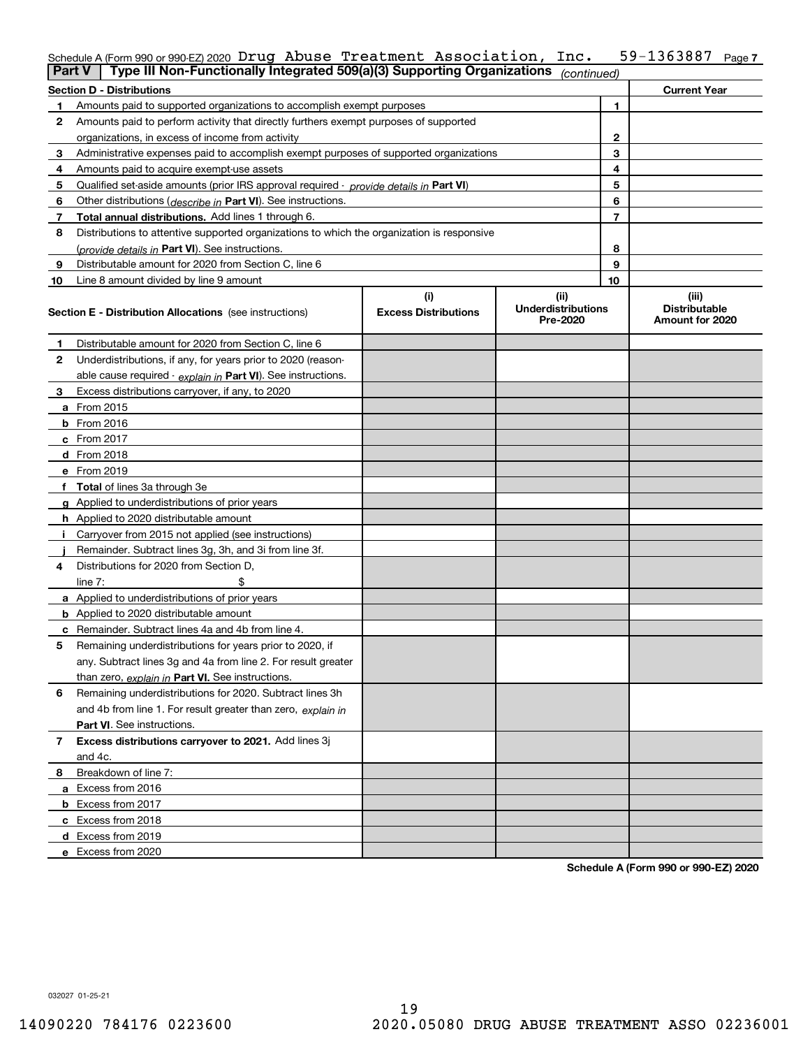Schedule A (Form 990 or 990-EZ) 2020 Drug Abuse Treatment Association, Inc. 59-1363887 Page 7

**Part V | Type III Non-Functionally Integrated 509(a)(3) Supporting Organizations** *(continued)*

| Section D - Distributions | | | Current Year |
|---|---|---|---|
| 1 | Amounts paid to supported organizations to accomplish exempt purposes | 1 | |
| 2 | Amounts paid to perform activity that directly furthers exempt purposes of supported organizations, in excess of income from activity | 2 | |
| 3 | Administrative expenses paid to accomplish exempt purposes of supported organizations | 3 | |
| 4 | Amounts paid to acquire exempt-use assets | 4 | |
| 5 | Qualified set-aside amounts (prior IRS approval required - *provide details in* **Part VI**) | 5 | |
| 6 | Other distributions (*describe in* **Part VI**). See instructions. | 6 | |
| 7 | **Total annual distributions.** Add lines 1 through 6. | 7 | |
| 8 | Distributions to attentive supported organizations to which the organization is responsive (*provide details in* **Part VI**). See instructions. | 8 | |
| 9 | Distributable amount for 2020 from Section C, line 6 | 9 | |
| 10 | Line 8 amount divided by line 9 amount | 10 | |

| | Section E - Distribution Allocations (see instructions) | (i) Excess Distributions | (ii) Underdistributions Pre-2020 | (iii) Distributable Amount for 2020 |
|---|---|---|---|---|
| 1 | Distributable amount for 2020 from Section C, line 6 | | | |
| 2 | Underdistributions, if any, for years prior to 2020 (reasonable cause required - *explain in* **Part VI**). See instructions. | | | |
| 3 | Excess distributions carryover, if any, to 2020 | | | |
| a | From 2015 | | | |
| b | From 2016 | | | |
| c | From 2017 | | | |
| d | From 2018 | | | |
| e | From 2019 | | | |
| f | **Total** of lines 3a through 3e | | | |
| g | Applied to underdistributions of prior years | | | |
| h | Applied to 2020 distributable amount | | | |
| i | Carryover from 2015 not applied (see instructions) | | | |
| j | Remainder. Subtract lines 3g, 3h, and 3i from line 3f. | | | |
| 4 | Distributions for 2020 from Section D, line 7: $ | | | |
| a | Applied to underdistributions of prior years | | | |
| b | Applied to 2020 distributable amount | | | |
| c | Remainder. Subtract lines 4a and 4b from line 4. | | | |
| 5 | Remaining underdistributions for years prior to 2020, if any. Subtract lines 3g and 4a from line 2. For result greater than zero, *explain in* **Part VI**. See instructions. | | | |
| 6 | Remaining underdistributions for 2020. Subtract lines 3h and 4b from line 1. For result greater than zero, *explain in* **Part VI**. See instructions. | | | |
| 7 | **Excess distributions carryover to 2021.** Add lines 3j and 4c. | | | |
| 8 | Breakdown of line 7: | | | |
| a | Excess from 2016 | | | |
| b | Excess from 2017 | | | |
| c | Excess from 2018 | | | |
| d | Excess from 2019 | | | |
| e | Excess from 2020 | | | |

**Schedule A (Form 990 or 990-EZ) 2020**

032027 01-25-21

14090220 784176 0223600 2020.05080 DRUG ABUSE TREATMENT ASSO 02236001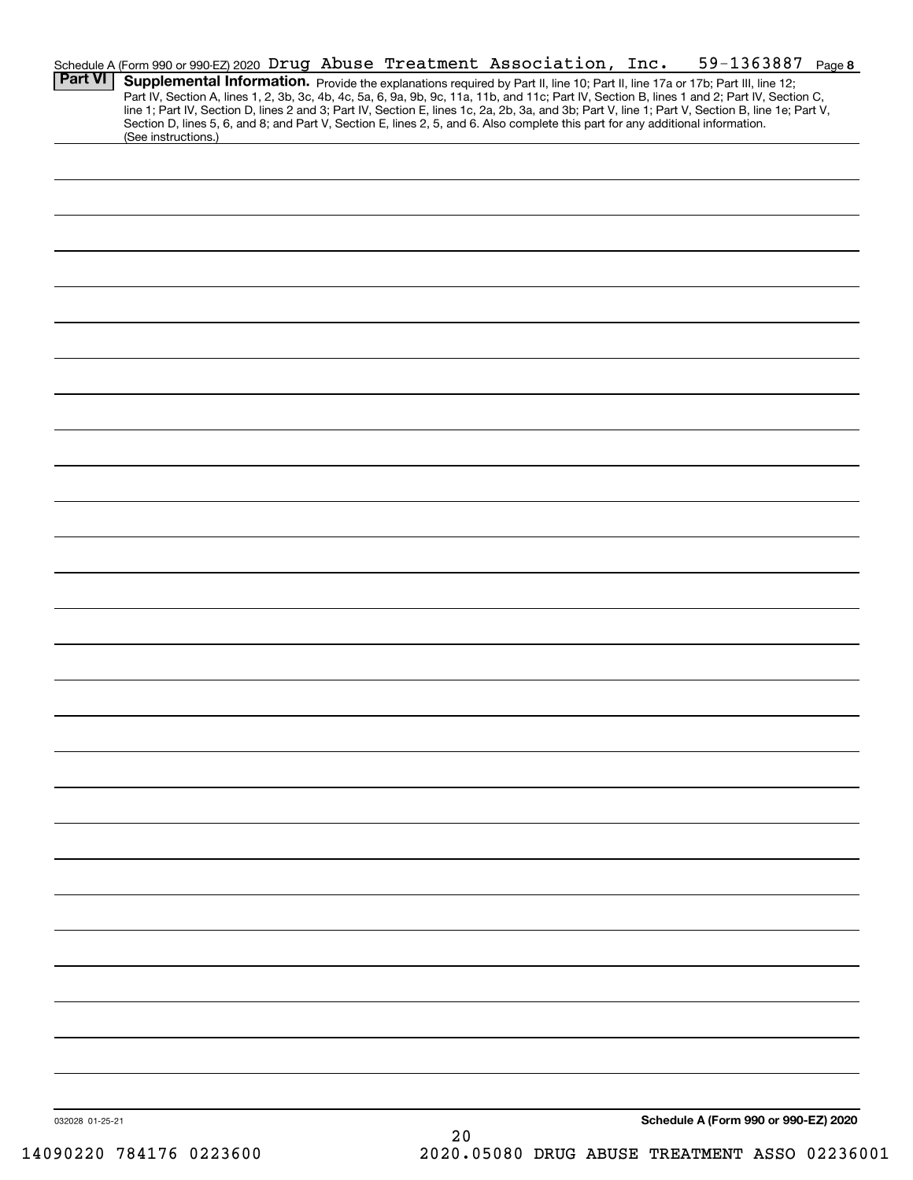Schedule A (Form 990 or 990-EZ) 2020 Drug Abuse Treatment Association, Inc. 59-1363887 Page 8

## Part VI Supplemental Information.

Provide the explanations required by Part II, line 10; Part II, line 17a or 17b; Part III, line 12; Part IV, Section A, lines 1, 2, 3b, 3c, 4b, 4c, 5a, 6, 9a, 9b, 9c, 11a, 11b, and 11c; Part IV, Section B, lines 1 and 2; Part IV, Section C, line 1; Part IV, Section D, lines 2 and 3; Part IV, Section E, lines 1c, 2a, 2b, 3a, and 3b; Part V, line 1; Part V, Section B, line 1e; Part V, Section D, lines 5, 6, and 8; and Part V, Section E, lines 2, 5, and 6. Also complete this part for any additional information. (See instructions.)

032028 01-25-21

**Schedule A (Form 990 or 990-EZ) 2020**

14090220 784176 0223600 2020.05080 DRUG ABUSE TREATMENT ASSO 02236001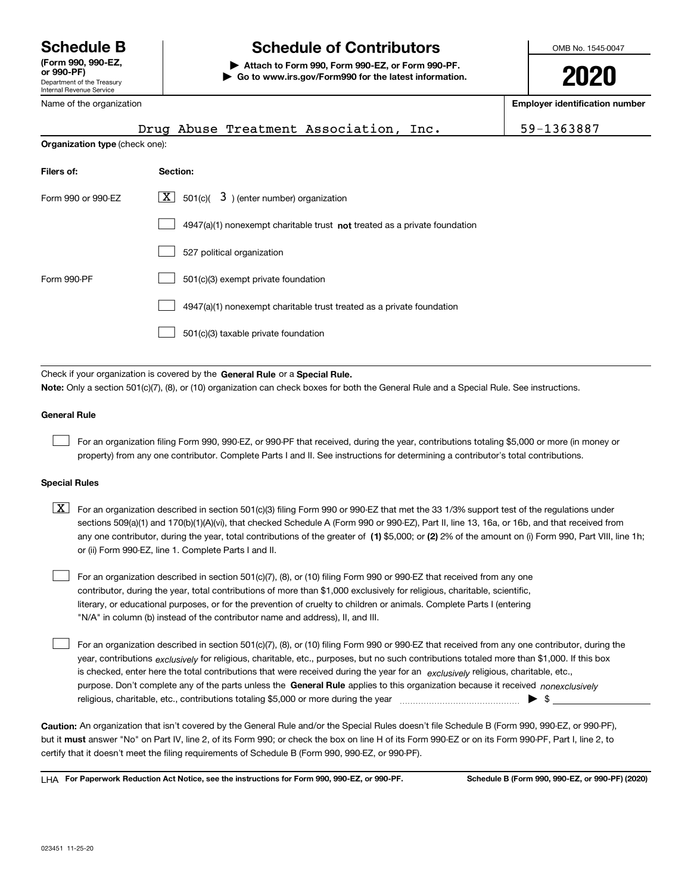# Schedule B

**(Form 990, 990-EZ, or 990-PF)**

Department of the Treasury
Internal Revenue Service

## Schedule of Contributors

▶ **Attach to Form 990, Form 990-EZ, or Form 990-PF.**
▶ **Go to www.irs.gov/Form990 for the latest information.**

OMB No. 1545-0047

**2020**

Name of the organization: Drug Abuse Treatment Association, Inc.

**Employer identification number:** 59-1363887

**Organization type** (check one):

| **Filers of:** | **Section:** |
|---|---|
| Form 990 or 990-EZ | [X] 501(c)( 3 ) (enter number) organization |
| | [ ] 4947(a)(1) nonexempt charitable trust **not** treated as a private foundation |
| | [ ] 527 political organization |
| Form 990-PF | [ ] 501(c)(3) exempt private foundation |
| | [ ] 4947(a)(1) nonexempt charitable trust treated as a private foundation |
| | [ ] 501(c)(3) taxable private foundation |

Check if your organization is covered by the **General Rule** or a **Special Rule.**

**Note:** Only a section 501(c)(7), (8), or (10) organization can check boxes for both the General Rule and a Special Rule. See instructions.

### General Rule

[ ] For an organization filing Form 990, 990-EZ, or 990-PF that received, during the year, contributions totaling $5,000 or more (in money or property) from any one contributor. Complete Parts I and II. See instructions for determining a contributor's total contributions.

### Special Rules

[X] For an organization described in section 501(c)(3) filing Form 990 or 990-EZ that met the 33 1/3% support test of the regulations under sections 509(a)(1) and 170(b)(1)(A)(vi), that checked Schedule A (Form 990 or 990-EZ), Part II, line 13, 16a, or 16b, and that received from any one contributor, during the year, total contributions of the greater of **(1)** $5,000; or **(2)** 2% of the amount on (i) Form 990, Part VIII, line 1h; or (ii) Form 990-EZ, line 1. Complete Parts I and II.

[ ] For an organization described in section 501(c)(7), (8), or (10) filing Form 990 or 990-EZ that received from any one contributor, during the year, total contributions of more than $1,000 exclusively for religious, charitable, scientific, literary, or educational purposes, or for the prevention of cruelty to children or animals. Complete Parts I (entering "N/A" in column (b) instead of the contributor name and address), II, and III.

[ ] For an organization described in section 501(c)(7), (8), or (10) filing Form 990 or 990-EZ that received from any one contributor, during the year, contributions *exclusively* for religious, charitable, etc., purposes, but no such contributions totaled more than $1,000. If this box is checked, enter here the total contributions that were received during the year for an *exclusively* religious, charitable, etc., purpose. Don't complete any of the parts unless the **General Rule** applies to this organization because it received *nonexclusively* religious, charitable, etc., contributions totaling $5,000 or more during the year ▶ $

**Caution:** An organization that isn't covered by the General Rule and/or the Special Rules doesn't file Schedule B (Form 990, 990-EZ, or 990-PF), but it **must** answer "No" on Part IV, line 2, of its Form 990; or check the box on line H of its Form 990-EZ or on its Form 990-PF, Part I, line 2, to certify that it doesn't meet the filing requirements of Schedule B (Form 990, 990-EZ, or 990-PF).

LHA **For Paperwork Reduction Act Notice, see the instructions for Form 990, 990-EZ, or 990-PF.** **Schedule B (Form 990, 990-EZ, or 990-PF) (2020)**

023451 11-25-20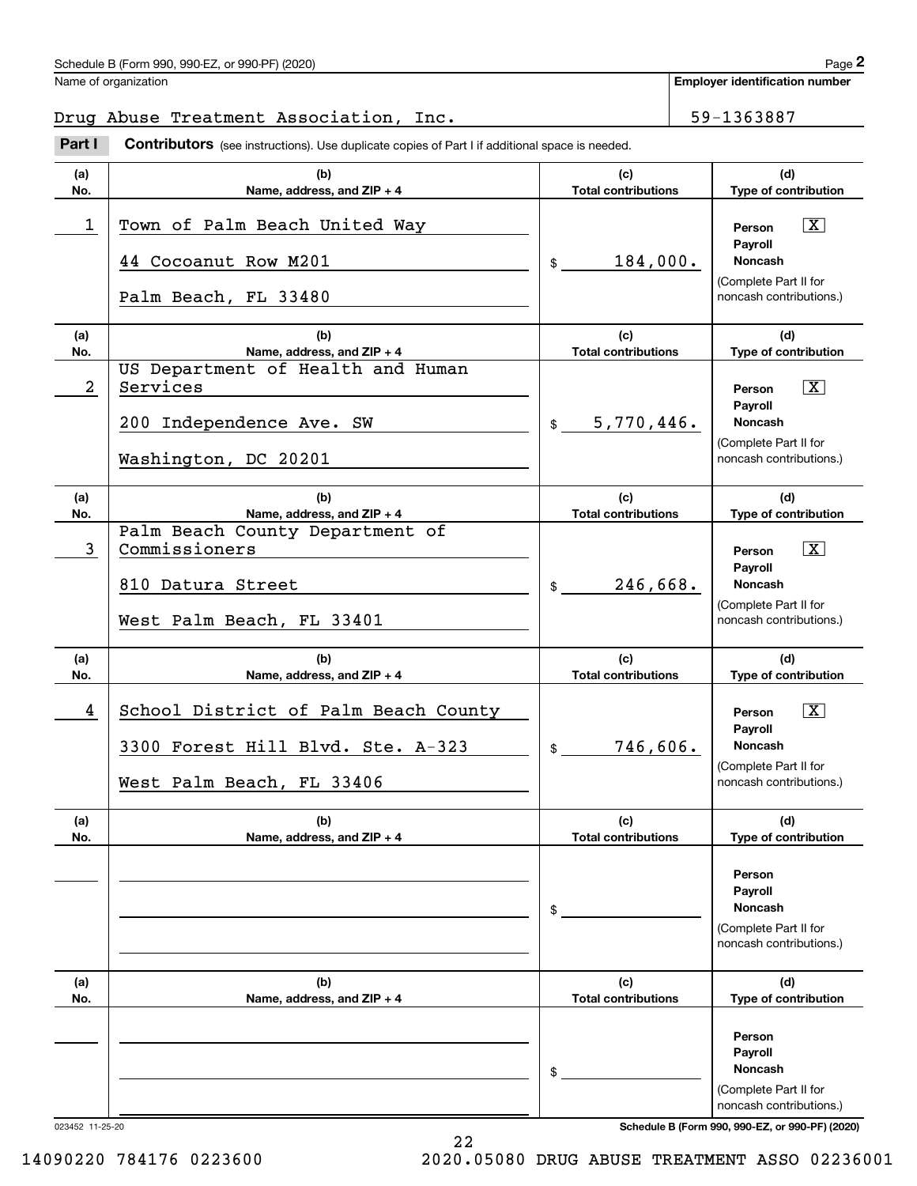Schedule B (Form 990, 990-EZ, or 990-PF) (2020)

Name of organization: Drug Abuse Treatment Association, Inc.

Employer identification number: 59-1363887

**Part I** **Contributors** (see instructions). Use duplicate copies of Part I if additional space is needed.

| (a) No. | (b) Name, address, and ZIP + 4 | (c) Total contributions | (d) Type of contribution |
|---|---|---|---|
| 1 | Town of Palm Beach United Way<br>44 Cocoanut Row M201<br>Palm Beach, FL 33480 | $ 184,000. | Person [X]<br>Payroll [ ]<br>Noncash [ ]<br>(Complete Part II for noncash contributions.) |
| 2 | US Department of Health and Human Services<br>200 Independence Ave. SW<br>Washington, DC 20201 | $ 5,770,446. | Person [X]<br>Payroll [ ]<br>Noncash [ ]<br>(Complete Part II for noncash contributions.) |
| 3 | Palm Beach County Department of Commissioners<br>810 Datura Street<br>West Palm Beach, FL 33401 | $ 246,668. | Person [X]<br>Payroll [ ]<br>Noncash [ ]<br>(Complete Part II for noncash contributions.) |
| 4 | School District of Palm Beach County<br>3300 Forest Hill Blvd. Ste. A-323<br>West Palm Beach, FL 33406 | $ 746,606. | Person [X]<br>Payroll [ ]<br>Noncash [ ]<br>(Complete Part II for noncash contributions.) |
| | | $ | Person [ ]<br>Payroll [ ]<br>Noncash [ ]<br>(Complete Part II for noncash contributions.) |
| | | $ | Person [ ]<br>Payroll [ ]<br>Noncash [ ]<br>(Complete Part II for noncash contributions.) |

023452 11-25-20

14090220 784176 0223600 2020.05080 DRUG ABUSE TREATMENT ASSO 02236001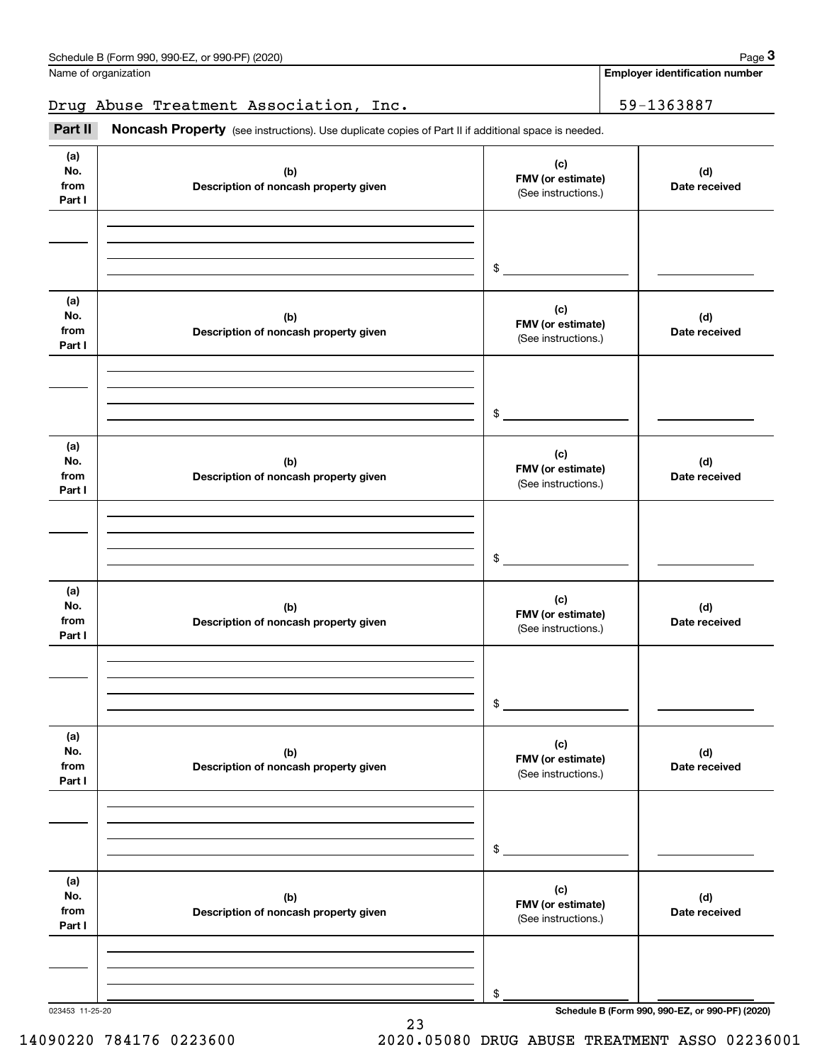Schedule B (Form 990, 990-EZ, or 990-PF) (2020)

Name of organization

Drug Abuse Treatment Association, Inc.

**Employer identification number**

59-1363887

**Part II** **Noncash Property** (see instructions). Use duplicate copies of Part II if additional space is needed.

| (a) No. from Part I | (b) Description of noncash property given | (c) FMV (or estimate) (See instructions.) | (d) Date received |
|---|---|---|---|
| | | $ | |

| (a) No. from Part I | (b) Description of noncash property given | (c) FMV (or estimate) (See instructions.) | (d) Date received |
|---|---|---|---|
| | | $ | |

| (a) No. from Part I | (b) Description of noncash property given | (c) FMV (or estimate) (See instructions.) | (d) Date received |
|---|---|---|---|
| | | $ | |

| (a) No. from Part I | (b) Description of noncash property given | (c) FMV (or estimate) (See instructions.) | (d) Date received |
|---|---|---|---|
| | | $ | |

| (a) No. from Part I | (b) Description of noncash property given | (c) FMV (or estimate) (See instructions.) | (d) Date received |
|---|---|---|---|
| | | $ | |

| (a) No. from Part I | (b) Description of noncash property given | (c) FMV (or estimate) (See instructions.) | (d) Date received |
|---|---|---|---|
| | | $ | |

023453 11-25-20

**Schedule B (Form 990, 990-EZ, or 990-PF) (2020)**

14090220 784176 0223600 2020.05080 DRUG ABUSE TREATMENT ASSO 02236001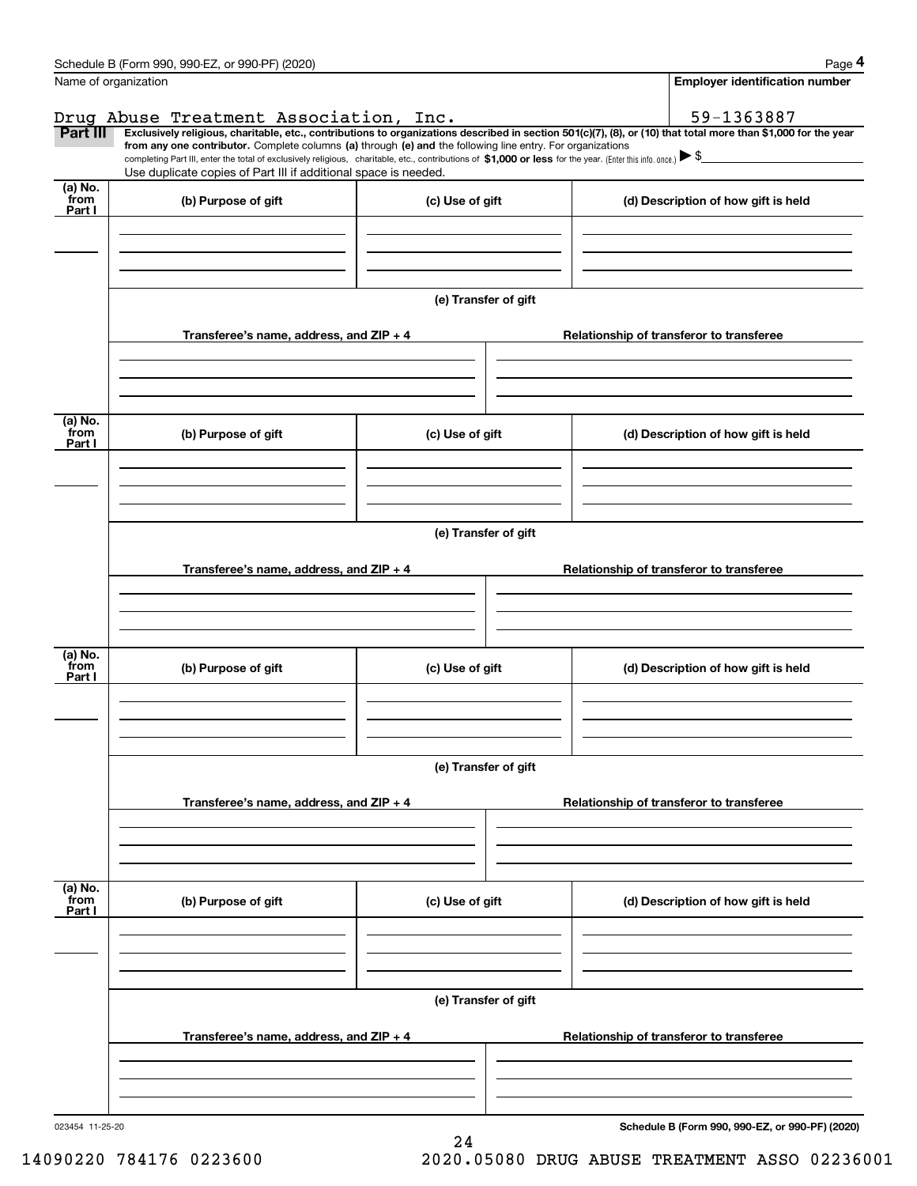Name of organization

Employer identification number

Drug Abuse Treatment Association, Inc.

59-1363887

**Part III** **Exclusively religious, charitable, etc., contributions to organizations described in section 501(c)(7), (8), or (10) that total more than $1,000 for the year from any one contributor.** Complete columns **(a)** through **(e) and** the following line entry. For organizations completing Part III, enter the total of exclusively religious, charitable, etc., contributions of **$1,000 or less** for the year. (Enter this info. once.) ▶ $

Use duplicate copies of Part III if additional space is needed.

| (a) No. from Part I | (b) Purpose of gift | (c) Use of gift | (d) Description of how gift is held |
|---|---|---|---|
| | | | |

**(e) Transfer of gift**

| Transferee's name, address, and ZIP + 4 | Relationship of transferor to transferee |
|---|---|
| | |

| (a) No. from Part I | (b) Purpose of gift | (c) Use of gift | (d) Description of how gift is held |
|---|---|---|---|
| | | | |

**(e) Transfer of gift**

| Transferee's name, address, and ZIP + 4 | Relationship of transferor to transferee |
|---|---|
| | |

| (a) No. from Part I | (b) Purpose of gift | (c) Use of gift | (d) Description of how gift is held |
|---|---|---|---|
| | | | |

**(e) Transfer of gift**

| Transferee's name, address, and ZIP + 4 | Relationship of transferor to transferee |
|---|---|
| | |

| (a) No. from Part I | (b) Purpose of gift | (c) Use of gift | (d) Description of how gift is held |
|---|---|---|---|
| | | | |

**(e) Transfer of gift**

| Transferee's name, address, and ZIP + 4 | Relationship of transferor to transferee |
|---|---|
| | |

023454 11-25-20

**Schedule B (Form 990, 990-EZ, or 990-PF) (2020)**

14090220 784176 0223600 2020.05080 DRUG ABUSE TREATMENT ASSO 02236001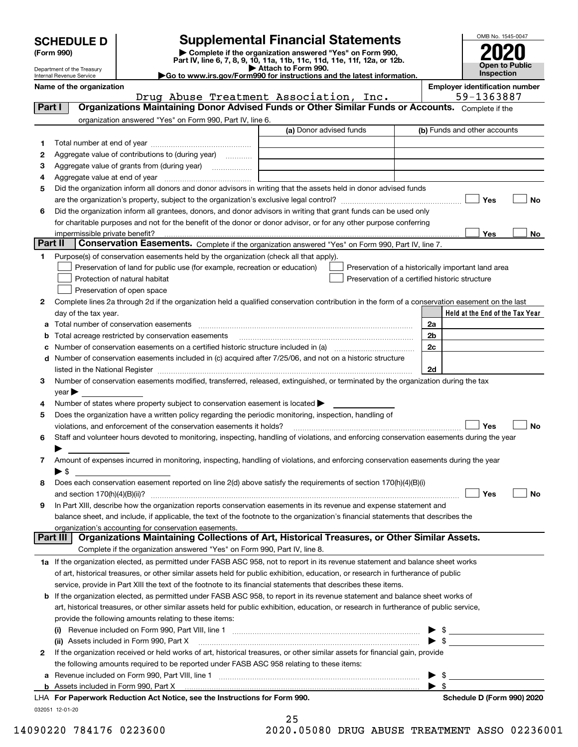# SCHEDULE D (Form 990)

Department of the Treasury
Internal Revenue Service

## Supplemental Financial Statements

▶ Complete if the organization answered "Yes" on Form 990, Part IV, line 6, 7, 8, 9, 10, 11a, 11b, 11c, 11d, 11e, 11f, 12a, or 12b.
▶ Attach to Form 990.
▶Go to www.irs.gov/Form990 for instructions and the latest information.

OMB No. 1545-0047
**2020**
**Open to Public Inspection**

**Name of the organization:** Drug Abuse Treatment Association, Inc.
**Employer identification number:** 59-1363887

## Part I Organizations Maintaining Donor Advised Funds or Other Similar Funds or Accounts.

Complete if the organization answered "Yes" on Form 990, Part IV, line 6.

| | | (a) Donor advised funds | (b) Funds and other accounts |
|---|---|---|---|
| 1 | Total number at end of year | | |
| 2 | Aggregate value of contributions to (during year) | | |
| 3 | Aggregate value of grants from (during year) | | |
| 4 | Aggregate value at end of year | | |

5 Did the organization inform all donors and donor advisors in writing that the assets held in donor advised funds are the organization's property, subject to the organization's exclusive legal control? ☐ Yes ☐ No

6 Did the organization inform all grantees, donors, and donor advisors in writing that grant funds can be used only for charitable purposes and not for the benefit of the donor or donor advisor, or for any other purpose conferring impermissible private benefit? ☐ Yes ☐ No

## Part II Conservation Easements.

Complete if the organization answered "Yes" on Form 990, Part IV, line 7.

1 Purpose(s) of conservation easements held by the organization (check all that apply).

- ☐ Preservation of land for public use (for example, recreation or education)
- ☐ Protection of natural habitat
- ☐ Preservation of open space
- ☐ Preservation of a historically important land area
- ☐ Preservation of a certified historic structure

2 Complete lines 2a through 2d if the organization held a qualified conservation contribution in the form of a conservation easement on the last day of the tax year.

| | | | Held at the End of the Tax Year |
|---|---|---|---|
| a | Total number of conservation easements | 2a | |
| b | Total acreage restricted by conservation easements | 2b | |
| c | Number of conservation easements on a certified historic structure included in (a) | 2c | |
| d | Number of conservation easements included in (c) acquired after 7/25/06, and not on a historic structure listed in the National Register | 2d | |

3 Number of conservation easements modified, transferred, released, extinguished, or terminated by the organization during the tax year ▶

4 Number of states where property subject to conservation easement is located ▶

5 Does the organization have a written policy regarding the periodic monitoring, inspection, handling of violations, and enforcement of the conservation easements it holds? ☐ Yes ☐ No

6 Staff and volunteer hours devoted to monitoring, inspecting, handling of violations, and enforcing conservation easements during the year ▶

7 Amount of expenses incurred in monitoring, inspecting, handling of violations, and enforcing conservation easements during the year ▶ $

8 Does each conservation easement reported on line 2(d) above satisfy the requirements of section 170(h)(4)(B)(i) and section 170(h)(4)(B)(ii)? ☐ Yes ☐ No

9 In Part XIII, describe how the organization reports conservation easements in its revenue and expense statement and balance sheet, and include, if applicable, the text of the footnote to the organization's financial statements that describes the organization's accounting for conservation easements.

## Part III Organizations Maintaining Collections of Art, Historical Treasures, or Other Similar Assets.

Complete if the organization answered "Yes" on Form 990, Part IV, line 8.

1a If the organization elected, as permitted under FASB ASC 958, not to report in its revenue statement and balance sheet works of art, historical treasures, or other similar assets held for public exhibition, education, or research in furtherance of public service, provide in Part XIII the text of the footnote to its financial statements that describes these items.

b If the organization elected, as permitted under FASB ASC 958, to report in its revenue statement and balance sheet works of art, historical treasures, or other similar assets held for public exhibition, education, or research in furtherance of public service, provide the following amounts relating to these items:

(i) Revenue included on Form 990, Part VIII, line 1 ▶ $

(ii) Assets included in Form 990, Part X ▶ $

2 If the organization received or held works of art, historical treasures, or other similar assets for financial gain, provide the following amounts required to be reported under FASB ASC 958 relating to these items:

a Revenue included on Form 990, Part VIII, line 1 ▶ $

b Assets included in Form 990, Part X ▶ $

LHA For Paperwork Reduction Act Notice, see the Instructions for Form 990. **Schedule D (Form 990) 2020**

032051 12-01-20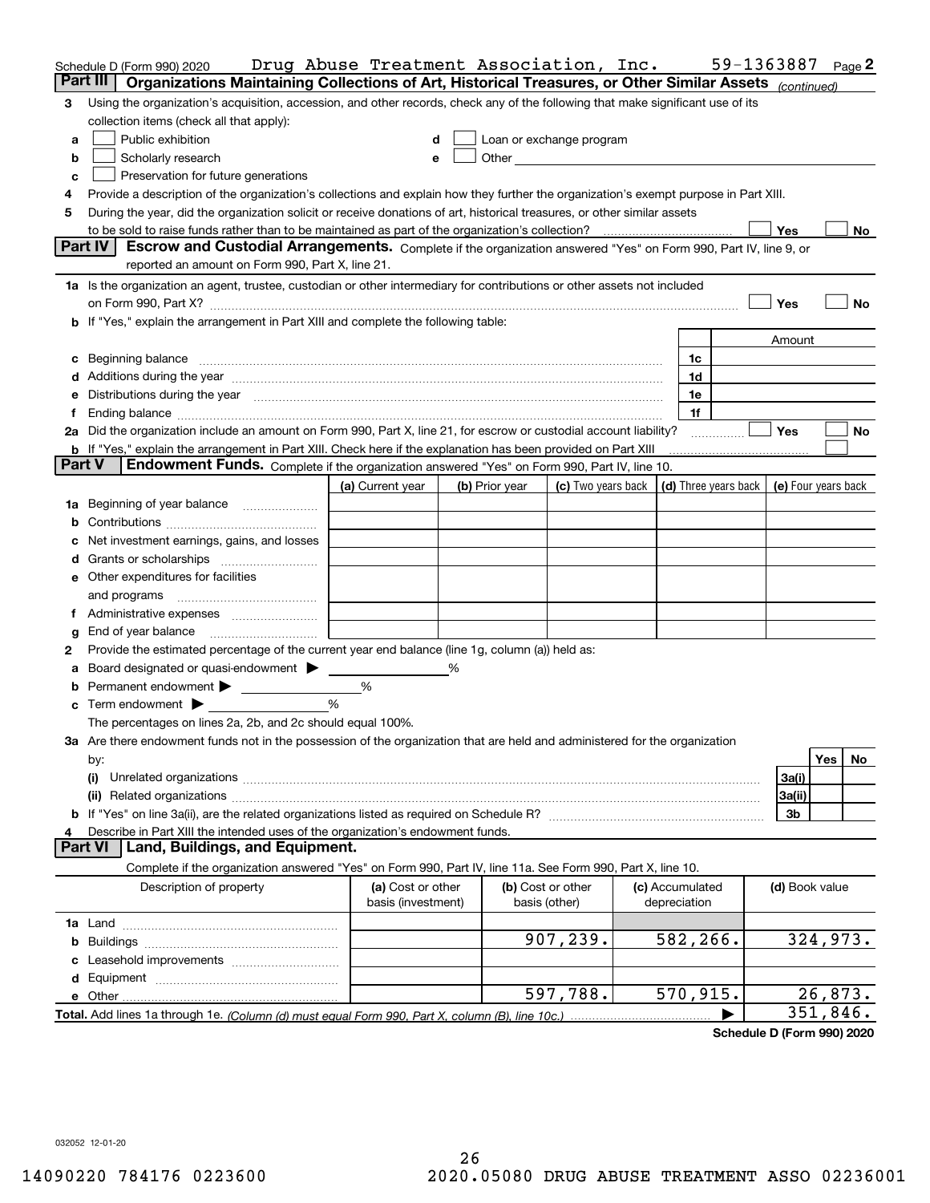Schedule D (Form 990) 2020 Drug Abuse Treatment Association, Inc. 59-1363887 Page 2

## Part III Organizations Maintaining Collections of Art, Historical Treasures, or Other Similar Assets *(continued)*

3 Using the organization's acquisition, accession, and other records, check any of the following that make significant use of its collection items (check all that apply):

- a ☐ Public exhibition
- b ☐ Scholarly research
- c ☐ Preservation for future generations
- d ☐ Loan or exchange program
- e ☐ Other

4 Provide a description of the organization's collections and explain how they further the organization's exempt purpose in Part XIII.

5 During the year, did the organization solicit or receive donations of art, historical treasures, or other similar assets to be sold to raise funds rather than to be maintained as part of the organization's collection? ☐ Yes ☐ No

## Part IV Escrow and Custodial Arrangements.

Complete if the organization answered "Yes" on Form 990, Part IV, line 9, or reported an amount on Form 990, Part X, line 21.

1a Is the organization an agent, trustee, custodian or other intermediary for contributions or other assets not included on Form 990, Part X? ☐ Yes ☐ No

b If "Yes," explain the arrangement in Part XIII and complete the following table:

| | | Amount |
|---|---|---|
| c Beginning balance | 1c | |
| d Additions during the year | 1d | |
| e Distributions during the year | 1e | |
| f Ending balance | 1f | |

2a Did the organization include an amount on Form 990, Part X, line 21, for escrow or custodial account liability? ☐ Yes ☐ No

b If "Yes," explain the arrangement in Part XIII. Check here if the explanation has been provided on Part XIII ☐

## Part V Endowment Funds.

Complete if the organization answered "Yes" on Form 990, Part IV, line 10.

| | (a) Current year | (b) Prior year | (c) Two years back | (d) Three years back | (e) Four years back |
|---|---|---|---|---|---|
| 1a Beginning of year balance | | | | | |
| b Contributions | | | | | |
| c Net investment earnings, gains, and losses | | | | | |
| d Grants or scholarships | | | | | |
| e Other expenditures for facilities and programs | | | | | |
| f Administrative expenses | | | | | |
| g End of year balance | | | | | |

2 Provide the estimated percentage of the current year end balance (line 1g, column (a)) held as:

- a Board designated or quasi-endowment ▶ ______ %
- b Permanent endowment ▶ ______ %
- c Term endowment ▶ ______ %

The percentages on lines 2a, 2b, and 2c should equal 100%.

3a Are there endowment funds not in the possession of the organization that are held and administered for the organization by:

| | | Yes | No |
|---|---|---|---|
| (i) Unrelated organizations | 3a(i) | | |
| (ii) Related organizations | 3a(ii) | | |
| b If "Yes" on line 3a(ii), are the related organizations listed as required on Schedule R? | 3b | | |

4 Describe in Part XIII the intended uses of the organization's endowment funds.

## Part VI Land, Buildings, and Equipment.

Complete if the organization answered "Yes" on Form 990, Part IV, line 11a. See Form 990, Part X, line 10.

| Description of property | (a) Cost or other basis (investment) | (b) Cost or other basis (other) | (c) Accumulated depreciation | (d) Book value |
|---|---|---|---|---|
| 1a Land | | | | |
| b Buildings | | 907,239. | 582,266. | 324,973. |
| c Leasehold improvements | | | | |
| d Equipment | | | | |
| e Other | | 597,788. | 570,915. | 26,873. |
| **Total.** Add lines 1a through 1e. *(Column (d) must equal Form 990, Part X, column (B), line 10c.)* | | | ▶ | 351,846. |

**Schedule D (Form 990) 2020**

032052 12-01-20

14090220 784176 0223600 2020.05080 DRUG ABUSE TREATMENT ASSO 02236001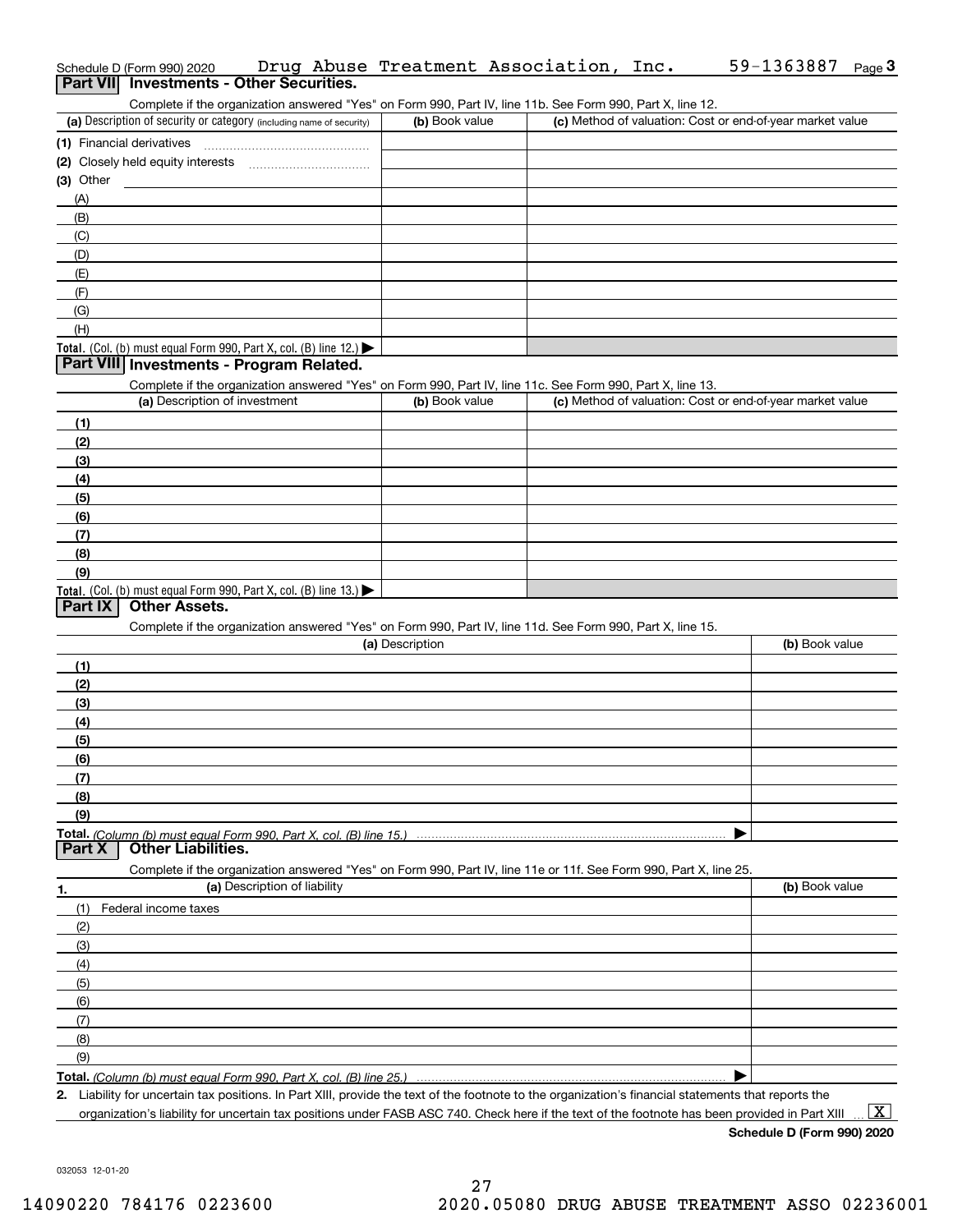Schedule D (Form 990) 2020 Drug Abuse Treatment Association, Inc. 59-1363887 Page 3

## Part VII Investments - Other Securities.

Complete if the organization answered "Yes" on Form 990, Part IV, line 11b. See Form 990, Part X, line 12.

| (a) Description of security or category (including name of security) | (b) Book value | (c) Method of valuation: Cost or end-of-year market value |
|---|---|---|
| (1) Financial derivatives | | |
| (2) Closely held equity interests | | |
| (3) Other | | |
| (A) | | |
| (B) | | |
| (C) | | |
| (D) | | |
| (E) | | |
| (F) | | |
| (G) | | |
| (H) | | |
| **Total.** (Col. (b) must equal Form 990, Part X, col. (B) line 12.) ▶ | | |

## Part VIII Investments - Program Related.

Complete if the organization answered "Yes" on Form 990, Part IV, line 11c. See Form 990, Part X, line 13.

| (a) Description of investment | (b) Book value | (c) Method of valuation: Cost or end-of-year market value |
|---|---|---|
| (1) | | |
| (2) | | |
| (3) | | |
| (4) | | |
| (5) | | |
| (6) | | |
| (7) | | |
| (8) | | |
| (9) | | |
| **Total.** (Col. (b) must equal Form 990, Part X, col. (B) line 13.) ▶ | | |

## Part IX Other Assets.

Complete if the organization answered "Yes" on Form 990, Part IV, line 11d. See Form 990, Part X, line 15.

| (a) Description | (b) Book value |
|---|---|
| (1) | |
| (2) | |
| (3) | |
| (4) | |
| (5) | |
| (6) | |
| (7) | |
| (8) | |
| (9) | |
| **Total.** *(Column (b) must equal Form 990, Part X, col. (B) line 15.)* ▶ | |

## Part X Other Liabilities.

Complete if the organization answered "Yes" on Form 990, Part IV, line 11e or 11f. See Form 990, Part X, line 25.

| 1. (a) Description of liability | (b) Book value |
|---|---|
| (1) Federal income taxes | |
| (2) | |
| (3) | |
| (4) | |
| (5) | |
| (6) | |
| (7) | |
| (8) | |
| (9) | |
| **Total.** *(Column (b) must equal Form 990, Part X, col. (B) line 25.)* ▶ | |

**2.** Liability for uncertain tax positions. In Part XIII, provide the text of the footnote to the organization's financial statements that reports the organization's liability for uncertain tax positions under FASB ASC 740. Check here if the text of the footnote has been provided in Part XIII ... [X]

**Schedule D (Form 990) 2020**

032053 12-01-20

14090220 784176 0223600 2020.05080 DRUG ABUSE TREATMENT ASSO 02236001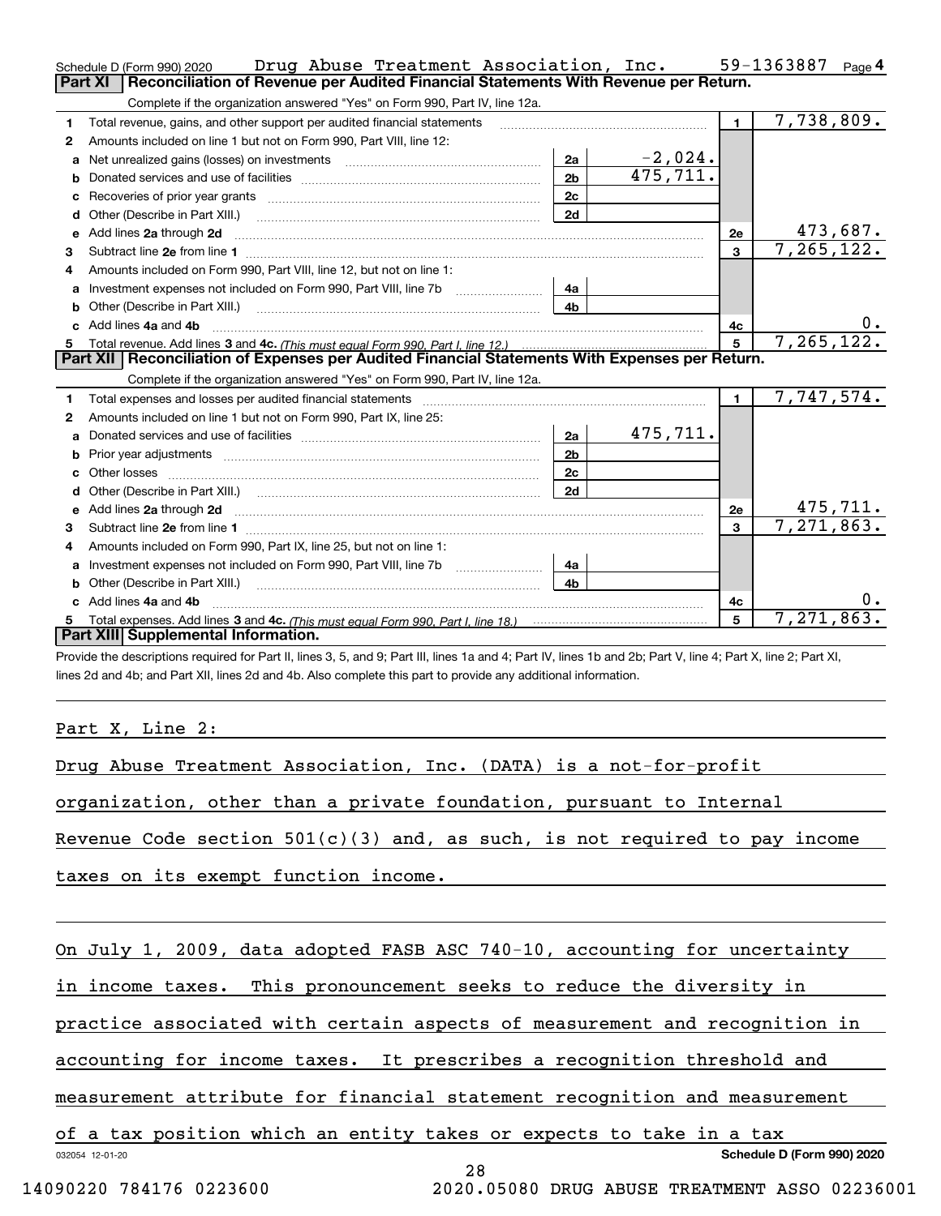Schedule D (Form 990) 2020 Drug Abuse Treatment Association, Inc. 59-1363887 Page 4

## Part XI Reconciliation of Revenue per Audited Financial Statements With Revenue per Return.

Complete if the organization answered "Yes" on Form 990, Part IV, line 12a.

| | | | | | |
|---|---|---|---|---|---|
| 1 | Total revenue, gains, and other support per audited financial statements | | | 1 | 7,738,809. |
| 2 | Amounts included on line 1 but not on Form 990, Part VIII, line 12: | | | | |
| a | Net unrealized gains (losses) on investments | 2a | -2,024. | | |
| b | Donated services and use of facilities | 2b | 475,711. | | |
| c | Recoveries of prior year grants | 2c | | | |
| d | Other (Describe in Part XIII.) | 2d | | | |
| e | Add lines 2a through 2d | | | 2e | 473,687. |
| 3 | Subtract line 2e from line 1 | | | 3 | 7,265,122. |
| 4 | Amounts included on Form 990, Part VIII, line 12, but not on line 1: | | | | |
| a | Investment expenses not included on Form 990, Part VIII, line 7b | 4a | | | |
| b | Other (Describe in Part XIII.) | 4b | | | |
| c | Add lines 4a and 4b | | | 4c | 0. |
| 5 | Total revenue. Add lines 3 and 4c. *(This must equal Form 990, Part I, line 12.)* | | | 5 | 7,265,122. |

## Part XII Reconciliation of Expenses per Audited Financial Statements With Expenses per Return.

Complete if the organization answered "Yes" on Form 990, Part IV, line 12a.

| | | | | | |
|---|---|---|---|---|---|
| 1 | Total expenses and losses per audited financial statements | | | 1 | 7,747,574. |
| 2 | Amounts included on line 1 but not on Form 990, Part IX, line 25: | | | | |
| a | Donated services and use of facilities | 2a | 475,711. | | |
| b | Prior year adjustments | 2b | | | |
| c | Other losses | 2c | | | |
| d | Other (Describe in Part XIII.) | 2d | | | |
| e | Add lines 2a through 2d | | | 2e | 475,711. |
| 3 | Subtract line 2e from line 1 | | | 3 | 7,271,863. |
| 4 | Amounts included on Form 990, Part IX, line 25, but not on line 1: | | | | |
| a | Investment expenses not included on Form 990, Part VIII, line 7b | 4a | | | |
| b | Other (Describe in Part XIII.) | 4b | | | |
| c | Add lines 4a and 4b | | | 4c | 0. |
| 5 | Total expenses. Add lines 3 and 4c. *(This must equal Form 990, Part I, line 18.)* | | | 5 | 7,271,863. |

## Part XIII Supplemental Information.

Provide the descriptions required for Part II, lines 3, 5, and 9; Part III, lines 1a and 4; Part IV, lines 1b and 2b; Part V, line 4; Part X, line 2; Part XI, lines 2d and 4b; and Part XII, lines 2d and 4b. Also complete this part to provide any additional information.

Part X, Line 2:

Drug Abuse Treatment Association, Inc. (DATA) is a not-for-profit organization, other than a private foundation, pursuant to Internal Revenue Code section 501(c)(3) and, as such, is not required to pay income taxes on its exempt function income.

On July 1, 2009, data adopted FASB ASC 740-10, accounting for uncertainty in income taxes. This pronouncement seeks to reduce the diversity in practice associated with certain aspects of measurement and recognition in accounting for income taxes. It prescribes a recognition threshold and measurement attribute for financial statement recognition and measurement of a tax position which an entity takes or expects to take in a tax

032054 12-01-20 Schedule D (Form 990) 2020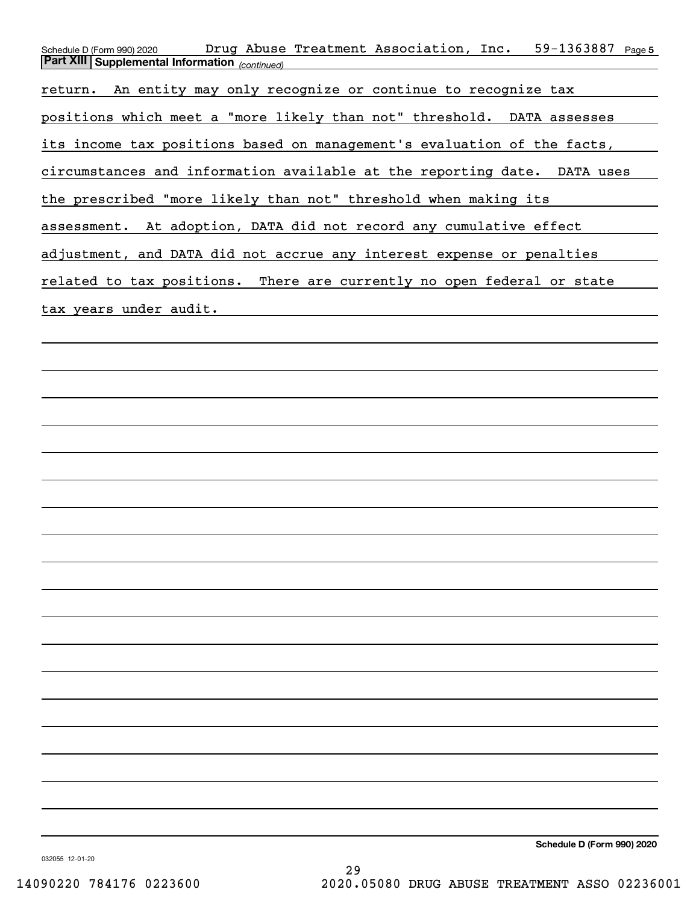## Part XIII Supplemental Information *(continued)*

return. An entity may only recognize or continue to recognize tax positions which meet a "more likely than not" threshold. DATA assesses its income tax positions based on management's evaluation of the facts, circumstances and information available at the reporting date. DATA uses the prescribed "more likely than not" threshold when making its assessment. At adoption, DATA did not record any cumulative effect adjustment, and DATA did not accrue any interest expense or penalties related to tax positions. There are currently no open federal or state tax years under audit.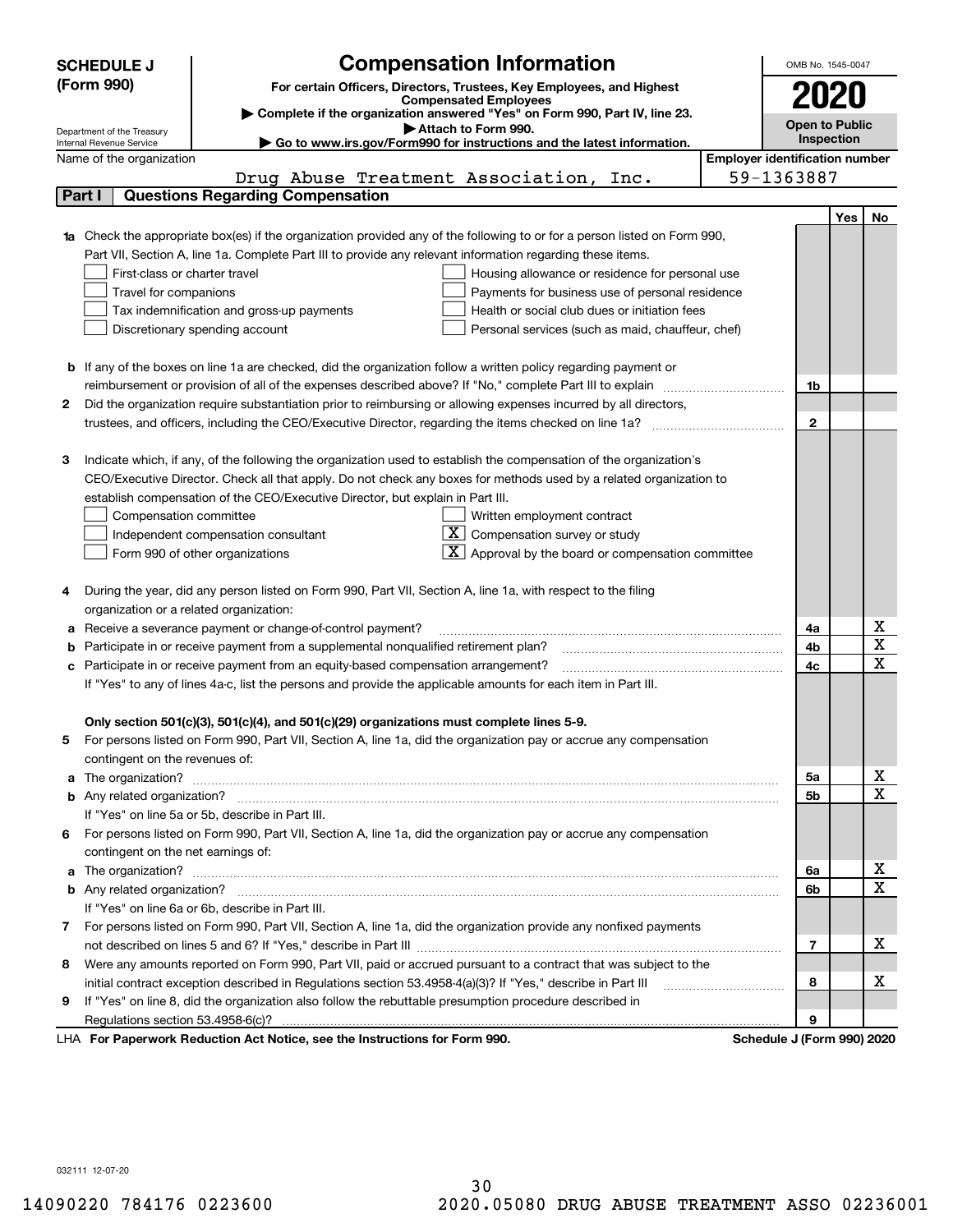**SCHEDULE J (Form 990)**

Department of the Treasury
Internal Revenue Service

# Compensation Information

**For certain Officers, Directors, Trustees, Key Employees, and Highest Compensated Employees**

▶ **Complete if the organization answered "Yes" on Form 990, Part IV, line 23.**

▶ **Attach to Form 990.**

▶ **Go to www.irs.gov/Form990 for instructions and the latest information.**

OMB No. 1545-0047

**2020**

**Open to Public Inspection**

Name of the organization: Drug Abuse Treatment Association, Inc.

**Employer identification number:** 59-1363887

## Part I — Questions Regarding Compensation

| | | | Yes | No |
|---|---|---|---|---|
| **1a** | Check the appropriate box(es) if the organization provided any of the following to or for a person listed on Form 990, Part VII, Section A, line 1a. Complete Part III to provide any relevant information regarding these items.<br>☐ First-class or charter travel ☐ Housing allowance or residence for personal use<br>☐ Travel for companions ☐ Payments for business use of personal residence<br>☐ Tax indemnification and gross-up payments ☐ Health or social club dues or initiation fees<br>☐ Discretionary spending account ☐ Personal services (such as maid, chauffeur, chef) | | | |
| **b** | If any of the boxes on line 1a are checked, did the organization follow a written policy regarding payment or reimbursement or provision of all of the expenses described above? If "No," complete Part III to explain | 1b | | |
| **2** | Did the organization require substantiation prior to reimbursing or allowing expenses incurred by all directors, trustees, and officers, including the CEO/Executive Director, regarding the items checked on line 1a? | 2 | | |
| **3** | Indicate which, if any, of the following the organization used to establish the compensation of the organization's CEO/Executive Director. Check all that apply. Do not check any boxes for methods used by a related organization to establish compensation of the CEO/Executive Director, but explain in Part III.<br>☐ Compensation committee ☐ Written employment contract<br>☐ Independent compensation consultant ☒ Compensation survey or study<br>☐ Form 990 of other organizations ☒ Approval by the board or compensation committee | | | |
| **4** | During the year, did any person listed on Form 990, Part VII, Section A, line 1a, with respect to the filing organization or a related organization: | | | |
| **a** | Receive a severance payment or change-of-control payment? | 4a | | X |
| **b** | Participate in or receive payment from a supplemental nonqualified retirement plan? | 4b | | X |
| **c** | Participate in or receive payment from an equity-based compensation arrangement? | 4c | | X |
| | If "Yes" to any of lines 4a-c, list the persons and provide the applicable amounts for each item in Part III. | | | |
| | **Only section 501(c)(3), 501(c)(4), and 501(c)(29) organizations must complete lines 5-9.** | | | |
| **5** | For persons listed on Form 990, Part VII, Section A, line 1a, did the organization pay or accrue any compensation contingent on the revenues of: | | | |
| **a** | The organization? | 5a | | X |
| **b** | Any related organization? | 5b | | X |
| | If "Yes" on line 5a or 5b, describe in Part III. | | | |
| **6** | For persons listed on Form 990, Part VII, Section A, line 1a, did the organization pay or accrue any compensation contingent on the net earnings of: | | | |
| **a** | The organization? | 6a | | X |
| **b** | Any related organization? | 6b | | X |
| | If "Yes" on line 6a or 6b, describe in Part III. | | | |
| **7** | For persons listed on Form 990, Part VII, Section A, line 1a, did the organization provide any nonfixed payments not described on lines 5 and 6? If "Yes," describe in Part III | 7 | | X |
| **8** | Were any amounts reported on Form 990, Part VII, paid or accrued pursuant to a contract that was subject to the initial contract exception described in Regulations section 53.4958-4(a)(3)? If "Yes," describe in Part III | 8 | | X |
| **9** | If "Yes" on line 8, did the organization also follow the rebuttable presumption procedure described in Regulations section 53.4958-6(c)? | 9 | | |

LHA **For Paperwork Reduction Act Notice, see the Instructions for Form 990.** **Schedule J (Form 990) 2020**

032111 12-07-20

14090220 784176 0223600 2020.05080 DRUG ABUSE TREATMENT ASSO 02236001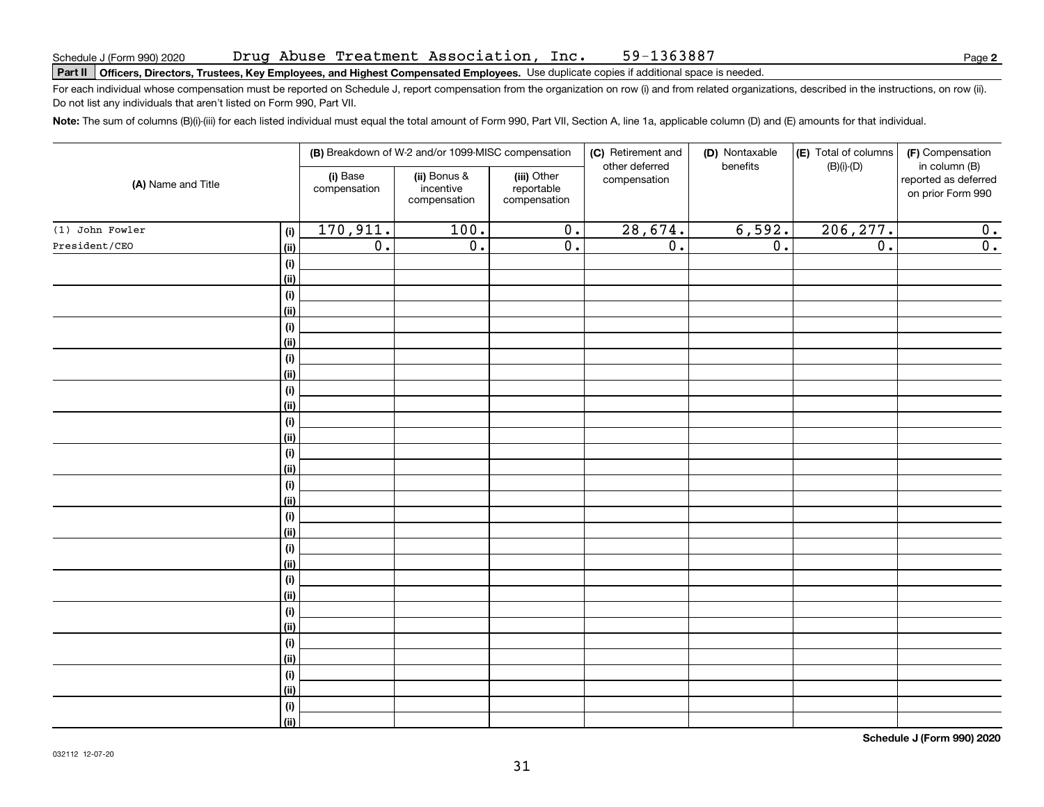Schedule J (Form 990) 2020 Drug Abuse Treatment Association, Inc. 59-1363887 Page **2**

**Part II** **Officers, Directors, Trustees, Key Employees, and Highest Compensated Employees.** Use duplicate copies if additional space is needed.

For each individual whose compensation must be reported on Schedule J, report compensation from the organization on row (i) and from related organizations, described in the instructions, on row (ii). Do not list any individuals that aren't listed on Form 990, Part VII.

**Note:** The sum of columns (B)(i)-(iii) for each listed individual must equal the total amount of Form 990, Part VII, Section A, line 1a, applicable column (D) and (E) amounts for that individual.

| (A) Name and Title | | (B) Breakdown of W-2 and/or 1099-MISC compensation | | | (C) Retirement and other deferred compensation | (D) Nontaxable benefits | (E) Total of columns (B)(i)-(D) | (F) Compensation in column (B) reported as deferred on prior Form 990 |
|---|---|---|---|---|---|---|---|---|
| | | (i) Base compensation | (ii) Bonus & incentive compensation | (iii) Other reportable compensation | | | | |
| (1) John Fowler | (i) | 170,911. | 100. | 0. | 28,674. | 6,592. | 206,277. | 0. |
| President/CEO | (ii) | 0. | 0. | 0. | 0. | 0. | 0. | 0. |
| | (i) | | | | | | | |
| | (ii) | | | | | | | |
| | (i) | | | | | | | |
| | (ii) | | | | | | | |
| | (i) | | | | | | | |
| | (ii) | | | | | | | |
| | (i) | | | | | | | |
| | (ii) | | | | | | | |
| | (i) | | | | | | | |
| | (ii) | | | | | | | |
| | (i) | | | | | | | |
| | (ii) | | | | | | | |
| | (i) | | | | | | | |
| | (ii) | | | | | | | |
| | (i) | | | | | | | |
| | (ii) | | | | | | | |
| | (i) | | | | | | | |
| | (ii) | | | | | | | |
| | (i) | | | | | | | |
| | (ii) | | | | | | | |
| | (i) | | | | | | | |
| | (ii) | | | | | | | |
| | (i) | | | | | | | |
| | (ii) | | | | | | | |
| | (i) | | | | | | | |
| | (ii) | | | | | | | |
| | (i) | | | | | | | |
| | (ii) | | | | | | | |
| | (i) | | | | | | | |
| | (ii) | | | | | | | |

**Schedule J (Form 990) 2020**

032112 12-07-20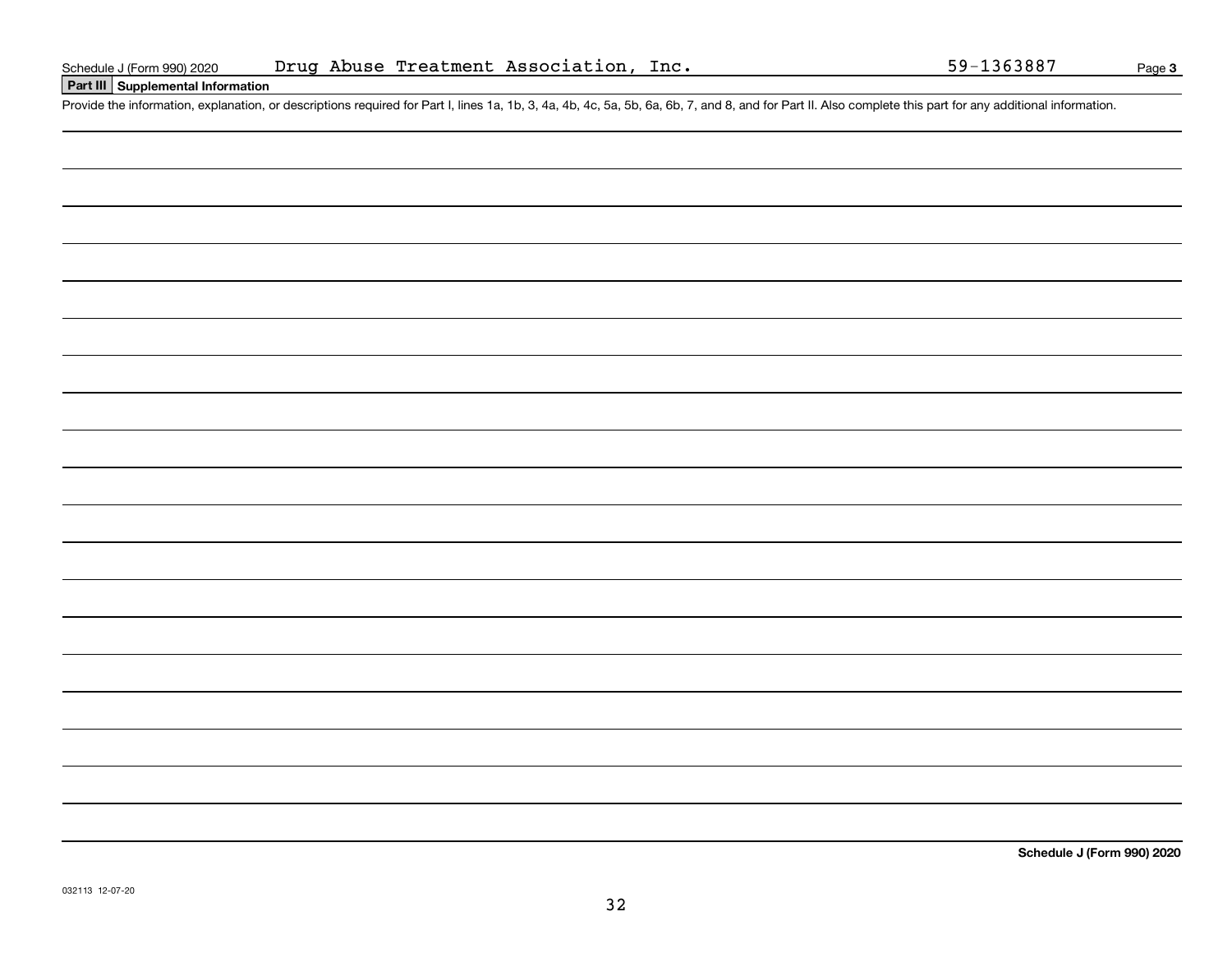Schedule J (Form 990) 2020    Drug Abuse Treatment Association, Inc.    59-1363887    Page **3**

## Part III Supplemental Information

Provide the information, explanation, or descriptions required for Part I, lines 1a, 1b, 3, 4a, 4b, 4c, 5a, 5b, 6a, 6b, 7, and 8, and for Part II. Also complete this part for any additional information.

**Schedule J (Form 990) 2020**

032113 12-07-20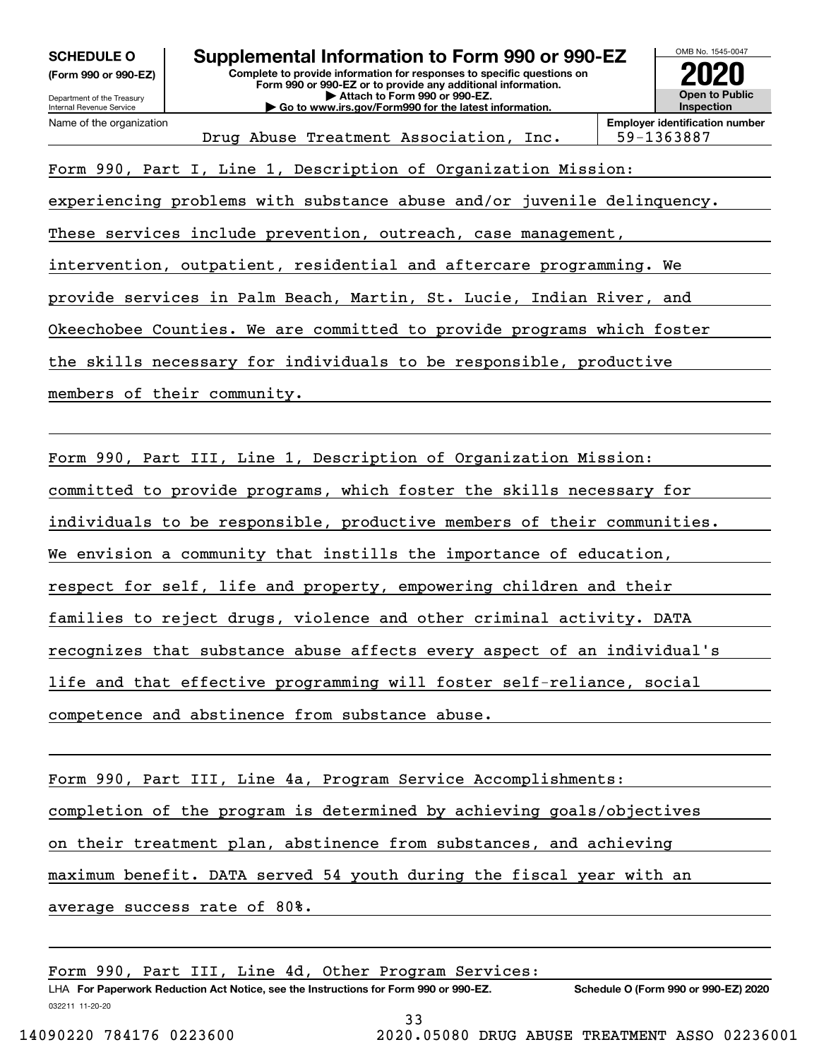**SCHEDULE O**
**(Form 990 or 990-EZ)**

Department of the Treasury
Internal Revenue Service

# Supplemental Information to Form 990 or 990-EZ

**Complete to provide information for responses to specific questions on Form 990 or 990-EZ or to provide any additional information.**
**▶ Attach to Form 990 or 990-EZ.**
**▶ Go to www.irs.gov/Form990 for the latest information.**

OMB No. 1545-0047

**2020**

**Open to Public Inspection**

Name of the organization: Drug Abuse Treatment Association, Inc.

**Employer identification number:** 59-1363887

Form 990, Part I, Line 1, Description of Organization Mission:

experiencing problems with substance abuse and/or juvenile delinquency. These services include prevention, outreach, case management, intervention, outpatient, residential and aftercare programming. We provide services in Palm Beach, Martin, St. Lucie, Indian River, and Okeechobee Counties. We are committed to provide programs which foster the skills necessary for individuals to be responsible, productive members of their community.

Form 990, Part III, Line 1, Description of Organization Mission:

committed to provide programs, which foster the skills necessary for individuals to be responsible, productive members of their communities. We envision a community that instills the importance of education, respect for self, life and property, empowering children and their families to reject drugs, violence and other criminal activity. DATA recognizes that substance abuse affects every aspect of an individual's life and that effective programming will foster self-reliance, social competence and abstinence from substance abuse.

Form 990, Part III, Line 4a, Program Service Accomplishments:

completion of the program is determined by achieving goals/objectives on their treatment plan, abstinence from substances, and achieving maximum benefit. DATA served 54 youth during the fiscal year with an average success rate of 80%.

Form 990, Part III, Line 4d, Other Program Services:

LHA **For Paperwork Reduction Act Notice, see the Instructions for Form 990 or 990-EZ.** **Schedule O (Form 990 or 990-EZ) 2020**

032211 11-20-20

14090220 784176 0223600 2020.05080 DRUG ABUSE TREATMENT ASSO 02236001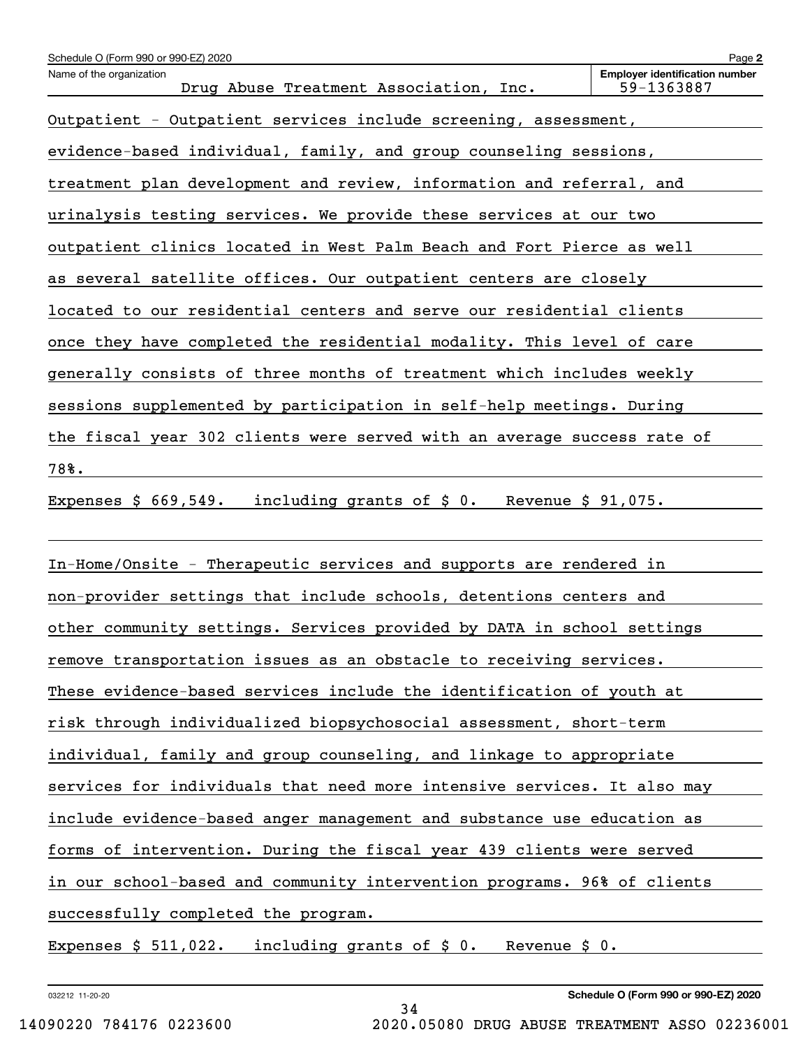Schedule O (Form 990 or 990-EZ) 2020 Page 2

Name of the organization: Drug Abuse Treatment Association, Inc.

Employer identification number: 59-1363887

Outpatient - Outpatient services include screening, assessment, evidence-based individual, family, and group counseling sessions, treatment plan development and review, information and referral, and urinalysis testing services. We provide these services at our two outpatient clinics located in West Palm Beach and Fort Pierce as well as several satellite offices. Our outpatient centers are closely located to our residential centers and serve our residential clients once they have completed the residential modality. This level of care generally consists of three months of treatment which includes weekly sessions supplemented by participation in self-help meetings. During the fiscal year 302 clients were served with an average success rate of 78%.

Expenses $ 669,549. including grants of $ 0. Revenue $ 91,075.

In-Home/Onsite - Therapeutic services and supports are rendered in non-provider settings that include schools, detentions centers and other community settings. Services provided by DATA in school settings remove transportation issues as an obstacle to receiving services. These evidence-based services include the identification of youth at risk through individualized biopsychosocial assessment, short-term individual, family and group counseling, and linkage to appropriate services for individuals that need more intensive services. It also may include evidence-based anger management and substance use education as forms of intervention. During the fiscal year 439 clients were served in our school-based and community intervention programs. 96% of clients successfully completed the program.

Expenses $ 511,022. including grants of $ 0. Revenue $ 0.

032212 11-20-20 Schedule O (Form 990 or 990-EZ) 2020

14090220 784176 0223600 2020.05080 DRUG ABUSE TREATMENT ASSO 02236001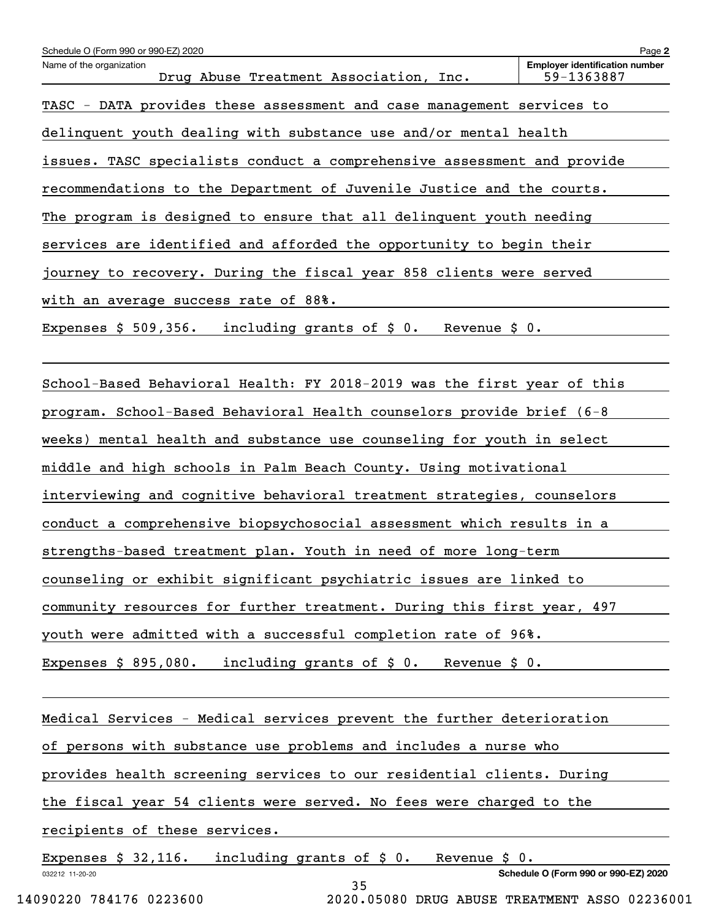Schedule O (Form 990 or 990-EZ) 2020

Name of the organization: Drug Abuse Treatment Association, Inc.

Employer identification number: 59-1363887

TASC - DATA provides these assessment and case management services to delinquent youth dealing with substance use and/or mental health issues. TASC specialists conduct a comprehensive assessment and provide recommendations to the Department of Juvenile Justice and the courts. The program is designed to ensure that all delinquent youth needing services are identified and afforded the opportunity to begin their journey to recovery. During the fiscal year 858 clients were served with an average success rate of 88%.

Expenses $ 509,356. including grants of $ 0. Revenue $ 0.

School-Based Behavioral Health: FY 2018-2019 was the first year of this program. School-Based Behavioral Health counselors provide brief (6-8 weeks) mental health and substance use counseling for youth in select middle and high schools in Palm Beach County. Using motivational interviewing and cognitive behavioral treatment strategies, counselors conduct a comprehensive biopsychosocial assessment which results in a strengths-based treatment plan. Youth in need of more long-term counseling or exhibit significant psychiatric issues are linked to community resources for further treatment. During this first year, 497 youth were admitted with a successful completion rate of 96%.

Expenses $ 895,080. including grants of $ 0. Revenue $ 0.

Medical Services - Medical services prevent the further deterioration of persons with substance use problems and includes a nurse who provides health screening services to our residential clients. During the fiscal year 54 clients were served. No fees were charged to the recipients of these services.

Expenses $ 32,116. including grants of $ 0. Revenue $ 0.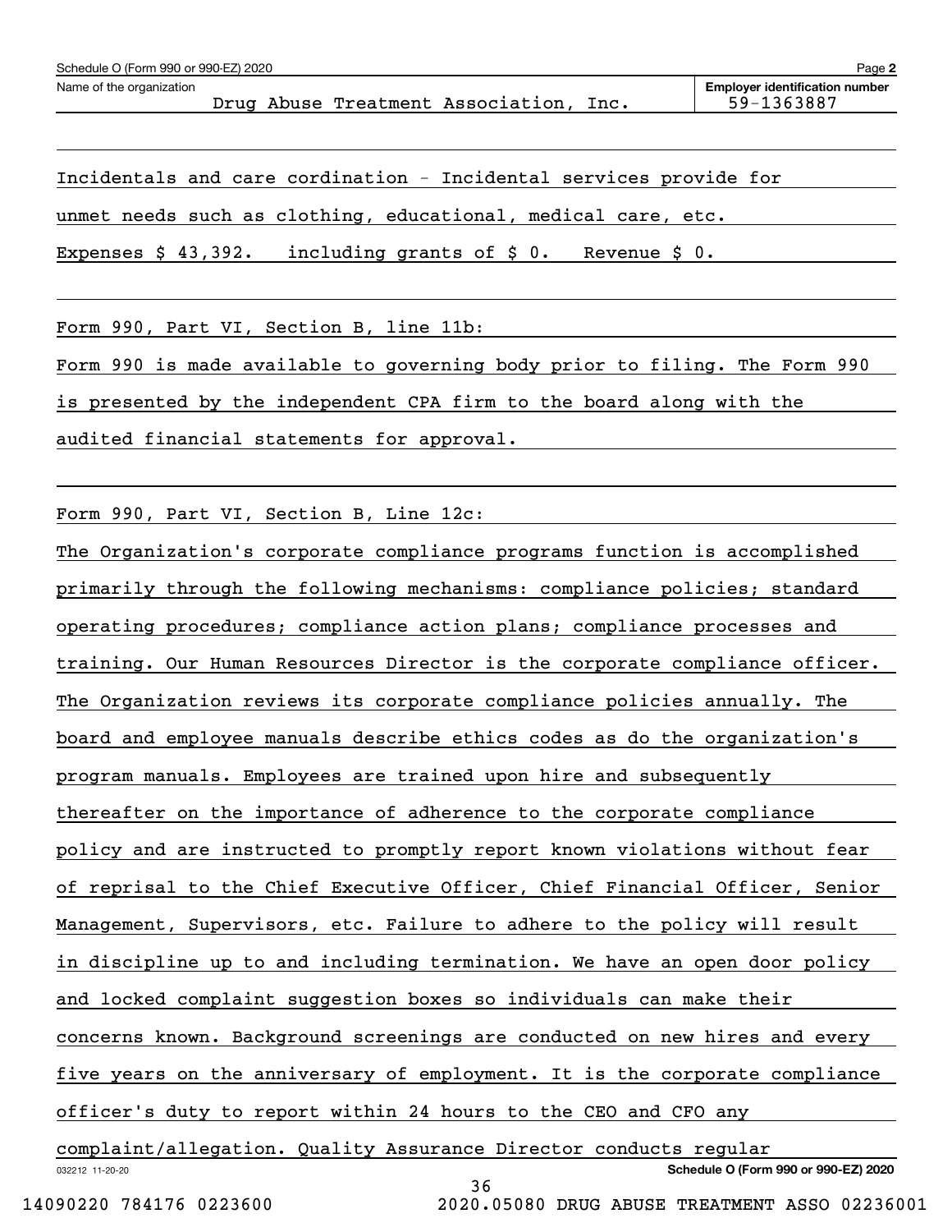Schedule O (Form 990 or 990-EZ) 2020

Name of the organization: Drug Abuse Treatment Association, Inc.

Employer identification number: 59-1363887

Incidentals and care cordination - Incidental services provide for unmet needs such as clothing, educational, medical care, etc.

Expenses $ 43,392.   including grants of $ 0.   Revenue $ 0.

Form 990, Part VI, Section B, line 11b:

Form 990 is made available to governing body prior to filing. The Form 990 is presented by the independent CPA firm to the board along with the audited financial statements for approval.

Form 990, Part VI, Section B, Line 12c:

The Organization's corporate compliance programs function is accomplished primarily through the following mechanisms: compliance policies; standard operating procedures; compliance action plans; compliance processes and training. Our Human Resources Director is the corporate compliance officer. The Organization reviews its corporate compliance policies annually. The board and employee manuals describe ethics codes as do the organization's program manuals. Employees are trained upon hire and subsequently thereafter on the importance of adherence to the corporate compliance policy and are instructed to promptly report known violations without fear of reprisal to the Chief Executive Officer, Chief Financial Officer, Senior Management, Supervisors, etc. Failure to adhere to the policy will result in discipline up to and including termination. We have an open door policy and locked complaint suggestion boxes so individuals can make their concerns known. Background screenings are conducted on new hires and every five years on the anniversary of employment. It is the corporate compliance officer's duty to report within 24 hours to the CEO and CFO any complaint/allegation. Quality Assurance Director conducts regular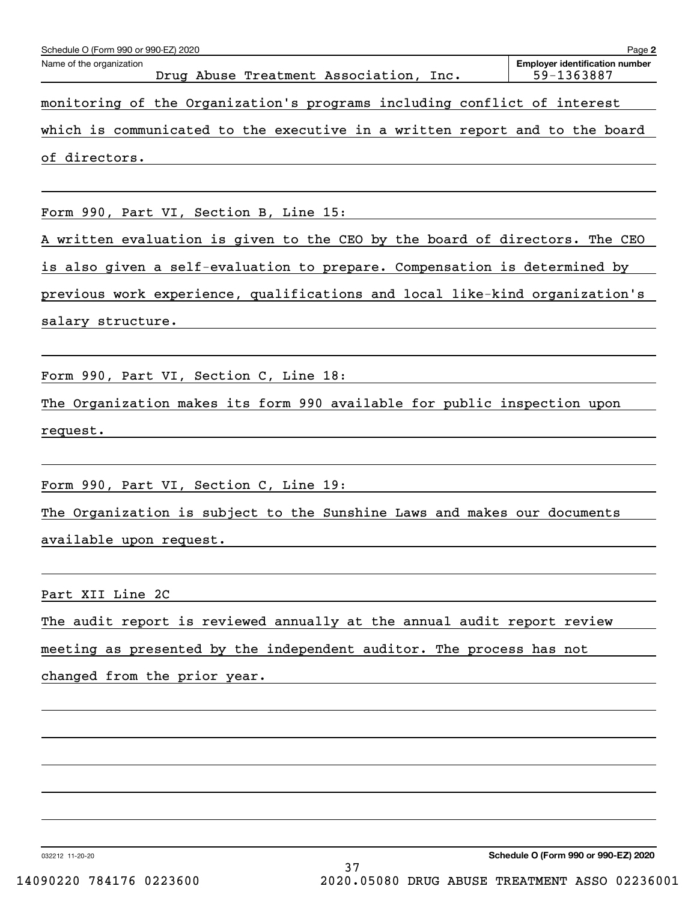Schedule O (Form 990 or 990-EZ) 2020 Page **2**

Name of the organization: Drug Abuse Treatment Association, Inc.

**Employer identification number**: 59-1363887

monitoring of the Organization's programs including conflict of interest which is communicated to the executive in a written report and to the board of directors.

Form 990, Part VI, Section B, Line 15:

A written evaluation is given to the CEO by the board of directors. The CEO is also given a self-evaluation to prepare. Compensation is determined by previous work experience, qualifications and local like-kind organization's salary structure.

Form 990, Part VI, Section C, Line 18:

The Organization makes its form 990 available for public inspection upon request.

Form 990, Part VI, Section C, Line 19:

The Organization is subject to the Sunshine Laws and makes our documents available upon request.

Part XII Line 2C

The audit report is reviewed annually at the annual audit report review meeting as presented by the independent auditor. The process has not changed from the prior year.

032212 11-20-20 **Schedule O (Form 990 or 990-EZ) 2020**

14090220 784176 0223600 2020.05080 DRUG ABUSE TREATMENT ASSO 02236001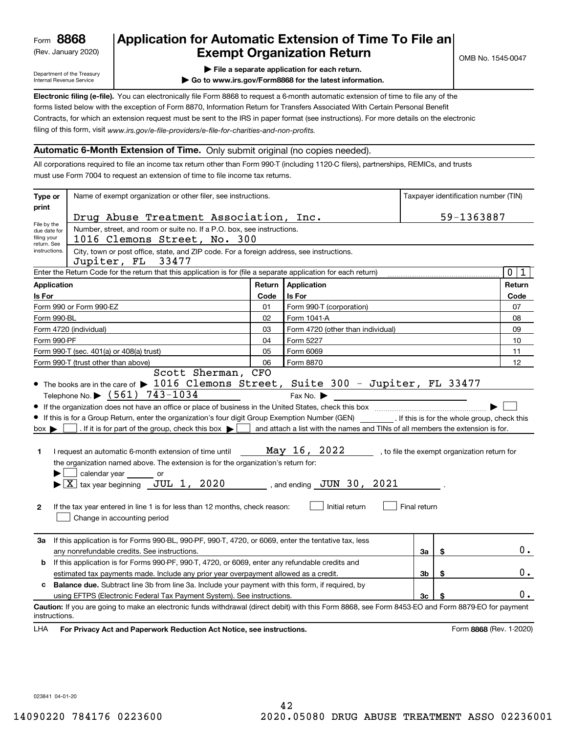Form **8868**
(Rev. January 2020)

Department of the Treasury
Internal Revenue Service

# Application for Automatic Extension of Time To File an Exempt Organization Return

OMB No. 1545-0047

▶ File a separate application for each return.

▶ Go to www.irs.gov/Form8868 for the latest information.

**Electronic filing (e-file).** You can electronically file Form 8868 to request a 6-month automatic extension of time to file any of the forms listed below with the exception of Form 8870, Information Return for Transfers Associated With Certain Personal Benefit Contracts, for which an extension request must be sent to the IRS in paper format (see instructions). For more details on the electronic filing of this form, visit *www.irs.gov/e-file-providers/e-file-for-charities-and-non-profits.*

## Automatic 6-Month Extension of Time. Only submit original (no copies needed).

All corporations required to file an income tax return other than Form 990-T (including 1120-C filers), partnerships, REMICs, and trusts must use Form 7004 to request an extension of time to file income tax returns.

| | | |
|---|---|---|
| **Type or print** | Name of exempt organization or other filer, see instructions. Drug Abuse Treatment Association, Inc. | Taxpayer identification number (TIN) 59-1363887 |
| File by the due date for filing your return. See instructions. | Number, street, and room or suite no. If a P.O. box, see instructions. 1016 Clemons Street, No. 300 | |
| | City, town or post office, state, and ZIP code. For a foreign address, see instructions. Jupiter, FL 33477 | |

Enter the Return Code for the return that this application is for (file a separate application for each return) ..... 0 1

| **Application Is For** | **Return Code** | **Application Is For** | **Return Code** |
|---|---|---|---|
| Form 990 or Form 990-EZ | 01 | Form 990-T (corporation) | 07 |
| Form 990-BL | 02 | Form 1041-A | 08 |
| Form 4720 (individual) | 03 | Form 4720 (other than individual) | 09 |
| Form 990-PF | 04 | Form 5227 | 10 |
| Form 990-T (sec. 401(a) or 408(a) trust) | 05 | Form 6069 | 11 |
| Form 990-T (trust other than above) | 06 | Form 8870 | 12 |

- The books are in the care of ▶ Scott Sherman, CFO 1016 Clemons Street, Suite 300 - Jupiter, FL 33477
  Telephone No. ▶ (561) 743-1034     Fax No. ▶
- If the organization does not have an office or place of business in the United States, check this box ..... ▶ ☐
- If this is for a Group Return, enter the organization's four digit Group Exemption Number (GEN) _______ . If this is for the whole group, check this box ▶ ☐ . If it is for part of the group, check this box ▶ ☐ and attach a list with the names and TINs of all members the extension is for.

**1** I request an automatic 6-month extension of time until May 16, 2022, to file the exempt organization return for the organization named above. The extension is for the organization's return for:
▶ ☐ calendar year ______ or
▶ ☒ tax year beginning JUL 1, 2020, and ending JUN 30, 2021.

**2** If the tax year entered in line 1 is for less than 12 months, check reason: ☐ Initial return ☐ Final return
☐ Change in accounting period

| | | | |
|---|---|---|---|
| **3a** | If this application is for Forms 990-BL, 990-PF, 990-T, 4720, or 6069, enter the tentative tax, less any nonrefundable credits. See instructions. | 3a | $ 0. |
| **b** | If this application is for Forms 990-PF, 990-T, 4720, or 6069, enter any refundable credits and estimated tax payments made. Include any prior year overpayment allowed as a credit. | 3b | $ 0. |
| **c** | **Balance due.** Subtract line 3b from line 3a. Include your payment with this form, if required, by using EFTPS (Electronic Federal Tax Payment System). See instructions. | 3c | $ 0. |

**Caution:** If you are going to make an electronic funds withdrawal (direct debit) with this Form 8868, see Form 8453-EO and Form 8879-EO for payment instructions.

LHA **For Privacy Act and Paperwork Reduction Act Notice, see instructions.** Form **8868** (Rev. 1-2020)

023841 04-01-20

14090220 784176 0223600 2020.05080 DRUG ABUSE TREATMENT ASSO 02236001